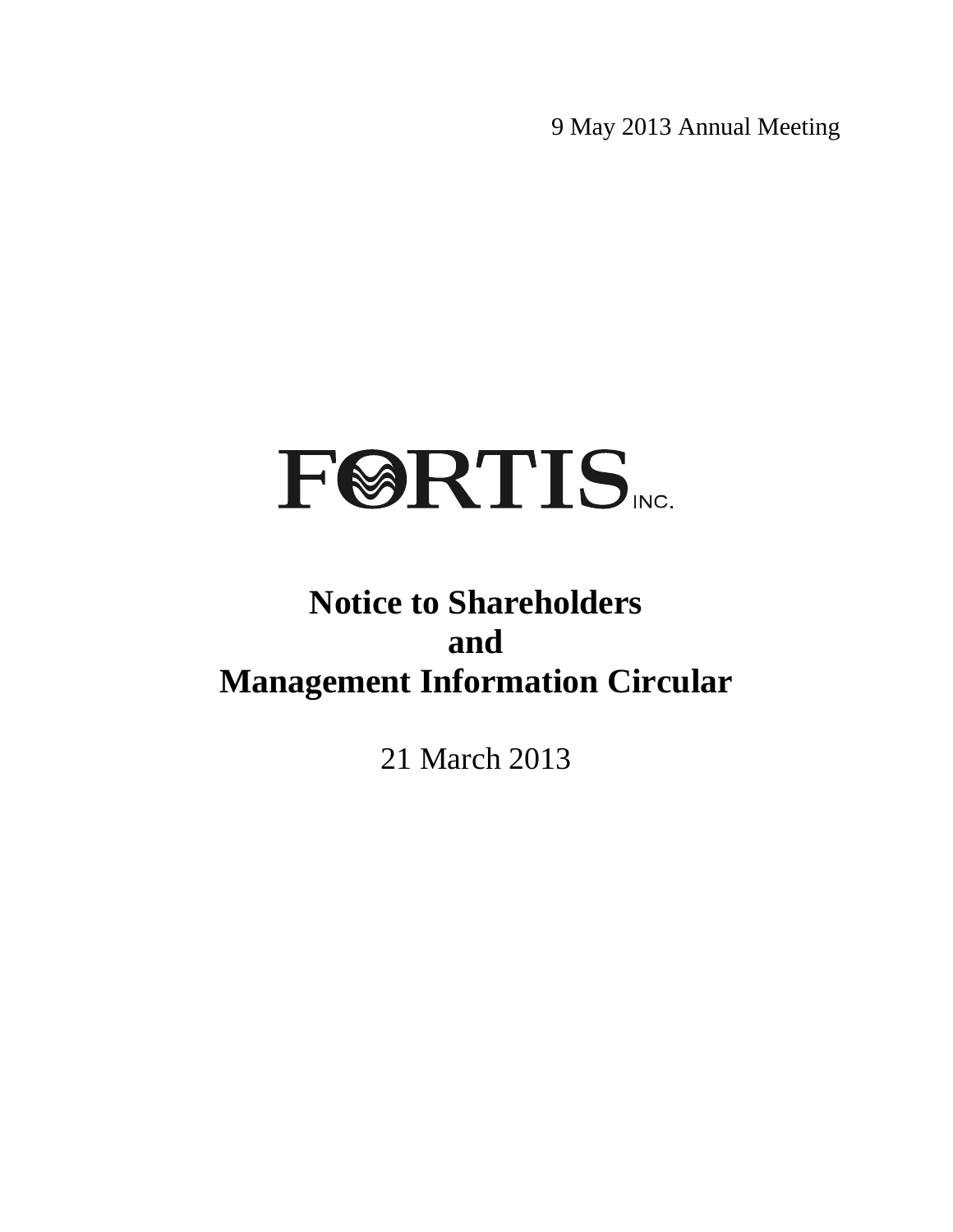9 May 2013 Annual Meeting

FORTIS INC.

# Notice to Shareholders and Management Information Circular

21 March 2013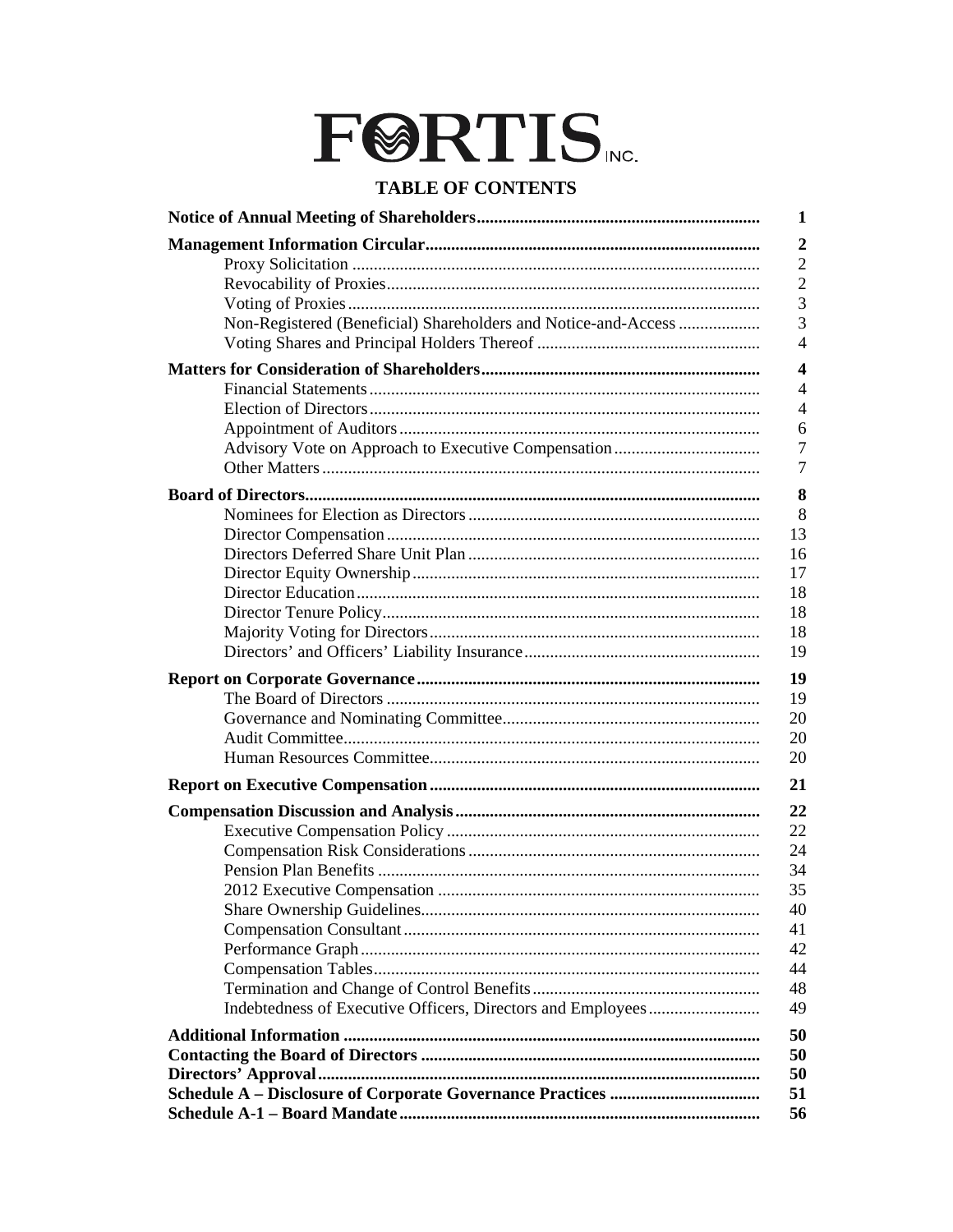# FORTIS INC.

## TABLE OF CONTENTS

| | |
|---|---|
| **Notice of Annual Meeting of Shareholders** | **1** |
| **Management Information Circular** | **2** |
| Proxy Solicitation | 2 |
| Revocability of Proxies | 2 |
| Voting of Proxies | 3 |
| Non-Registered (Beneficial) Shareholders and Notice-and-Access | 3 |
| Voting Shares and Principal Holders Thereof | 4 |
| **Matters for Consideration of Shareholders** | **4** |
| Financial Statements | 4 |
| Election of Directors | 4 |
| Appointment of Auditors | 6 |
| Advisory Vote on Approach to Executive Compensation | 7 |
| Other Matters | 7 |
| **Board of Directors** | **8** |
| Nominees for Election as Directors | 8 |
| Director Compensation | 13 |
| Directors Deferred Share Unit Plan | 16 |
| Director Equity Ownership | 17 |
| Director Education | 18 |
| Director Tenure Policy | 18 |
| Majority Voting for Directors | 18 |
| Directors' and Officers' Liability Insurance | 19 |
| **Report on Corporate Governance** | **19** |
| The Board of Directors | 19 |
| Governance and Nominating Committee | 20 |
| Audit Committee | 20 |
| Human Resources Committee | 20 |
| **Report on Executive Compensation** | **21** |
| **Compensation Discussion and Analysis** | **22** |
| Executive Compensation Policy | 22 |
| Compensation Risk Considerations | 24 |
| Pension Plan Benefits | 34 |
| 2012 Executive Compensation | 35 |
| Share Ownership Guidelines | 40 |
| Compensation Consultant | 41 |
| Performance Graph | 42 |
| Compensation Tables | 44 |
| Termination and Change of Control Benefits | 48 |
| Indebtedness of Executive Officers, Directors and Employees | 49 |
| **Additional Information** | **50** |
| **Contacting the Board of Directors** | **50** |
| **Directors' Approval** | **50** |
| **Schedule A – Disclosure of Corporate Governance Practices** | **51** |
| **Schedule A-1 – Board Mandate** | **56** |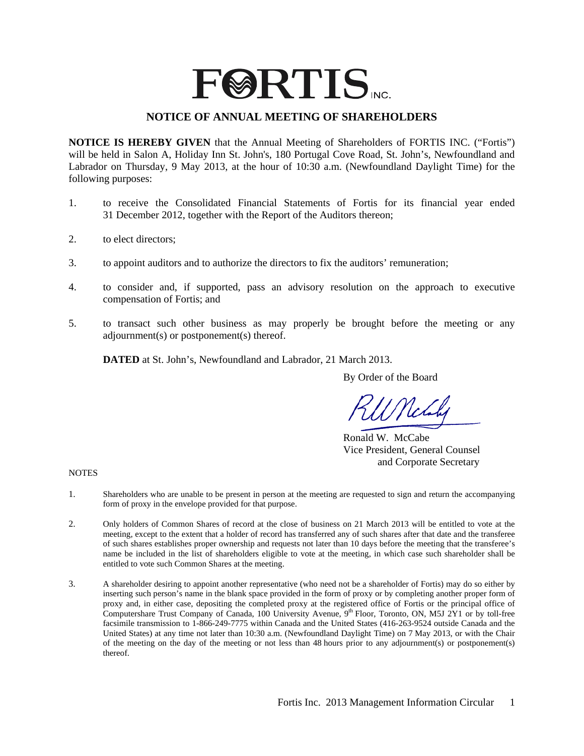# FORTIS INC.

## NOTICE OF ANNUAL MEETING OF SHAREHOLDERS

**NOTICE IS HEREBY GIVEN** that the Annual Meeting of Shareholders of FORTIS INC. ("Fortis") will be held in Salon A, Holiday Inn St. John's, 180 Portugal Cove Road, St. John's, Newfoundland and Labrador on Thursday, 9 May 2013, at the hour of 10:30 a.m. (Newfoundland Daylight Time) for the following purposes:

1. to receive the Consolidated Financial Statements of Fortis for its financial year ended 31 December 2012, together with the Report of the Auditors thereon;
2. to elect directors;
3. to appoint auditors and to authorize the directors to fix the auditors' remuneration;
4. to consider and, if supported, pass an advisory resolution on the approach to executive compensation of Fortis; and
5. to transact such other business as may properly be brought before the meeting or any adjournment(s) or postponement(s) thereof.

**DATED** at St. John's, Newfoundland and Labrador, 21 March 2013.

By Order of the Board

Ronald W. McCabe
Vice President, General Counsel
and Corporate Secretary

NOTES

1. Shareholders who are unable to be present in person at the meeting are requested to sign and return the accompanying form of proxy in the envelope provided for that purpose.
2. Only holders of Common Shares of record at the close of business on 21 March 2013 will be entitled to vote at the meeting, except to the extent that a holder of record has transferred any of such shares after that date and the transferee of such shares establishes proper ownership and requests not later than 10 days before the meeting that the transferee's name be included in the list of shareholders eligible to vote at the meeting, in which case such shareholder shall be entitled to vote such Common Shares at the meeting.
3. A shareholder desiring to appoint another representative (who need not be a shareholder of Fortis) may do so either by inserting such person's name in the blank space provided in the form of proxy or by completing another proper form of proxy and, in either case, depositing the completed proxy at the registered office of Fortis or the principal office of Computershare Trust Company of Canada, 100 University Avenue, 9th Floor, Toronto, ON, M5J 2Y1 or by toll-free facsimile transmission to 1-866-249-7775 within Canada and the United States (416-263-9524 outside Canada and the United States) at any time not later than 10:30 a.m. (Newfoundland Daylight Time) on 7 May 2013, or with the Chair of the meeting on the day of the meeting or not less than 48 hours prior to any adjournment(s) or postponement(s) thereof.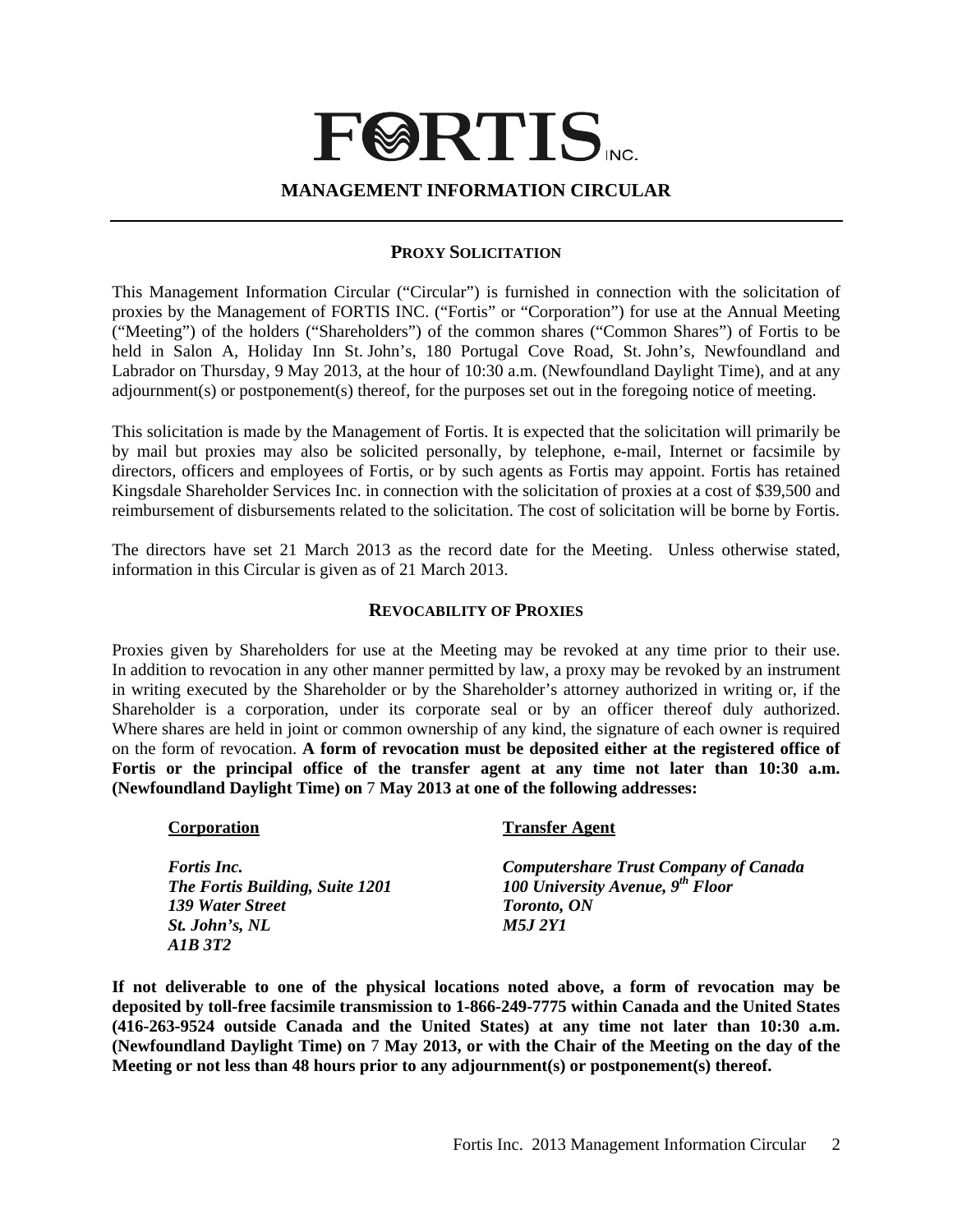# FORTIS INC.

## MANAGEMENT INFORMATION CIRCULAR

### PROXY SOLICITATION

This Management Information Circular ("Circular") is furnished in connection with the solicitation of proxies by the Management of FORTIS INC. ("Fortis" or "Corporation") for use at the Annual Meeting ("Meeting") of the holders ("Shareholders") of the common shares ("Common Shares") of Fortis to be held in Salon A, Holiday Inn St. John's, 180 Portugal Cove Road, St. John's, Newfoundland and Labrador on Thursday, 9 May 2013, at the hour of 10:30 a.m. (Newfoundland Daylight Time), and at any adjournment(s) or postponement(s) thereof, for the purposes set out in the foregoing notice of meeting.

This solicitation is made by the Management of Fortis. It is expected that the solicitation will primarily be by mail but proxies may also be solicited personally, by telephone, e-mail, Internet or facsimile by directors, officers and employees of Fortis, or by such agents as Fortis may appoint. Fortis has retained Kingsdale Shareholder Services Inc. in connection with the solicitation of proxies at a cost of $39,500 and reimbursement of disbursements related to the solicitation. The cost of solicitation will be borne by Fortis.

The directors have set 21 March 2013 as the record date for the Meeting. Unless otherwise stated, information in this Circular is given as of 21 March 2013.

### REVOCABILITY OF PROXIES

Proxies given by Shareholders for use at the Meeting may be revoked at any time prior to their use. In addition to revocation in any other manner permitted by law, a proxy may be revoked by an instrument in writing executed by the Shareholder or by the Shareholder's attorney authorized in writing or, if the Shareholder is a corporation, under its corporate seal or by an officer thereof duly authorized. Where shares are held in joint or common ownership of any kind, the signature of each owner is required on the form of revocation. **A form of revocation must be deposited either at the registered office of Fortis or the principal office of the transfer agent at any time not later than 10:30 a.m. (Newfoundland Daylight Time) on 7 May 2013 at one of the following addresses:**

| **Corporation** | **Transfer Agent** |
|---|---|
| ***Fortis Inc.*** | ***Computershare Trust Company of Canada*** |
| ***The Fortis Building, Suite 1201*** | ***100 University Avenue, 9th Floor*** |
| ***139 Water Street*** | ***Toronto, ON*** |
| ***St. John's, NL*** | ***M5J 2Y1*** |
| ***A1B 3T2*** | |

**If not deliverable to one of the physical locations noted above, a form of revocation may be deposited by toll-free facsimile transmission to 1-866-249-7775 within Canada and the United States (416-263-9524 outside Canada and the United States) at any time not later than 10:30 a.m. (Newfoundland Daylight Time) on 7 May 2013, or with the Chair of the Meeting on the day of the Meeting or not less than 48 hours prior to any adjournment(s) or postponement(s) thereof.**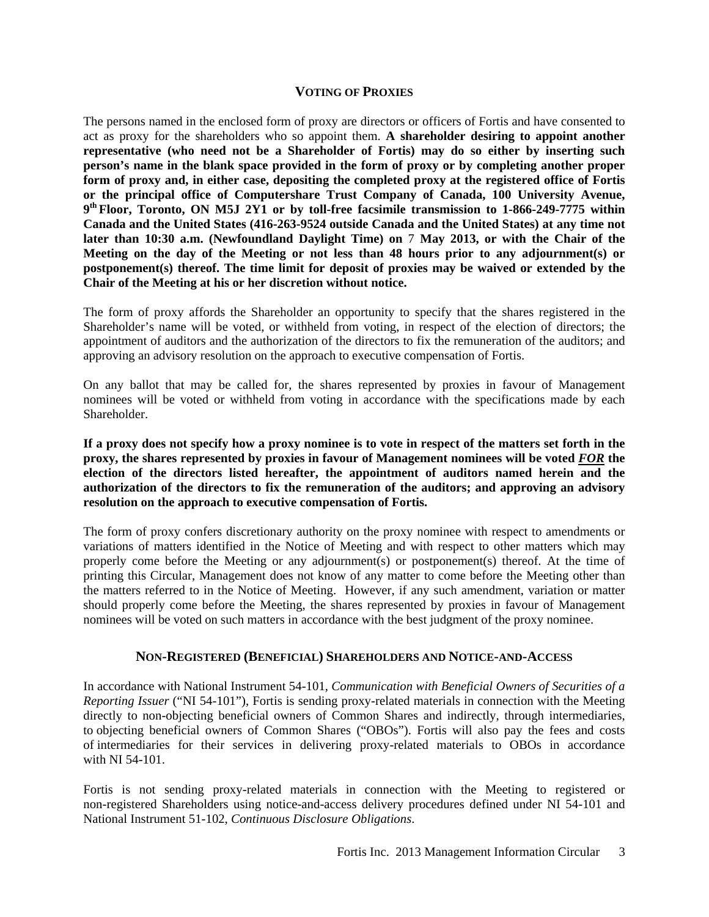## VOTING OF PROXIES

The persons named in the enclosed form of proxy are directors or officers of Fortis and have consented to act as proxy for the shareholders who so appoint them. **A shareholder desiring to appoint another representative (who need not be a Shareholder of Fortis) may do so either by inserting such person's name in the blank space provided in the form of proxy or by completing another proper form of proxy and, in either case, depositing the completed proxy at the registered office of Fortis or the principal office of Computershare Trust Company of Canada, 100 University Avenue, 9th Floor, Toronto, ON M5J 2Y1 or by toll-free facsimile transmission to 1-866-249-7775 within Canada and the United States (416-263-9524 outside Canada and the United States) at any time not later than 10:30 a.m. (Newfoundland Daylight Time) on 7 May 2013, or with the Chair of the Meeting on the day of the Meeting or not less than 48 hours prior to any adjournment(s) or postponement(s) thereof. The time limit for deposit of proxies may be waived or extended by the Chair of the Meeting at his or her discretion without notice.**

The form of proxy affords the Shareholder an opportunity to specify that the shares registered in the Shareholder's name will be voted, or withheld from voting, in respect of the election of directors; the appointment of auditors and the authorization of the directors to fix the remuneration of the auditors; and approving an advisory resolution on the approach to executive compensation of Fortis.

On any ballot that may be called for, the shares represented by proxies in favour of Management nominees will be voted or withheld from voting in accordance with the specifications made by each Shareholder.

**If a proxy does not specify how a proxy nominee is to vote in respect of the matters set forth in the proxy, the shares represented by proxies in favour of Management nominees will be voted *FOR* the election of the directors listed hereafter, the appointment of auditors named herein and the authorization of the directors to fix the remuneration of the auditors; and approving an advisory resolution on the approach to executive compensation of Fortis.**

The form of proxy confers discretionary authority on the proxy nominee with respect to amendments or variations of matters identified in the Notice of Meeting and with respect to other matters which may properly come before the Meeting or any adjournment(s) or postponement(s) thereof. At the time of printing this Circular, Management does not know of any matter to come before the Meeting other than the matters referred to in the Notice of Meeting. However, if any such amendment, variation or matter should properly come before the Meeting, the shares represented by proxies in favour of Management nominees will be voted on such matters in accordance with the best judgment of the proxy nominee.

## NON-REGISTERED (BENEFICIAL) SHAREHOLDERS AND NOTICE-AND-ACCESS

In accordance with National Instrument 54-101, *Communication with Beneficial Owners of Securities of a Reporting Issuer* ("NI 54-101"), Fortis is sending proxy-related materials in connection with the Meeting directly to non-objecting beneficial owners of Common Shares and indirectly, through intermediaries, to objecting beneficial owners of Common Shares ("OBOs"). Fortis will also pay the fees and costs of intermediaries for their services in delivering proxy-related materials to OBOs in accordance with NI 54-101.

Fortis is not sending proxy-related materials in connection with the Meeting to registered or non-registered Shareholders using notice-and-access delivery procedures defined under NI 54-101 and National Instrument 51-102, *Continuous Disclosure Obligations*.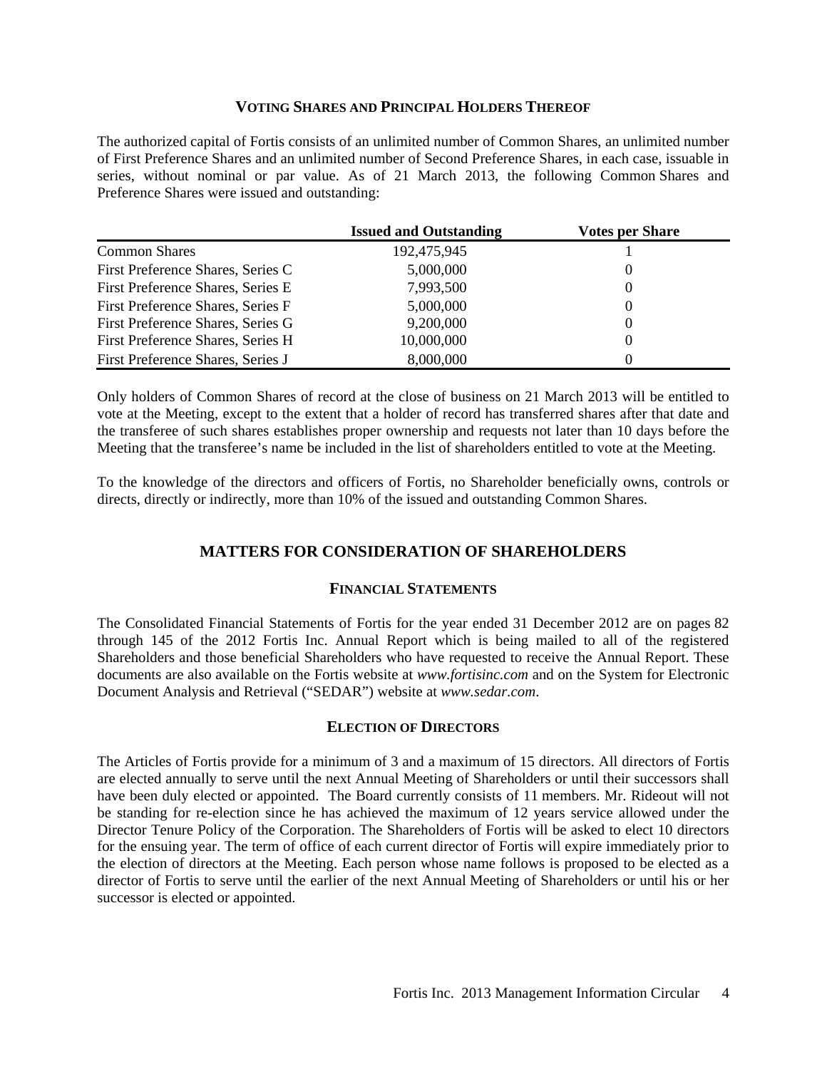### VOTING SHARES AND PRINCIPAL HOLDERS THEREOF

The authorized capital of Fortis consists of an unlimited number of Common Shares, an unlimited number of First Preference Shares and an unlimited number of Second Preference Shares, in each case, issuable in series, without nominal or par value. As of 21 March 2013, the following Common Shares and Preference Shares were issued and outstanding:

| | Issued and Outstanding | Votes per Share |
|---|---|---|
| Common Shares | 192,475,945 | 1 |
| First Preference Shares, Series C | 5,000,000 | 0 |
| First Preference Shares, Series E | 7,993,500 | 0 |
| First Preference Shares, Series F | 5,000,000 | 0 |
| First Preference Shares, Series G | 9,200,000 | 0 |
| First Preference Shares, Series H | 10,000,000 | 0 |
| First Preference Shares, Series J | 8,000,000 | 0 |

Only holders of Common Shares of record at the close of business on 21 March 2013 will be entitled to vote at the Meeting, except to the extent that a holder of record has transferred shares after that date and the transferee of such shares establishes proper ownership and requests not later than 10 days before the Meeting that the transferee's name be included in the list of shareholders entitled to vote at the Meeting.

To the knowledge of the directors and officers of Fortis, no Shareholder beneficially owns, controls or directs, directly or indirectly, more than 10% of the issued and outstanding Common Shares.

## MATTERS FOR CONSIDERATION OF SHAREHOLDERS

### FINANCIAL STATEMENTS

The Consolidated Financial Statements of Fortis for the year ended 31 December 2012 are on pages 82 through 145 of the 2012 Fortis Inc. Annual Report which is being mailed to all of the registered Shareholders and those beneficial Shareholders who have requested to receive the Annual Report. These documents are also available on the Fortis website at *www.fortisinc.com* and on the System for Electronic Document Analysis and Retrieval ("SEDAR") website at *www.sedar.com*.

### ELECTION OF DIRECTORS

The Articles of Fortis provide for a minimum of 3 and a maximum of 15 directors. All directors of Fortis are elected annually to serve until the next Annual Meeting of Shareholders or until their successors shall have been duly elected or appointed. The Board currently consists of 11 members. Mr. Rideout will not be standing for re-election since he has achieved the maximum of 12 years service allowed under the Director Tenure Policy of the Corporation. The Shareholders of Fortis will be asked to elect 10 directors for the ensuing year. The term of office of each current director of Fortis will expire immediately prior to the election of directors at the Meeting. Each person whose name follows is proposed to be elected as a director of Fortis to serve until the earlier of the next Annual Meeting of Shareholders or until his or her successor is elected or appointed.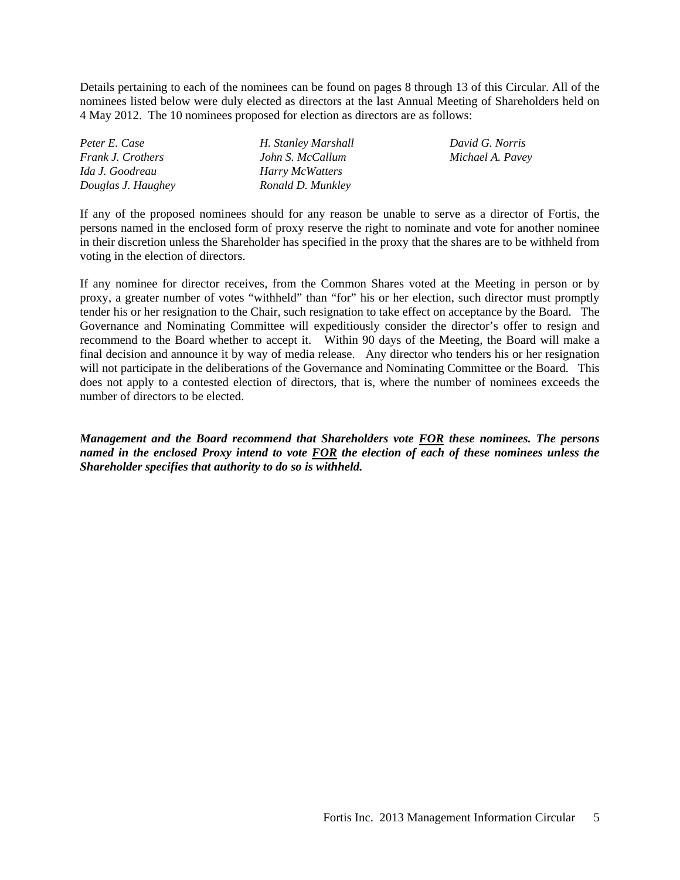Details pertaining to each of the nominees can be found on pages 8 through 13 of this Circular. All of the nominees listed below were duly elected as directors at the last Annual Meeting of Shareholders held on 4 May 2012. The 10 nominees proposed for election as directors are as follows:

| | | |
|---|---|---|
| *Peter E. Case* | *H. Stanley Marshall* | *David G. Norris* |
| *Frank J. Crothers* | *John S. McCallum* | *Michael A. Pavey* |
| *Ida J. Goodreau* | *Harry McWatters* | |
| *Douglas J. Haughey* | *Ronald D. Munkley* | |

If any of the proposed nominees should for any reason be unable to serve as a director of Fortis, the persons named in the enclosed form of proxy reserve the right to nominate and vote for another nominee in their discretion unless the Shareholder has specified in the proxy that the shares are to be withheld from voting in the election of directors.

If any nominee for director receives, from the Common Shares voted at the Meeting in person or by proxy, a greater number of votes "withheld" than "for" his or her election, such director must promptly tender his or her resignation to the Chair, such resignation to take effect on acceptance by the Board. The Governance and Nominating Committee will expeditiously consider the director's offer to resign and recommend to the Board whether to accept it. Within 90 days of the Meeting, the Board will make a final decision and announce it by way of media release. Any director who tenders his or her resignation will not participate in the deliberations of the Governance and Nominating Committee or the Board. This does not apply to a contested election of directors, that is, where the number of nominees exceeds the number of directors to be elected.

***Management and the Board recommend that Shareholders vote FOR these nominees. The persons named in the enclosed Proxy intend to vote FOR the election of each of these nominees unless the Shareholder specifies that authority to do so is withheld.***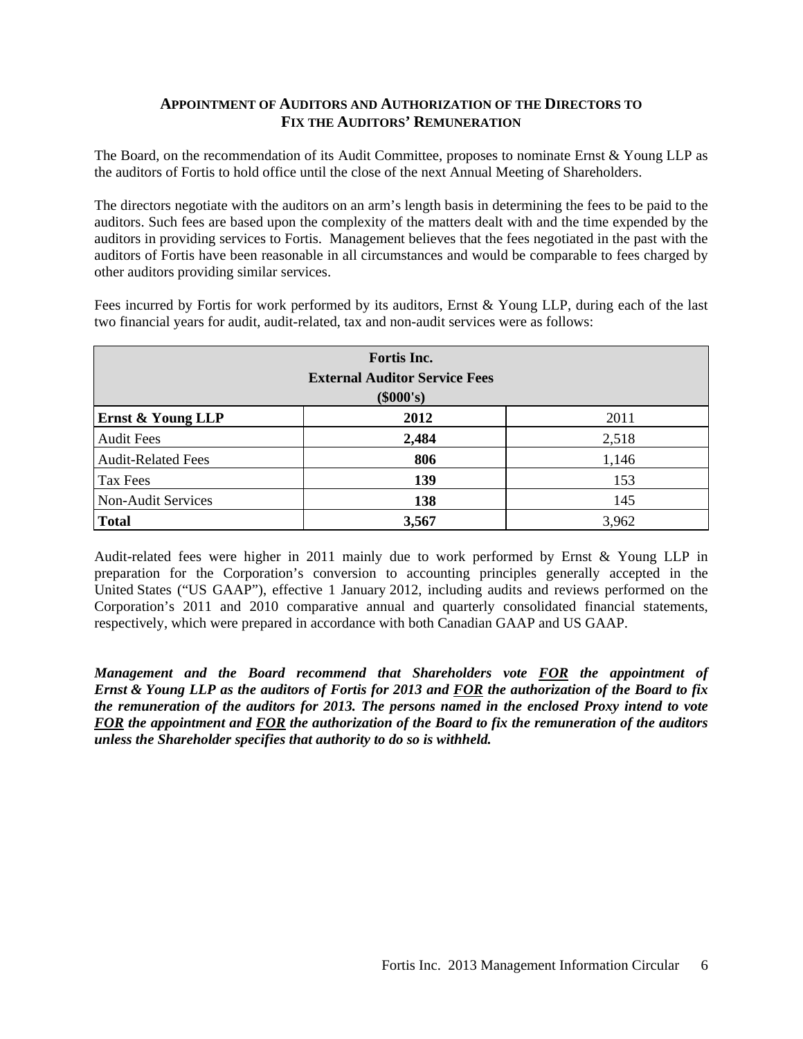## APPOINTMENT OF AUDITORS AND AUTHORIZATION OF THE DIRECTORS TO FIX THE AUDITORS' REMUNERATION

The Board, on the recommendation of its Audit Committee, proposes to nominate Ernst & Young LLP as the auditors of Fortis to hold office until the close of the next Annual Meeting of Shareholders.

The directors negotiate with the auditors on an arm's length basis in determining the fees to be paid to the auditors. Such fees are based upon the complexity of the matters dealt with and the time expended by the auditors in providing services to Fortis. Management believes that the fees negotiated in the past with the auditors of Fortis have been reasonable in all circumstances and would be comparable to fees charged by other auditors providing similar services.

Fees incurred by Fortis for work performed by its auditors, Ernst & Young LLP, during each of the last two financial years for audit, audit-related, tax and non-audit services were as follows:

| Fortis Inc.<br>External Auditor Service Fees<br>($000's) | | |
|---|---|---|
| **Ernst & Young LLP** | **2012** | 2011 |
| Audit Fees | **2,484** | 2,518 |
| Audit-Related Fees | **806** | 1,146 |
| Tax Fees | **139** | 153 |
| Non-Audit Services | **138** | 145 |
| **Total** | **3,567** | 3,962 |

Audit-related fees were higher in 2011 mainly due to work performed by Ernst & Young LLP in preparation for the Corporation's conversion to accounting principles generally accepted in the United States ("US GAAP"), effective 1 January 2012, including audits and reviews performed on the Corporation's 2011 and 2010 comparative annual and quarterly consolidated financial statements, respectively, which were prepared in accordance with both Canadian GAAP and US GAAP.

***Management and the Board recommend that Shareholders vote FOR the appointment of Ernst & Young LLP as the auditors of Fortis for 2013 and FOR the authorization of the Board to fix the remuneration of the auditors for 2013. The persons named in the enclosed Proxy intend to vote FOR the appointment and FOR the authorization of the Board to fix the remuneration of the auditors unless the Shareholder specifies that authority to do so is withheld.***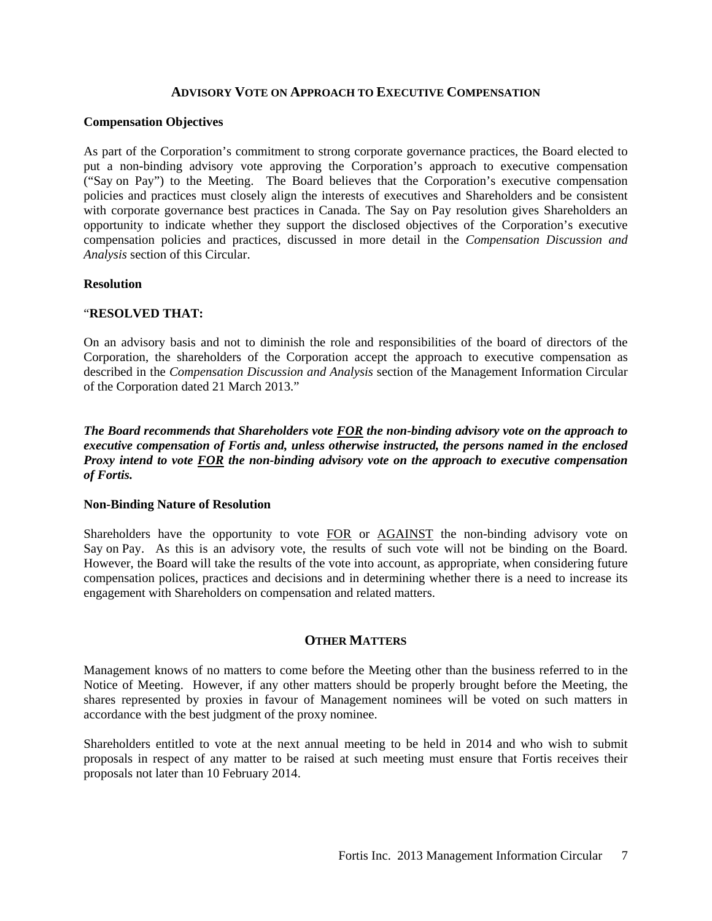## ADVISORY VOTE ON APPROACH TO EXECUTIVE COMPENSATION

**Compensation Objectives**

As part of the Corporation's commitment to strong corporate governance practices, the Board elected to put a non-binding advisory vote approving the Corporation's approach to executive compensation ("Say on Pay") to the Meeting. The Board believes that the Corporation's executive compensation policies and practices must closely align the interests of executives and Shareholders and be consistent with corporate governance best practices in Canada. The Say on Pay resolution gives Shareholders an opportunity to indicate whether they support the disclosed objectives of the Corporation's executive compensation policies and practices, discussed in more detail in the *Compensation Discussion and Analysis* section of this Circular.

**Resolution**

"**RESOLVED THAT:**

On an advisory basis and not to diminish the role and responsibilities of the board of directors of the Corporation, the shareholders of the Corporation accept the approach to executive compensation as described in the *Compensation Discussion and Analysis* section of the Management Information Circular of the Corporation dated 21 March 2013."

***The Board recommends that Shareholders vote FOR the non-binding advisory vote on the approach to executive compensation of Fortis and, unless otherwise instructed, the persons named in the enclosed Proxy intend to vote FOR the non-binding advisory vote on the approach to executive compensation of Fortis.***

**Non-Binding Nature of Resolution**

Shareholders have the opportunity to vote FOR or AGAINST the non-binding advisory vote on Say on Pay. As this is an advisory vote, the results of such vote will not be binding on the Board. However, the Board will take the results of the vote into account, as appropriate, when considering future compensation polices, practices and decisions and in determining whether there is a need to increase its engagement with Shareholders on compensation and related matters.

## OTHER MATTERS

Management knows of no matters to come before the Meeting other than the business referred to in the Notice of Meeting. However, if any other matters should be properly brought before the Meeting, the shares represented by proxies in favour of Management nominees will be voted on such matters in accordance with the best judgment of the proxy nominee.

Shareholders entitled to vote at the next annual meeting to be held in 2014 and who wish to submit proposals in respect of any matter to be raised at such meeting must ensure that Fortis receives their proposals not later than 10 February 2014.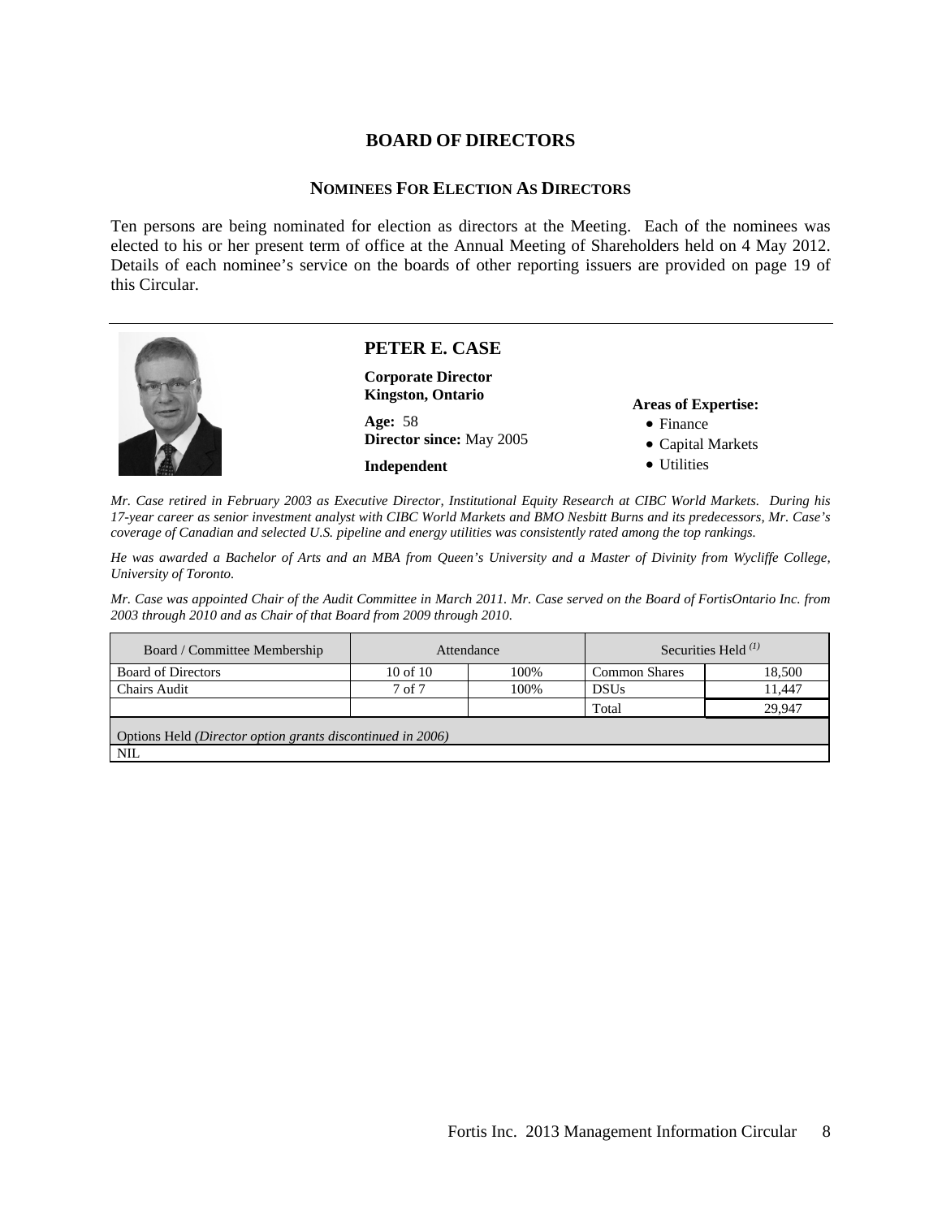# BOARD OF DIRECTORS

## NOMINEES FOR ELECTION AS DIRECTORS

Ten persons are being nominated for election as directors at the Meeting. Each of the nominees was elected to his or her present term of office at the Annual Meeting of Shareholders held on 4 May 2012. Details of each nominee's service on the boards of other reporting issuers are provided on page 19 of this Circular.

---

### PETER E. CASE

**Corporate Director**
**Kingston, Ontario**

**Age:** 58
**Director since:** May 2005

**Independent**

**Areas of Expertise:**

- Finance
- Capital Markets
- Utilities

*Mr. Case retired in February 2003 as Executive Director, Institutional Equity Research at CIBC World Markets. During his 17-year career as senior investment analyst with CIBC World Markets and BMO Nesbitt Burns and its predecessors, Mr. Case's coverage of Canadian and selected U.S. pipeline and energy utilities was consistently rated among the top rankings.*

*He was awarded a Bachelor of Arts and an MBA from Queen's University and a Master of Divinity from Wycliffe College, University of Toronto.*

*Mr. Case was appointed Chair of the Audit Committee in March 2011. Mr. Case served on the Board of FortisOntario Inc. from 2003 through 2010 and as Chair of that Board from 2009 through 2010.*

| Board / Committee Membership | Attendance | | Securities Held [1] | |
|---|---|---|---|---|
| Board of Directors | 10 of 10 | 100% | Common Shares | 18,500 |
| Chairs Audit | 7 of 7 | 100% | DSUs | 11,447 |
| | | | Total | 29,947 |
| Options Held *(Director option grants discontinued in 2006)* | | | | |
| NIL | | | | |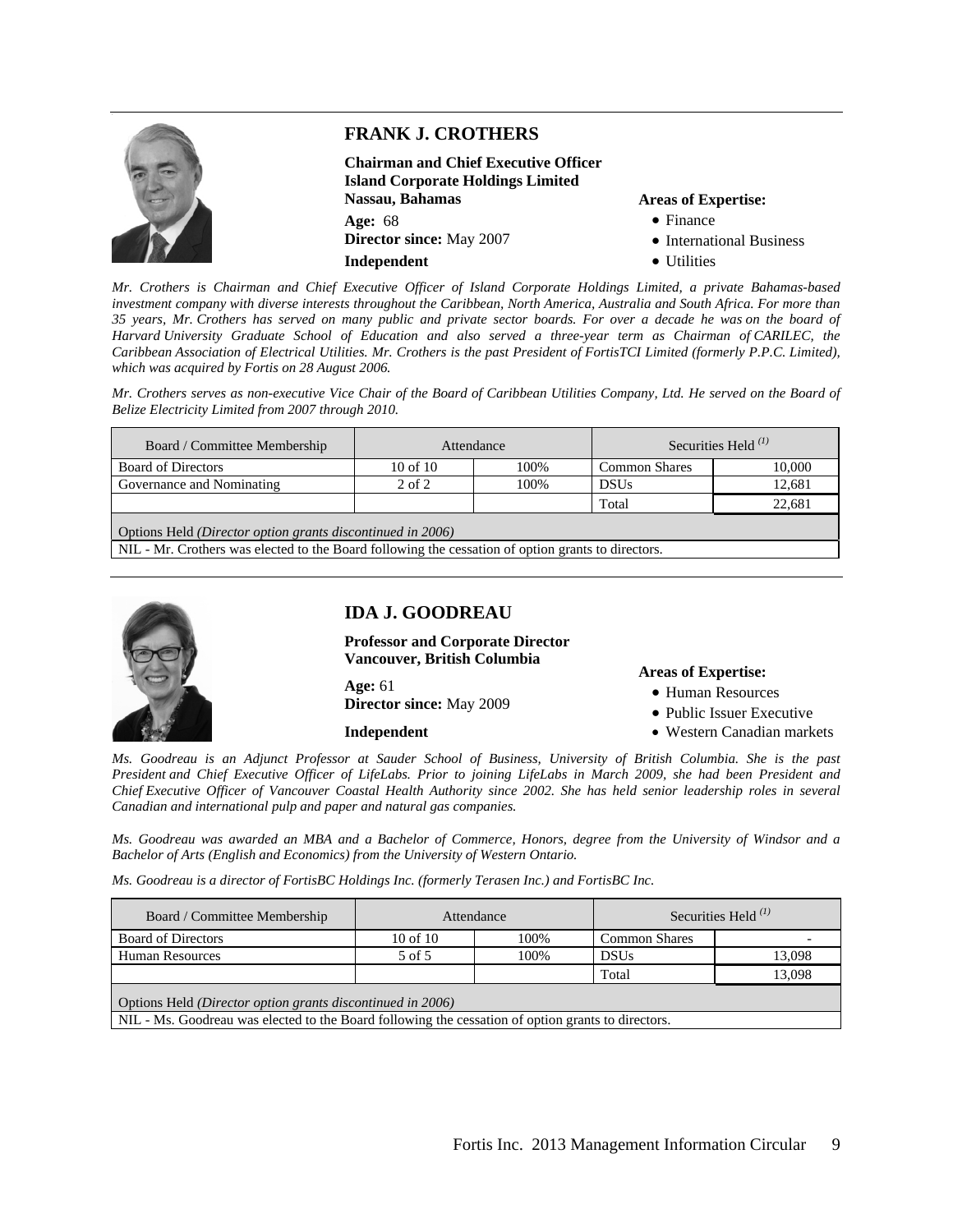## FRANK J. CROTHERS

**Chairman and Chief Executive Officer**
**Island Corporate Holdings Limited**
**Nassau, Bahamas**

**Age:** 68
**Director since:** May 2007
**Independent**

**Areas of Expertise:**

- Finance
- International Business
- Utilities

*Mr. Crothers is Chairman and Chief Executive Officer of Island Corporate Holdings Limited, a private Bahamas-based investment company with diverse interests throughout the Caribbean, North America, Australia and South Africa. For more than 35 years, Mr. Crothers has served on many public and private sector boards. For over a decade he was on the board of Harvard University Graduate School of Education and also served a three-year term as Chairman of CARILEC, the Caribbean Association of Electrical Utilities. Mr. Crothers is the past President of FortisTCI Limited (formerly P.P.C. Limited), which was acquired by Fortis on 28 August 2006.*

*Mr. Crothers serves as non-executive Vice Chair of the Board of Caribbean Utilities Company, Ltd. He served on the Board of Belize Electricity Limited from 2007 through 2010.*

| Board / Committee Membership | Attendance | | Securities Held [(1)] | |
|---|---|---|---|---|
| Board of Directors | 10 of 10 | 100% | Common Shares | 10,000 |
| Governance and Nominating | 2 of 2 | 100% | DSUs | 12,681 |
| | | | Total | 22,681 |
| Options Held *(Director option grants discontinued in 2006)* | | | | |
| NIL - Mr. Crothers was elected to the Board following the cessation of option grants to directors. | | | | |

## IDA J. GOODREAU

**Professor and Corporate Director**
**Vancouver, British Columbia**

**Age:** 61
**Director since:** May 2009
**Independent**

**Areas of Expertise:**

- Human Resources
- Public Issuer Executive
- Western Canadian markets

*Ms. Goodreau is an Adjunct Professor at Sauder School of Business, University of British Columbia. She is the past President and Chief Executive Officer of LifeLabs. Prior to joining LifeLabs in March 2009, she had been President and Chief Executive Officer of Vancouver Coastal Health Authority since 2002. She has held senior leadership roles in several Canadian and international pulp and paper and natural gas companies.*

*Ms. Goodreau was awarded an MBA and a Bachelor of Commerce, Honors, degree from the University of Windsor and a Bachelor of Arts (English and Economics) from the University of Western Ontario.*

*Ms. Goodreau is a director of FortisBC Holdings Inc. (formerly Terasen Inc.) and FortisBC Inc.*

| Board / Committee Membership | Attendance | | Securities Held [(1)] | |
|---|---|---|---|---|
| Board of Directors | 10 of 10 | 100% | Common Shares | - |
| Human Resources | 5 of 5 | 100% | DSUs | 13,098 |
| | | | Total | 13,098 |
| Options Held *(Director option grants discontinued in 2006)* | | | | |
| NIL - Ms. Goodreau was elected to the Board following the cessation of option grants to directors. | | | | |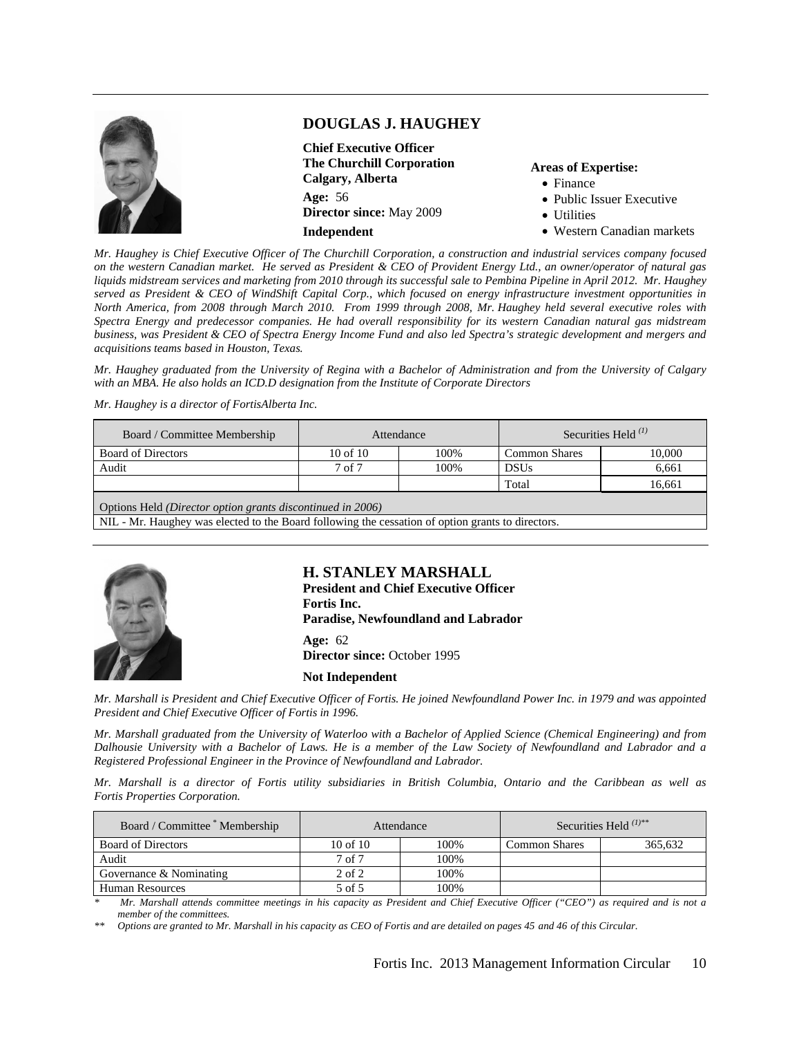## DOUGLAS J. HAUGHEY

**Chief Executive Officer**
**The Churchill Corporation**
**Calgary, Alberta**

**Age:** 56
**Director since:** May 2009
**Independent**

**Areas of Expertise:**

- Finance
- Public Issuer Executive
- Utilities
- Western Canadian markets

*Mr. Haughey is Chief Executive Officer of The Churchill Corporation, a construction and industrial services company focused on the western Canadian market. He served as President & CEO of Provident Energy Ltd., an owner/operator of natural gas liquids midstream services and marketing from 2010 through its successful sale to Pembina Pipeline in April 2012. Mr. Haughey served as President & CEO of WindShift Capital Corp., which focused on energy infrastructure investment opportunities in North America, from 2008 through March 2010. From 1999 through 2008, Mr. Haughey held several executive roles with Spectra Energy and predecessor companies. He had overall responsibility for its western Canadian natural gas midstream business, was President & CEO of Spectra Energy Income Fund and also led Spectra's strategic development and mergers and acquisitions teams based in Houston, Texas.*

*Mr. Haughey graduated from the University of Regina with a Bachelor of Administration and from the University of Calgary with an MBA. He also holds an ICD.D designation from the Institute of Corporate Directors*

*Mr. Haughey is a director of FortisAlberta Inc.*

| Board / Committee Membership | Attendance | | Securities Held [(1)] | |
|---|---|---|---|---|
| Board of Directors | 10 of 10 | 100% | Common Shares | 10,000 |
| Audit | 7 of 7 | 100% | DSUs | 6,661 |
| | | | Total | 16,661 |
| Options Held *(Director option grants discontinued in 2006)* | | | | |
| NIL - Mr. Haughey was elected to the Board following the cessation of option grants to directors. | | | | |

## H. STANLEY MARSHALL

**President and Chief Executive Officer**
**Fortis Inc.**
**Paradise, Newfoundland and Labrador**

**Age:** 62
**Director since:** October 1995
**Not Independent**

*Mr. Marshall is President and Chief Executive Officer of Fortis. He joined Newfoundland Power Inc. in 1979 and was appointed President and Chief Executive Officer of Fortis in 1996.*

*Mr. Marshall graduated from the University of Waterloo with a Bachelor of Applied Science (Chemical Engineering) and from Dalhousie University with a Bachelor of Laws. He is a member of the Law Society of Newfoundland and Labrador and a Registered Professional Engineer in the Province of Newfoundland and Labrador.*

*Mr. Marshall is a director of Fortis utility subsidiaries in British Columbia, Ontario and the Caribbean as well as Fortis Properties Corporation.*

| Board / Committee * Membership | Attendance | | Securities Held [(1)]** | |
|---|---|---|---|---|
| Board of Directors | 10 of 10 | 100% | Common Shares | 365,632 |
| Audit | 7 of 7 | 100% | | |
| Governance & Nominating | 2 of 2 | 100% | | |
| Human Resources | 5 of 5 | 100% | | |

\* *Mr. Marshall attends committee meetings in his capacity as President and Chief Executive Officer ("CEO") as required and is not a member of the committees.*

\** *Options are granted to Mr. Marshall in his capacity as CEO of Fortis and are detailed on pages 45 and 46 of this Circular.*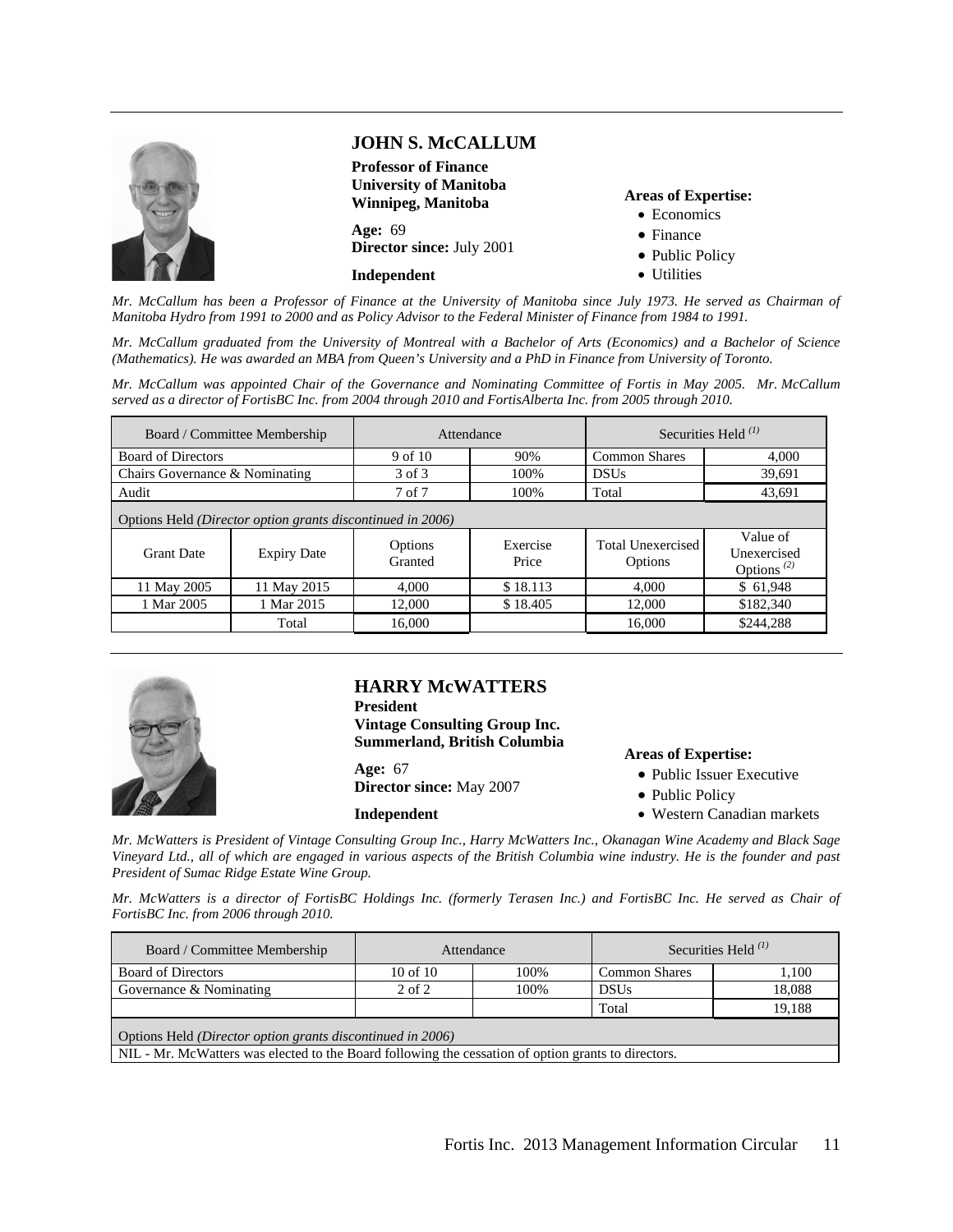## JOHN S. McCALLUM

**Professor of Finance**
**University of Manitoba**
**Winnipeg, Manitoba**

**Age:** 69
**Director since:** July 2001

**Independent**

**Areas of Expertise:**

- Economics
- Finance
- Public Policy
- Utilities

*Mr. McCallum has been a Professor of Finance at the University of Manitoba since July 1973. He served as Chairman of Manitoba Hydro from 1991 to 2000 and as Policy Advisor to the Federal Minister of Finance from 1984 to 1991.*

*Mr. McCallum graduated from the University of Montreal with a Bachelor of Arts (Economics) and a Bachelor of Science (Mathematics). He was awarded an MBA from Queen's University and a PhD in Finance from University of Toronto.*

*Mr. McCallum was appointed Chair of the Governance and Nominating Committee of Fortis in May 2005. Mr. McCallum served as a director of FortisBC Inc. from 2004 through 2010 and FortisAlberta Inc. from 2005 through 2010.*

| Board / Committee Membership | | Attendance | | Securities Held [(1)] | |
|---|---|---|---|---|---|
| Board of Directors | | 9 of 10 | 90% | Common Shares | 4,000 |
| Chairs Governance & Nominating | | 3 of 3 | 100% | DSUs | 39,691 |
| Audit | | 7 of 7 | 100% | Total | 43,691 |
| Options Held *(Director option grants discontinued in 2006)* | | | | | |
| Grant Date | Expiry Date | Options Granted | Exercise Price | Total Unexercised Options | Value of Unexercised Options [(2)] |
| 11 May 2005 | 11 May 2015 | 4,000 | $ 18.113 | 4,000 | $ 61,948 |
| 1 Mar 2005 | 1 Mar 2015 | 12,000 | $ 18.405 | 12,000 | $182,340 |
| | Total | 16,000 | | 16,000 | $244,288 |

## HARRY McWATTERS

**President**
**Vintage Consulting Group Inc.**
**Summerland, British Columbia**

**Age:** 67
**Director since:** May 2007

**Independent**

**Areas of Expertise:**

- Public Issuer Executive
- Public Policy
- Western Canadian markets

*Mr. McWatters is President of Vintage Consulting Group Inc., Harry McWatters Inc., Okanagan Wine Academy and Black Sage Vineyard Ltd., all of which are engaged in various aspects of the British Columbia wine industry. He is the founder and past President of Sumac Ridge Estate Wine Group.*

*Mr. McWatters is a director of FortisBC Holdings Inc. (formerly Terasen Inc.) and FortisBC Inc. He served as Chair of FortisBC Inc. from 2006 through 2010.*

| Board / Committee Membership | Attendance | | Securities Held [(1)] | |
|---|---|---|---|---|
| Board of Directors | 10 of 10 | 100% | Common Shares | 1,100 |
| Governance & Nominating | 2 of 2 | 100% | DSUs | 18,088 |
| | | | Total | 19,188 |
| Options Held *(Director option grants discontinued in 2006)* | | | | |
| NIL - Mr. McWatters was elected to the Board following the cessation of option grants to directors. | | | | |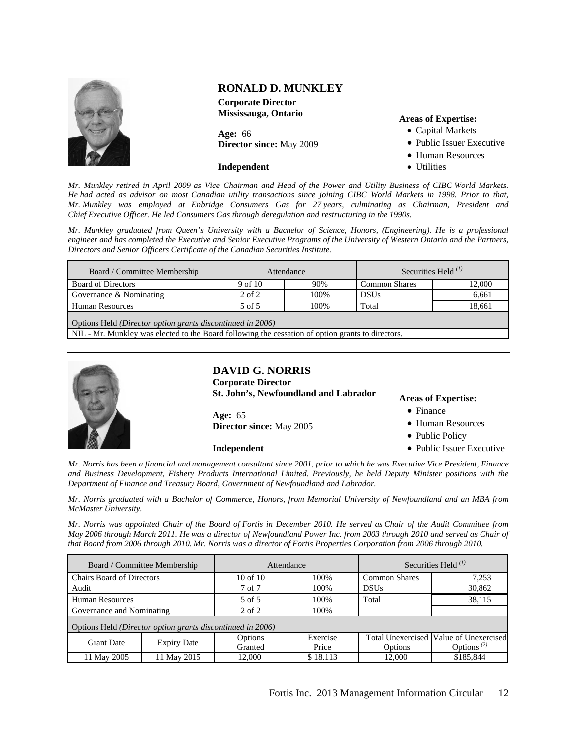## RONALD D. MUNKLEY

**Corporate Director**
**Mississauga, Ontario**

**Age:** 66
**Director since:** May 2009

**Independent**

**Areas of Expertise:**

- Capital Markets
- Public Issuer Executive
- Human Resources
- Utilities

*Mr. Munkley retired in April 2009 as Vice Chairman and Head of the Power and Utility Business of CIBC World Markets. He had acted as advisor on most Canadian utility transactions since joining CIBC World Markets in 1998. Prior to that, Mr. Munkley was employed at Enbridge Consumers Gas for 27 years, culminating as Chairman, President and Chief Executive Officer. He led Consumers Gas through deregulation and restructuring in the 1990s.*

*Mr. Munkley graduated from Queen's University with a Bachelor of Science, Honors, (Engineering). He is a professional engineer and has completed the Executive and Senior Executive Programs of the University of Western Ontario and the Partners, Directors and Senior Officers Certificate of the Canadian Securities Institute.*

| Board / Committee Membership | Attendance | | Securities Held (1) | |
|---|---|---|---|---|
| Board of Directors | 9 of 10 | 90% | Common Shares | 12,000 |
| Governance & Nominating | 2 of 2 | 100% | DSUs | 6,661 |
| Human Resources | 5 of 5 | 100% | Total | 18,661 |
| Options Held *(Director option grants discontinued in 2006)* | | | | |
| NIL - Mr. Munkley was elected to the Board following the cessation of option grants to directors. | | | | |

## DAVID G. NORRIS

**Corporate Director**
**St. John's, Newfoundland and Labrador**

**Age:** 65
**Director since:** May 2005

**Independent**

**Areas of Expertise:**

- Finance
- Human Resources
- Public Policy
- Public Issuer Executive

*Mr. Norris has been a financial and management consultant since 2001, prior to which he was Executive Vice President, Finance and Business Development, Fishery Products International Limited. Previously, he held Deputy Minister positions with the Department of Finance and Treasury Board, Government of Newfoundland and Labrador.*

*Mr. Norris graduated with a Bachelor of Commerce, Honors, from Memorial University of Newfoundland and an MBA from McMaster University.*

*Mr. Norris was appointed Chair of the Board of Fortis in December 2010. He served as Chair of the Audit Committee from May 2006 through March 2011. He was a director of Newfoundland Power Inc. from 2003 through 2010 and served as Chair of that Board from 2006 through 2010. Mr. Norris was a director of Fortis Properties Corporation from 2006 through 2010.*

| Board / Committee Membership | | Attendance | | Securities Held (1) | |
|---|---|---|---|---|---|
| Chairs Board of Directors | | 10 of 10 | 100% | Common Shares | 7,253 |
| Audit | | 7 of 7 | 100% | DSUs | 30,862 |
| Human Resources | | 5 of 5 | 100% | Total | 38,115 |
| Governance and Nominating | | 2 of 2 | 100% | | |
| Options Held *(Director option grants discontinued in 2006)* | | | | | |
| Grant Date | Expiry Date | Options Granted | Exercise Price | Total Unexercised Options | Value of Unexercised Options (2) |
| 11 May 2005 | 11 May 2015 | 12,000 | $ 18.113 | 12,000 | $185,844 |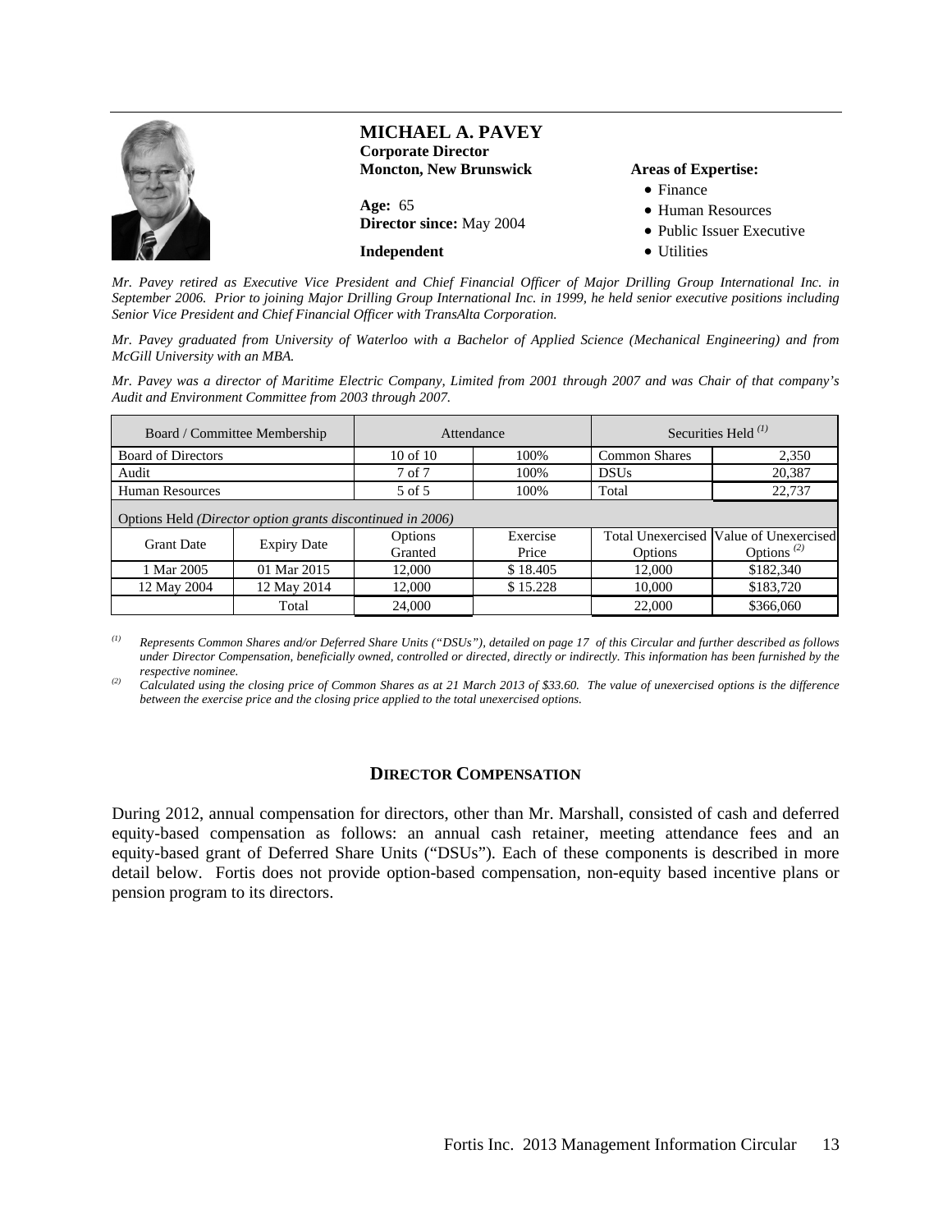## MICHAEL A. PAVEY

**Corporate Director**
**Moncton, New Brunswick**

**Age:** 65
**Director since:** May 2004

**Independent**

**Areas of Expertise:**

- Finance
- Human Resources
- Public Issuer Executive
- Utilities

*Mr. Pavey retired as Executive Vice President and Chief Financial Officer of Major Drilling Group International Inc. in September 2006. Prior to joining Major Drilling Group International Inc. in 1999, he held senior executive positions including Senior Vice President and Chief Financial Officer with TransAlta Corporation.*

*Mr. Pavey graduated from University of Waterloo with a Bachelor of Applied Science (Mechanical Engineering) and from McGill University with an MBA.*

*Mr. Pavey was a director of Maritime Electric Company, Limited from 2001 through 2007 and was Chair of that company's Audit and Environment Committee from 2003 through 2007.*

| Board / Committee Membership | | Attendance | | Securities Held [(1)] | |
|---|---|---|---|---|---|
| Board of Directors | | 10 of 10 | 100% | Common Shares | 2,350 |
| Audit | | 7 of 7 | 100% | DSUs | 20,387 |
| Human Resources | | 5 of 5 | 100% | Total | 22,737 |
| Options Held *(Director option grants discontinued in 2006)* | | | | | |
| Grant Date | Expiry Date | Options Granted | Exercise Price | Total Unexercised Options | Value of Unexercised Options [(2)] |
| 1 Mar 2005 | 01 Mar 2015 | 12,000 | $ 18.405 | 12,000 | $182,340 |
| 12 May 2004 | 12 May 2014 | 12,000 | $ 15.228 | 10,000 | $183,720 |
| | Total | 24,000 | | 22,000 | $366,060 |

[(1)] *Represents Common Shares and/or Deferred Share Units ("DSUs"), detailed on page 17 of this Circular and further described as follows under Director Compensation, beneficially owned, controlled or directed, directly or indirectly. This information has been furnished by the respective nominee.*

[(2)] *Calculated using the closing price of Common Shares as at 21 March 2013 of $33.60. The value of unexercised options is the difference between the exercise price and the closing price applied to the total unexercised options.*

## DIRECTOR COMPENSATION

During 2012, annual compensation for directors, other than Mr. Marshall, consisted of cash and deferred equity-based compensation as follows: an annual cash retainer, meeting attendance fees and an equity-based grant of Deferred Share Units ("DSUs"). Each of these components is described in more detail below. Fortis does not provide option-based compensation, non-equity based incentive plans or pension program to its directors.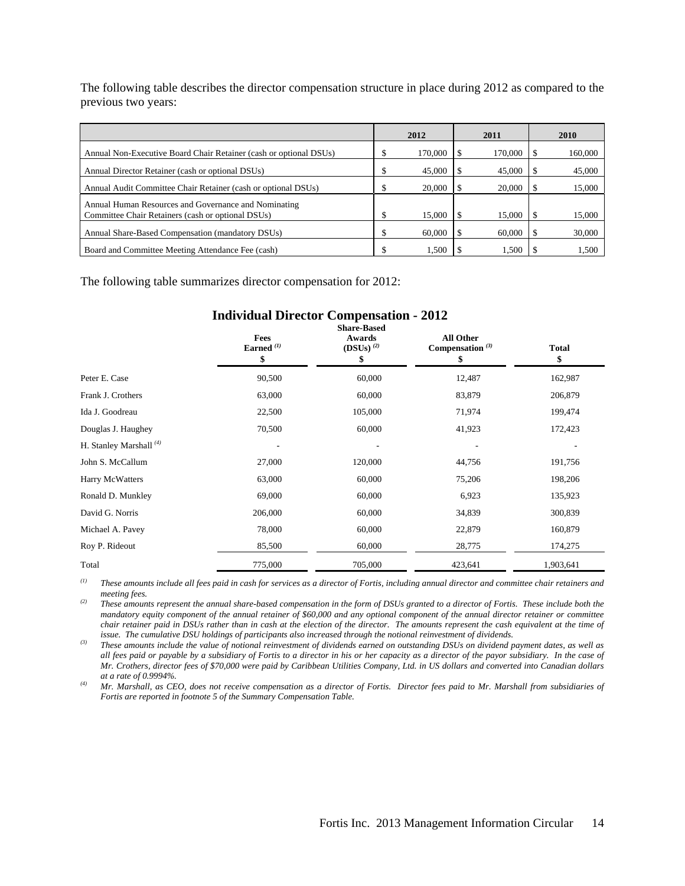The following table describes the director compensation structure in place during 2012 as compared to the previous two years:

| | 2012 | 2011 | 2010 |
|---|---|---|---|
| Annual Non-Executive Board Chair Retainer (cash or optional DSUs) | $ 170,000 | $ 170,000 | $ 160,000 |
| Annual Director Retainer (cash or optional DSUs) | $ 45,000 | $ 45,000 | $ 45,000 |
| Annual Audit Committee Chair Retainer (cash or optional DSUs) | $ 20,000 | $ 20,000 | $ 15,000 |
| Annual Human Resources and Governance and Nominating Committee Chair Retainers (cash or optional DSUs) | $ 15,000 | $ 15,000 | $ 15,000 |
| Annual Share-Based Compensation (mandatory DSUs) | $ 60,000 | $ 60,000 | $ 30,000 |
| Board and Committee Meeting Attendance Fee (cash) | $ 1,500 | $ 1,500 | $ 1,500 |

The following table summarizes director compensation for 2012:

## Individual Director Compensation - 2012

| | Fees Earned [(1)] $ | Share-Based Awards (DSUs) [(2)] $ | All Other Compensation [(3)] $ | Total $ |
|---|---|---|---|---|
| Peter E. Case | 90,500 | 60,000 | 12,487 | 162,987 |
| Frank J. Crothers | 63,000 | 60,000 | 83,879 | 206,879 |
| Ida J. Goodreau | 22,500 | 105,000 | 71,974 | 199,474 |
| Douglas J. Haughey | 70,500 | 60,000 | 41,923 | 172,423 |
| H. Stanley Marshall [(4)] | - | - | - | - |
| John S. McCallum | 27,000 | 120,000 | 44,756 | 191,756 |
| Harry McWatters | 63,000 | 60,000 | 75,206 | 198,206 |
| Ronald D. Munkley | 69,000 | 60,000 | 6,923 | 135,923 |
| David G. Norris | 206,000 | 60,000 | 34,839 | 300,839 |
| Michael A. Pavey | 78,000 | 60,000 | 22,879 | 160,879 |
| Roy P. Rideout | 85,500 | 60,000 | 28,775 | 174,275 |
| Total | 775,000 | 705,000 | 423,641 | 1,903,641 |

(1) *These amounts include all fees paid in cash for services as a director of Fortis, including annual director and committee chair retainers and meeting fees.*

(2) *These amounts represent the annual share-based compensation in the form of DSUs granted to a director of Fortis. These include both the mandatory equity component of the annual retainer of $60,000 and any optional component of the annual director retainer or committee chair retainer paid in DSUs rather than in cash at the election of the director. The amounts represent the cash equivalent at the time of issue. The cumulative DSU holdings of participants also increased through the notional reinvestment of dividends.*

(3) *These amounts include the value of notional reinvestment of dividends earned on outstanding DSUs on dividend payment dates, as well as all fees paid or payable by a subsidiary of Fortis to a director in his or her capacity as a director of the payor subsidiary. In the case of Mr. Crothers, director fees of $70,000 were paid by Caribbean Utilities Company, Ltd. in US dollars and converted into Canadian dollars at a rate of 0.9994%.*

(4) *Mr. Marshall, as CEO, does not receive compensation as a director of Fortis. Director fees paid to Mr. Marshall from subsidiaries of Fortis are reported in footnote 5 of the Summary Compensation Table.*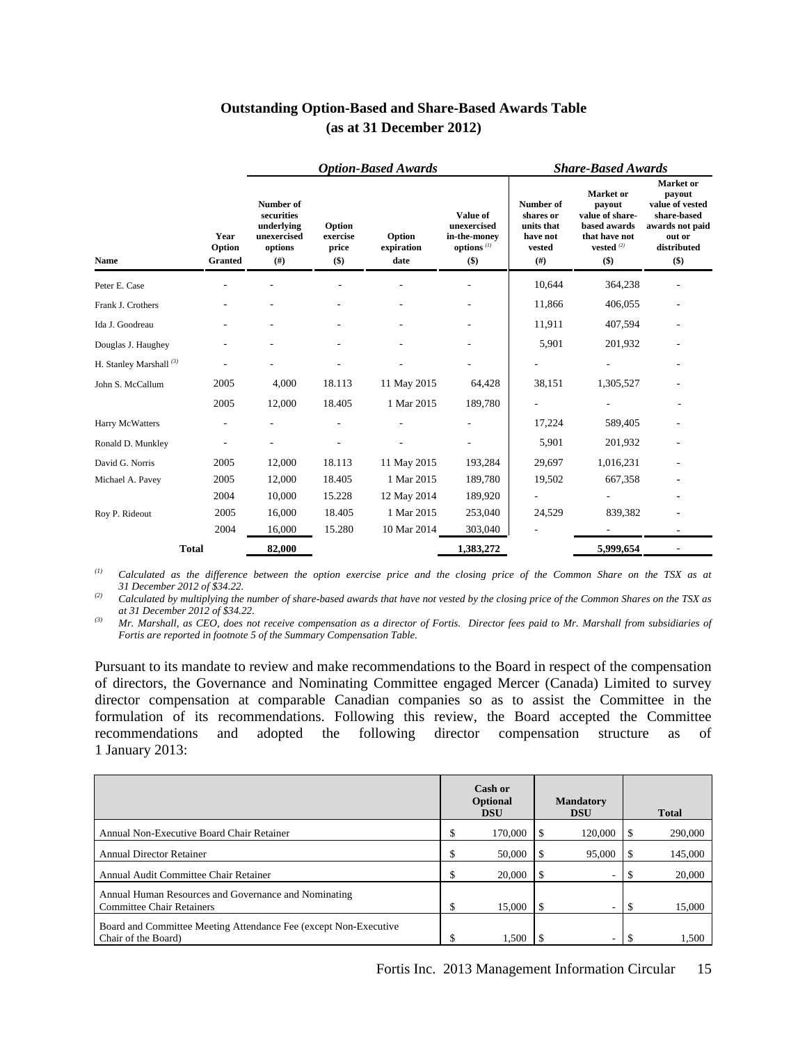## Outstanding Option-Based and Share-Based Awards Table
## (as at 31 December 2012)

| | | *Option-Based Awards* | | | | *Share-Based Awards* | | |
|---|---|---|---|---|---|---|---|---|
| **Name** | **Year Option Granted** | **Number of securities underlying unexercised options (#)** | **Option exercise price ($)** | **Option expiration date** | **Value of unexercised in-the-money options [(1)] ($)** | **Number of shares or units that have not vested (#)** | **Market or payout value of share-based awards that have not vested [(2)] ($)** | **Market or payout value of vested share-based awards not paid out or distributed ($)** |
| Peter E. Case | - | - | - | - | - | 10,644 | 364,238 | - |
| Frank J. Crothers | - | - | - | - | - | 11,866 | 406,055 | - |
| Ida J. Goodreau | - | - | - | - | - | 11,911 | 407,594 | - |
| Douglas J. Haughey | - | - | - | - | - | 5,901 | 201,932 | - |
| H. Stanley Marshall [(3)] | - | - | - | - | - | - | - | - |
| John S. McCallum | 2005 | 4,000 | 18.113 | 11 May 2015 | 64,428 | 38,151 | 1,305,527 | - |
| | 2005 | 12,000 | 18.405 | 1 Mar 2015 | 189,780 | - | - | - |
| Harry McWatters | - | - | - | - | - | 17,224 | 589,405 | - |
| Ronald D. Munkley | - | - | - | - | - | 5,901 | 201,932 | - |
| David G. Norris | 2005 | 12,000 | 18.113 | 11 May 2015 | 193,284 | 29,697 | 1,016,231 | - |
| Michael A. Pavey | 2005 | 12,000 | 18.405 | 1 Mar 2015 | 189,780 | 19,502 | 667,358 | - |
| | 2004 | 10,000 | 15.228 | 12 May 2014 | 189,920 | - | - | - |
| Roy P. Rideout | 2005 | 16,000 | 18.405 | 1 Mar 2015 | 253,040 | 24,529 | 839,382 | - |
| | 2004 | 16,000 | 15.280 | 10 Mar 2014 | 303,040 | - | - | - |
| **Total** | | **82,000** | | | **1,383,272** | | **5,999,654** | - |

(1) *Calculated as the difference between the option exercise price and the closing price of the Common Share on the TSX as at 31 December 2012 of $34.22.*

(2) *Calculated by multiplying the number of share-based awards that have not vested by the closing price of the Common Shares on the TSX as at 31 December 2012 of $34.22.*

(3) *Mr. Marshall, as CEO, does not receive compensation as a director of Fortis. Director fees paid to Mr. Marshall from subsidiaries of Fortis are reported in footnote 5 of the Summary Compensation Table.*

Pursuant to its mandate to review and make recommendations to the Board in respect of the compensation of directors, the Governance and Nominating Committee engaged Mercer (Canada) Limited to survey director compensation at comparable Canadian companies so as to assist the Committee in the formulation of its recommendations. Following this review, the Board accepted the Committee recommendations and adopted the following director compensation structure as of 1 January 2013:

| | Cash or Optional DSU | Mandatory DSU | Total |
|---|---|---|---|
| Annual Non-Executive Board Chair Retainer | $ 170,000 | $ 120,000 | $ 290,000 |
| Annual Director Retainer | $ 50,000 | $ 95,000 | $ 145,000 |
| Annual Audit Committee Chair Retainer | $ 20,000 | $ - | $ 20,000 |
| Annual Human Resources and Governance and Nominating Committee Chair Retainers | $ 15,000 | $ - | $ 15,000 |
| Board and Committee Meeting Attendance Fee (except Non-Executive Chair of the Board) | $ 1,500 | $ - | $ 1,500 |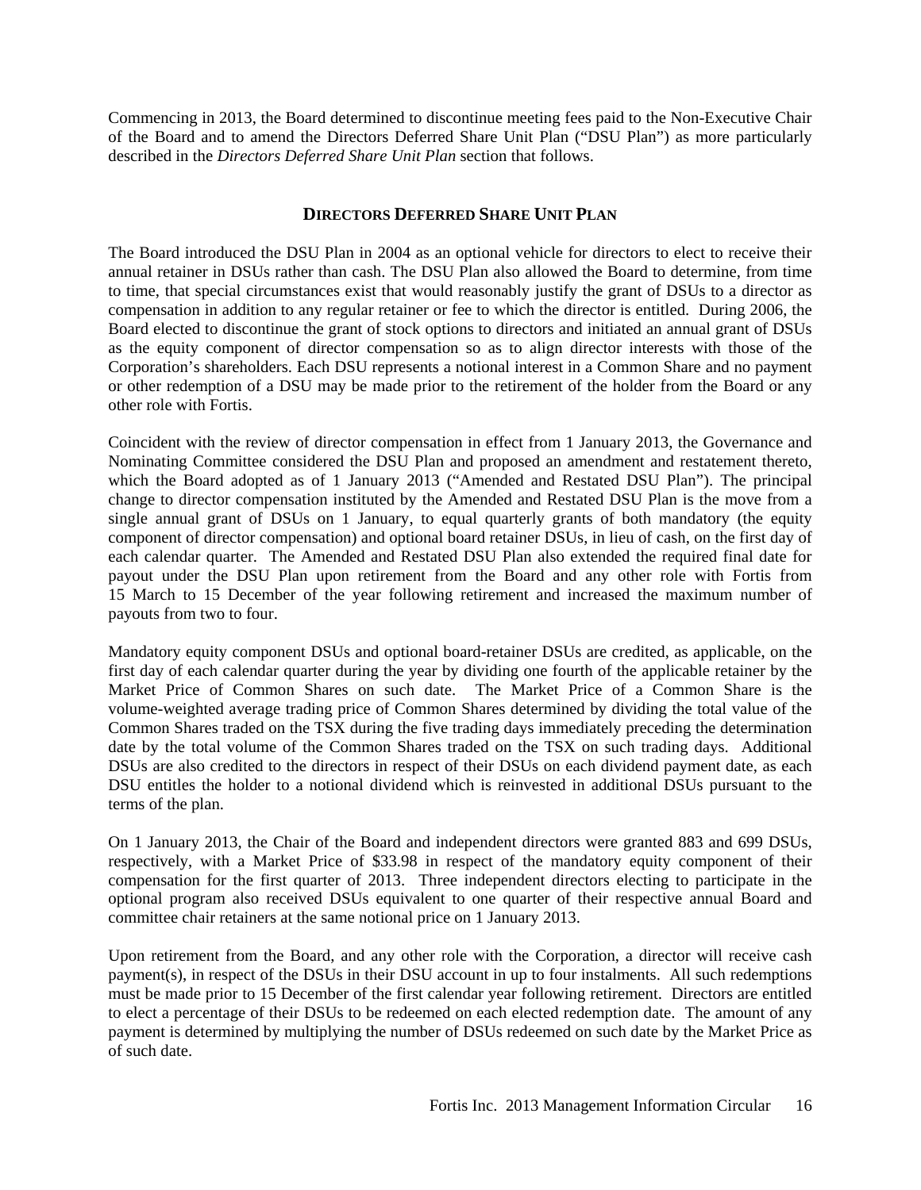Commencing in 2013, the Board determined to discontinue meeting fees paid to the Non-Executive Chair of the Board and to amend the Directors Deferred Share Unit Plan ("DSU Plan") as more particularly described in the *Directors Deferred Share Unit Plan* section that follows.

## DIRECTORS DEFERRED SHARE UNIT PLAN

The Board introduced the DSU Plan in 2004 as an optional vehicle for directors to elect to receive their annual retainer in DSUs rather than cash. The DSU Plan also allowed the Board to determine, from time to time, that special circumstances exist that would reasonably justify the grant of DSUs to a director as compensation in addition to any regular retainer or fee to which the director is entitled. During 2006, the Board elected to discontinue the grant of stock options to directors and initiated an annual grant of DSUs as the equity component of director compensation so as to align director interests with those of the Corporation's shareholders. Each DSU represents a notional interest in a Common Share and no payment or other redemption of a DSU may be made prior to the retirement of the holder from the Board or any other role with Fortis.

Coincident with the review of director compensation in effect from 1 January 2013, the Governance and Nominating Committee considered the DSU Plan and proposed an amendment and restatement thereto, which the Board adopted as of 1 January 2013 ("Amended and Restated DSU Plan"). The principal change to director compensation instituted by the Amended and Restated DSU Plan is the move from a single annual grant of DSUs on 1 January, to equal quarterly grants of both mandatory (the equity component of director compensation) and optional board retainer DSUs, in lieu of cash, on the first day of each calendar quarter. The Amended and Restated DSU Plan also extended the required final date for payout under the DSU Plan upon retirement from the Board and any other role with Fortis from 15 March to 15 December of the year following retirement and increased the maximum number of payouts from two to four.

Mandatory equity component DSUs and optional board-retainer DSUs are credited, as applicable, on the first day of each calendar quarter during the year by dividing one fourth of the applicable retainer by the Market Price of Common Shares on such date. The Market Price of a Common Share is the volume-weighted average trading price of Common Shares determined by dividing the total value of the Common Shares traded on the TSX during the five trading days immediately preceding the determination date by the total volume of the Common Shares traded on the TSX on such trading days. Additional DSUs are also credited to the directors in respect of their DSUs on each dividend payment date, as each DSU entitles the holder to a notional dividend which is reinvested in additional DSUs pursuant to the terms of the plan.

On 1 January 2013, the Chair of the Board and independent directors were granted 883 and 699 DSUs, respectively, with a Market Price of $33.98 in respect of the mandatory equity component of their compensation for the first quarter of 2013. Three independent directors electing to participate in the optional program also received DSUs equivalent to one quarter of their respective annual Board and committee chair retainers at the same notional price on 1 January 2013.

Upon retirement from the Board, and any other role with the Corporation, a director will receive cash payment(s), in respect of the DSUs in their DSU account in up to four instalments. All such redemptions must be made prior to 15 December of the first calendar year following retirement. Directors are entitled to elect a percentage of their DSUs to be redeemed on each elected redemption date. The amount of any payment is determined by multiplying the number of DSUs redeemed on such date by the Market Price as of such date.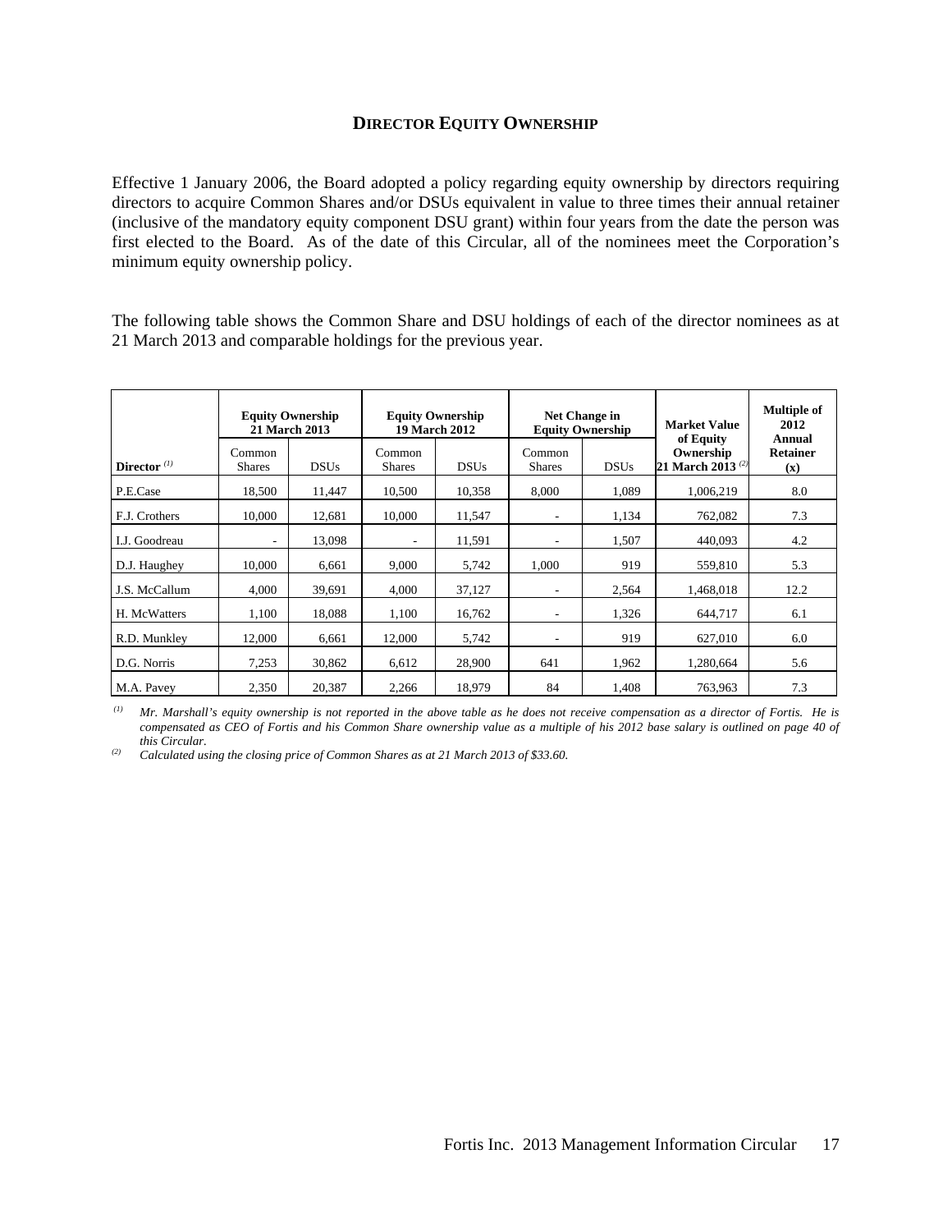## DIRECTOR EQUITY OWNERSHIP

Effective 1 January 2006, the Board adopted a policy regarding equity ownership by directors requiring directors to acquire Common Shares and/or DSUs equivalent in value to three times their annual retainer (inclusive of the mandatory equity component DSU grant) within four years from the date the person was first elected to the Board. As of the date of this Circular, all of the nominees meet the Corporation's minimum equity ownership policy.

The following table shows the Common Share and DSU holdings of each of the director nominees as at 21 March 2013 and comparable holdings for the previous year.

| | Equity Ownership 21 March 2013 | | Equity Ownership 19 March 2012 | | Net Change in Equity Ownership | | Market Value of Equity Ownership 21 March 2013 [(2)] | Multiple of 2012 Annual Retainer (x) |
|---|---|---|---|---|---|---|---|---|
| Director [(1)] | Common Shares | DSUs | Common Shares | DSUs | Common Shares | DSUs | | |
| P.E.Case | 18,500 | 11,447 | 10,500 | 10,358 | 8,000 | 1,089 | 1,006,219 | 8.0 |
| F.J. Crothers | 10,000 | 12,681 | 10,000 | 11,547 | - | 1,134 | 762,082 | 7.3 |
| I.J. Goodreau | - | 13,098 | - | 11,591 | - | 1,507 | 440,093 | 4.2 |
| D.J. Haughey | 10,000 | 6,661 | 9,000 | 5,742 | 1,000 | 919 | 559,810 | 5.3 |
| J.S. McCallum | 4,000 | 39,691 | 4,000 | 37,127 | - | 2,564 | 1,468,018 | 12.2 |
| H. McWatters | 1,100 | 18,088 | 1,100 | 16,762 | - | 1,326 | 644,717 | 6.1 |
| R.D. Munkley | 12,000 | 6,661 | 12,000 | 5,742 | - | 919 | 627,010 | 6.0 |
| D.G. Norris | 7,253 | 30,862 | 6,612 | 28,900 | 641 | 1,962 | 1,280,664 | 5.6 |
| M.A. Pavey | 2,350 | 20,387 | 2,266 | 18,979 | 84 | 1,408 | 763,963 | 7.3 |

(1) *Mr. Marshall's equity ownership is not reported in the above table as he does not receive compensation as a director of Fortis. He is compensated as CEO of Fortis and his Common Share ownership value as a multiple of his 2012 base salary is outlined on page 40 of this Circular.*

(2) *Calculated using the closing price of Common Shares as at 21 March 2013 of $33.60.*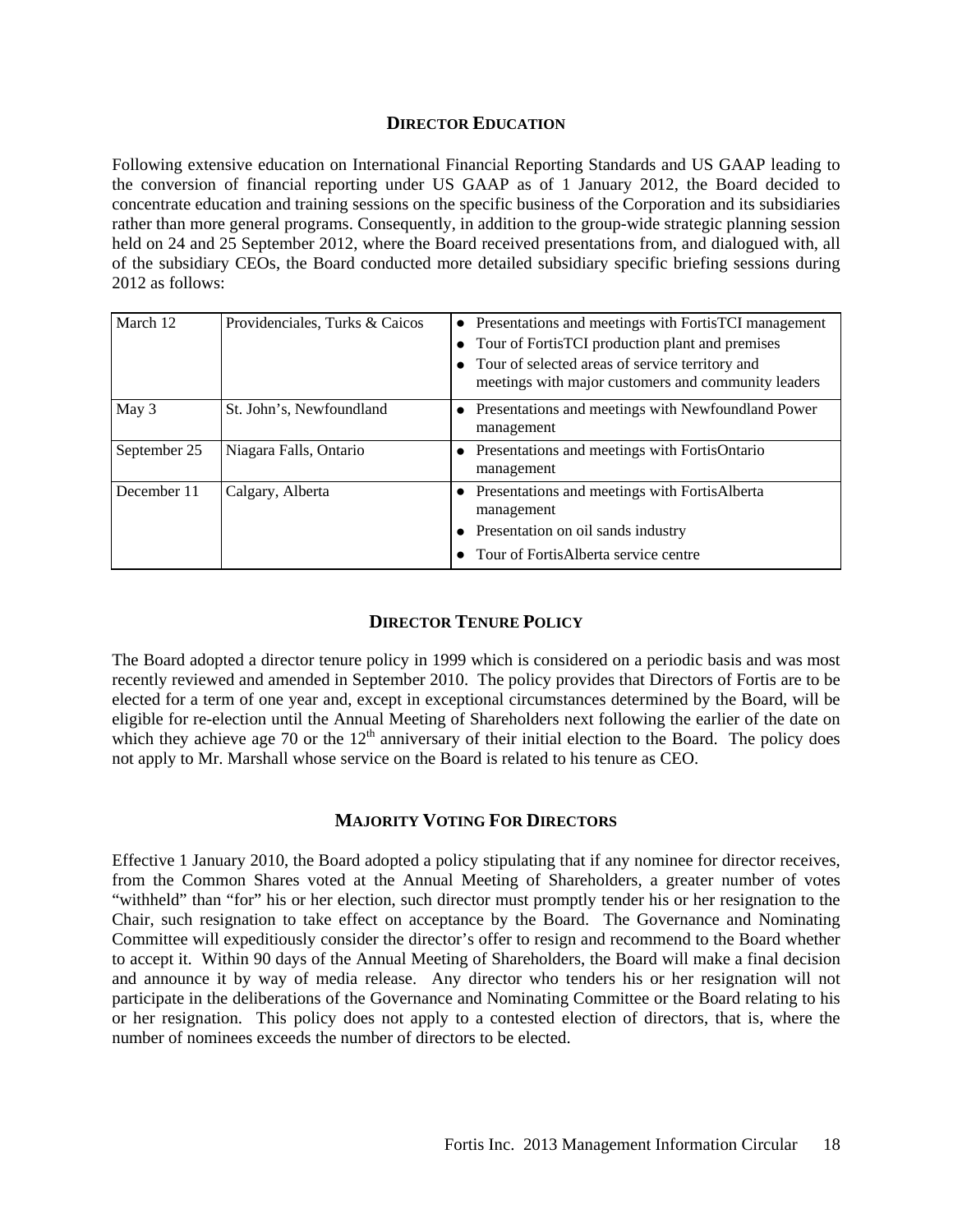## DIRECTOR EDUCATION

Following extensive education on International Financial Reporting Standards and US GAAP leading to the conversion of financial reporting under US GAAP as of 1 January 2012, the Board decided to concentrate education and training sessions on the specific business of the Corporation and its subsidiaries rather than more general programs. Consequently, in addition to the group-wide strategic planning session held on 24 and 25 September 2012, where the Board received presentations from, and dialogued with, all of the subsidiary CEOs, the Board conducted more detailed subsidiary specific briefing sessions during 2012 as follows:

| | | |
|---|---|---|
| March 12 | Providenciales, Turks & Caicos | • Presentations and meetings with FortisTCI management<br>• Tour of FortisTCI production plant and premises<br>• Tour of selected areas of service territory and meetings with major customers and community leaders |
| May 3 | St. John's, Newfoundland | • Presentations and meetings with Newfoundland Power management |
| September 25 | Niagara Falls, Ontario | • Presentations and meetings with FortisOntario management |
| December 11 | Calgary, Alberta | • Presentations and meetings with FortisAlberta management<br>• Presentation on oil sands industry<br>• Tour of FortisAlberta service centre |

## DIRECTOR TENURE POLICY

The Board adopted a director tenure policy in 1999 which is considered on a periodic basis and was most recently reviewed and amended in September 2010. The policy provides that Directors of Fortis are to be elected for a term of one year and, except in exceptional circumstances determined by the Board, will be eligible for re-election until the Annual Meeting of Shareholders next following the earlier of the date on which they achieve age 70 or the 12th anniversary of their initial election to the Board. The policy does not apply to Mr. Marshall whose service on the Board is related to his tenure as CEO.

## MAJORITY VOTING FOR DIRECTORS

Effective 1 January 2010, the Board adopted a policy stipulating that if any nominee for director receives, from the Common Shares voted at the Annual Meeting of Shareholders, a greater number of votes "withheld" than "for" his or her election, such director must promptly tender his or her resignation to the Chair, such resignation to take effect on acceptance by the Board. The Governance and Nominating Committee will expeditiously consider the director's offer to resign and recommend to the Board whether to accept it. Within 90 days of the Annual Meeting of Shareholders, the Board will make a final decision and announce it by way of media release. Any director who tenders his or her resignation will not participate in the deliberations of the Governance and Nominating Committee or the Board relating to his or her resignation. This policy does not apply to a contested election of directors, that is, where the number of nominees exceeds the number of directors to be elected.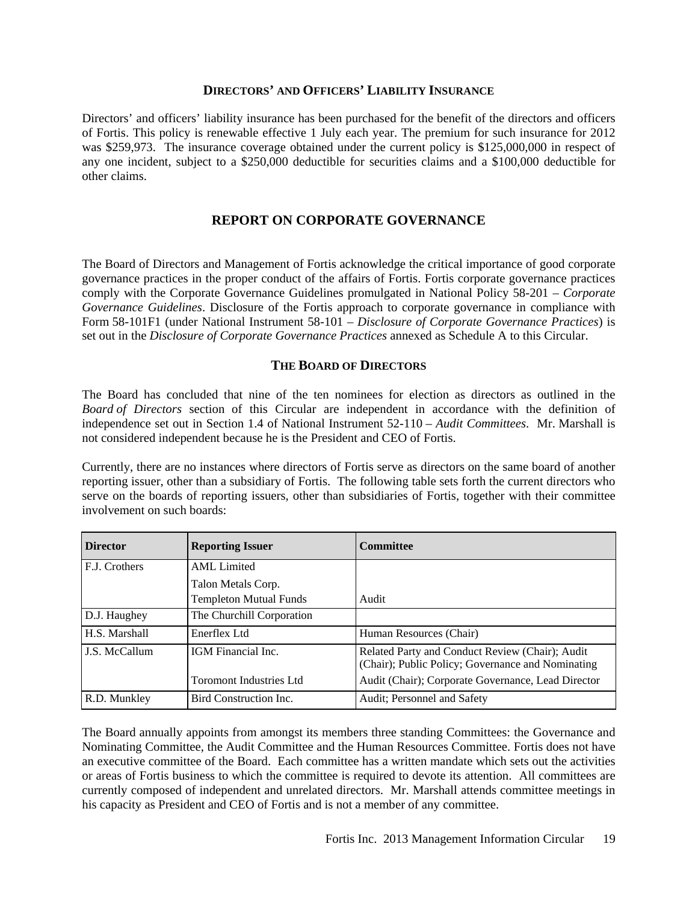### DIRECTORS' AND OFFICERS' LIABILITY INSURANCE

Directors' and officers' liability insurance has been purchased for the benefit of the directors and officers of Fortis. This policy is renewable effective 1 July each year. The premium for such insurance for 2012 was $259,973. The insurance coverage obtained under the current policy is $125,000,000 in respect of any one incident, subject to a $250,000 deductible for securities claims and a $100,000 deductible for other claims.

## REPORT ON CORPORATE GOVERNANCE

The Board of Directors and Management of Fortis acknowledge the critical importance of good corporate governance practices in the proper conduct of the affairs of Fortis. Fortis corporate governance practices comply with the Corporate Governance Guidelines promulgated in National Policy 58-201 – *Corporate Governance Guidelines*. Disclosure of the Fortis approach to corporate governance in compliance with Form 58-101F1 (under National Instrument 58-101 – *Disclosure of Corporate Governance Practices*) is set out in the *Disclosure of Corporate Governance Practices* annexed as Schedule A to this Circular.

### THE BOARD OF DIRECTORS

The Board has concluded that nine of the ten nominees for election as directors as outlined in the *Board of Directors* section of this Circular are independent in accordance with the definition of independence set out in Section 1.4 of National Instrument 52-110 – *Audit Committees*. Mr. Marshall is not considered independent because he is the President and CEO of Fortis.

Currently, there are no instances where directors of Fortis serve as directors on the same board of another reporting issuer, other than a subsidiary of Fortis. The following table sets forth the current directors who serve on the boards of reporting issuers, other than subsidiaries of Fortis, together with their committee involvement on such boards:

| Director | Reporting Issuer | Committee |
|---|---|---|
| F.J. Crothers | AML Limited | |
| | Talon Metals Corp. | |
| | Templeton Mutual Funds | Audit |
| D.J. Haughey | The Churchill Corporation | |
| H.S. Marshall | Enerflex Ltd | Human Resources (Chair) |
| J.S. McCallum | IGM Financial Inc. | Related Party and Conduct Review (Chair); Audit (Chair); Public Policy; Governance and Nominating |
| | Toromont Industries Ltd | Audit (Chair); Corporate Governance, Lead Director |
| R.D. Munkley | Bird Construction Inc. | Audit; Personnel and Safety |

The Board annually appoints from amongst its members three standing Committees: the Governance and Nominating Committee, the Audit Committee and the Human Resources Committee. Fortis does not have an executive committee of the Board. Each committee has a written mandate which sets out the activities or areas of Fortis business to which the committee is required to devote its attention. All committees are currently composed of independent and unrelated directors. Mr. Marshall attends committee meetings in his capacity as President and CEO of Fortis and is not a member of any committee.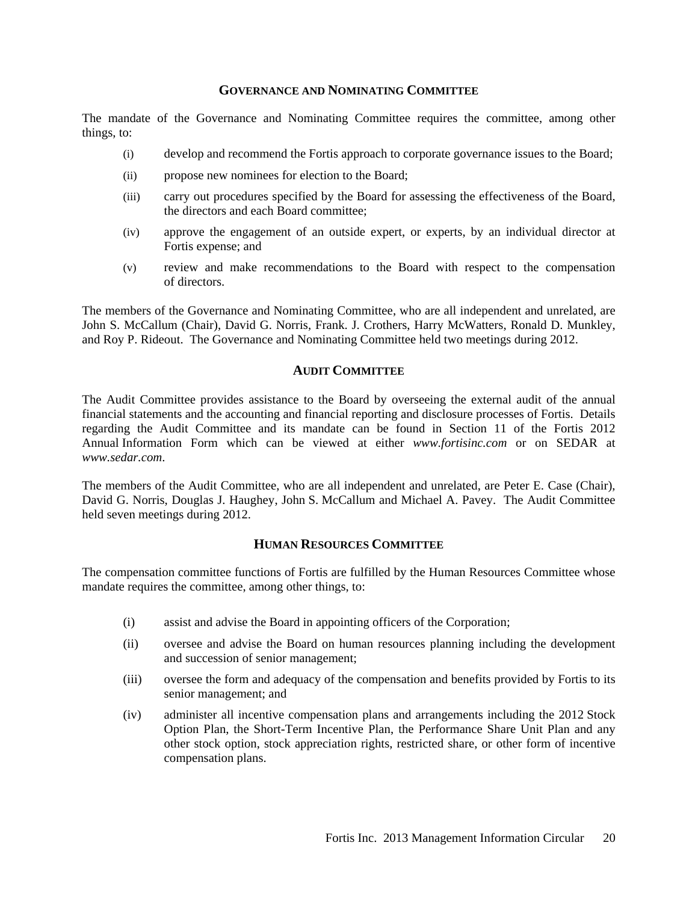## GOVERNANCE AND NOMINATING COMMITTEE

The mandate of the Governance and Nominating Committee requires the committee, among other things, to:

(i) develop and recommend the Fortis approach to corporate governance issues to the Board;

(ii) propose new nominees for election to the Board;

(iii) carry out procedures specified by the Board for assessing the effectiveness of the Board, the directors and each Board committee;

(iv) approve the engagement of an outside expert, or experts, by an individual director at Fortis expense; and

(v) review and make recommendations to the Board with respect to the compensation of directors.

The members of the Governance and Nominating Committee, who are all independent and unrelated, are John S. McCallum (Chair), David G. Norris, Frank. J. Crothers, Harry McWatters, Ronald D. Munkley, and Roy P. Rideout. The Governance and Nominating Committee held two meetings during 2012.

## AUDIT COMMITTEE

The Audit Committee provides assistance to the Board by overseeing the external audit of the annual financial statements and the accounting and financial reporting and disclosure processes of Fortis. Details regarding the Audit Committee and its mandate can be found in Section 11 of the Fortis 2012 Annual Information Form which can be viewed at either *www.fortisinc.com* or on SEDAR at *www.sedar.com*.

The members of the Audit Committee, who are all independent and unrelated, are Peter E. Case (Chair), David G. Norris, Douglas J. Haughey, John S. McCallum and Michael A. Pavey. The Audit Committee held seven meetings during 2012.

## HUMAN RESOURCES COMMITTEE

The compensation committee functions of Fortis are fulfilled by the Human Resources Committee whose mandate requires the committee, among other things, to:

(i) assist and advise the Board in appointing officers of the Corporation;

(ii) oversee and advise the Board on human resources planning including the development and succession of senior management;

(iii) oversee the form and adequacy of the compensation and benefits provided by Fortis to its senior management; and

(iv) administer all incentive compensation plans and arrangements including the 2012 Stock Option Plan, the Short-Term Incentive Plan, the Performance Share Unit Plan and any other stock option, stock appreciation rights, restricted share, or other form of incentive compensation plans.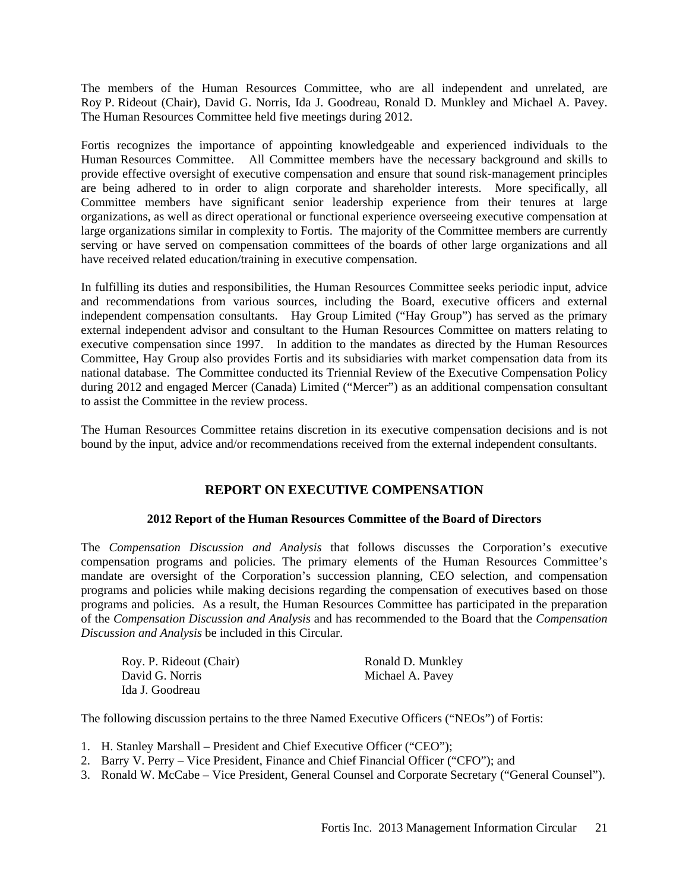The members of the Human Resources Committee, who are all independent and unrelated, are Roy P. Rideout (Chair), David G. Norris, Ida J. Goodreau, Ronald D. Munkley and Michael A. Pavey. The Human Resources Committee held five meetings during 2012.

Fortis recognizes the importance of appointing knowledgeable and experienced individuals to the Human Resources Committee. All Committee members have the necessary background and skills to provide effective oversight of executive compensation and ensure that sound risk-management principles are being adhered to in order to align corporate and shareholder interests. More specifically, all Committee members have significant senior leadership experience from their tenures at large organizations, as well as direct operational or functional experience overseeing executive compensation at large organizations similar in complexity to Fortis. The majority of the Committee members are currently serving or have served on compensation committees of the boards of other large organizations and all have received related education/training in executive compensation.

In fulfilling its duties and responsibilities, the Human Resources Committee seeks periodic input, advice and recommendations from various sources, including the Board, executive officers and external independent compensation consultants. Hay Group Limited ("Hay Group") has served as the primary external independent advisor and consultant to the Human Resources Committee on matters relating to executive compensation since 1997. In addition to the mandates as directed by the Human Resources Committee, Hay Group also provides Fortis and its subsidiaries with market compensation data from its national database. The Committee conducted its Triennial Review of the Executive Compensation Policy during 2012 and engaged Mercer (Canada) Limited ("Mercer") as an additional compensation consultant to assist the Committee in the review process.

The Human Resources Committee retains discretion in its executive compensation decisions and is not bound by the input, advice and/or recommendations received from the external independent consultants.

## REPORT ON EXECUTIVE COMPENSATION

### 2012 Report of the Human Resources Committee of the Board of Directors

The *Compensation Discussion and Analysis* that follows discusses the Corporation's executive compensation programs and policies. The primary elements of the Human Resources Committee's mandate are oversight of the Corporation's succession planning, CEO selection, and compensation programs and policies while making decisions regarding the compensation of executives based on those programs and policies. As a result, the Human Resources Committee has participated in the preparation of the *Compensation Discussion and Analysis* and has recommended to the Board that the *Compensation Discussion and Analysis* be included in this Circular.

Roy. P. Rideout (Chair)
David G. Norris
Ida J. Goodreau
Ronald D. Munkley
Michael A. Pavey

The following discussion pertains to the three Named Executive Officers ("NEOs") of Fortis:

1. H. Stanley Marshall – President and Chief Executive Officer ("CEO");
2. Barry V. Perry – Vice President, Finance and Chief Financial Officer ("CFO"); and
3. Ronald W. McCabe – Vice President, General Counsel and Corporate Secretary ("General Counsel").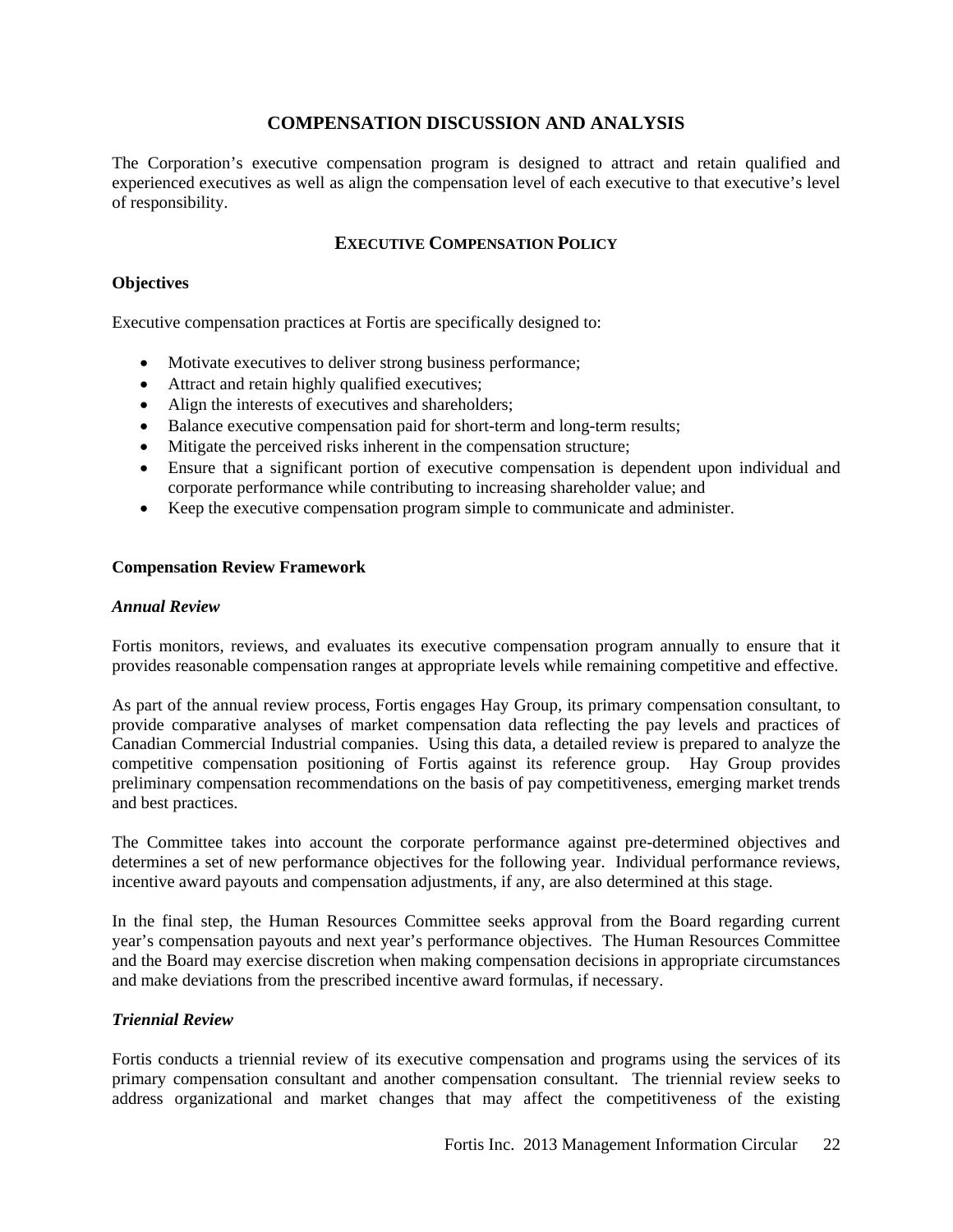# COMPENSATION DISCUSSION AND ANALYSIS

The Corporation's executive compensation program is designed to attract and retain qualified and experienced executives as well as align the compensation level of each executive to that executive's level of responsibility.

## EXECUTIVE COMPENSATION POLICY

### Objectives

Executive compensation practices at Fortis are specifically designed to:

- Motivate executives to deliver strong business performance;
- Attract and retain highly qualified executives;
- Align the interests of executives and shareholders;
- Balance executive compensation paid for short-term and long-term results;
- Mitigate the perceived risks inherent in the compensation structure;
- Ensure that a significant portion of executive compensation is dependent upon individual and corporate performance while contributing to increasing shareholder value; and
- Keep the executive compensation program simple to communicate and administer.

### Compensation Review Framework

#### *Annual Review*

Fortis monitors, reviews, and evaluates its executive compensation program annually to ensure that it provides reasonable compensation ranges at appropriate levels while remaining competitive and effective.

As part of the annual review process, Fortis engages Hay Group, its primary compensation consultant, to provide comparative analyses of market compensation data reflecting the pay levels and practices of Canadian Commercial Industrial companies. Using this data, a detailed review is prepared to analyze the competitive compensation positioning of Fortis against its reference group. Hay Group provides preliminary compensation recommendations on the basis of pay competitiveness, emerging market trends and best practices.

The Committee takes into account the corporate performance against pre-determined objectives and determines a set of new performance objectives for the following year. Individual performance reviews, incentive award payouts and compensation adjustments, if any, are also determined at this stage.

In the final step, the Human Resources Committee seeks approval from the Board regarding current year's compensation payouts and next year's performance objectives. The Human Resources Committee and the Board may exercise discretion when making compensation decisions in appropriate circumstances and make deviations from the prescribed incentive award formulas, if necessary.

#### *Triennial Review*

Fortis conducts a triennial review of its executive compensation and programs using the services of its primary compensation consultant and another compensation consultant. The triennial review seeks to address organizational and market changes that may affect the competitiveness of the existing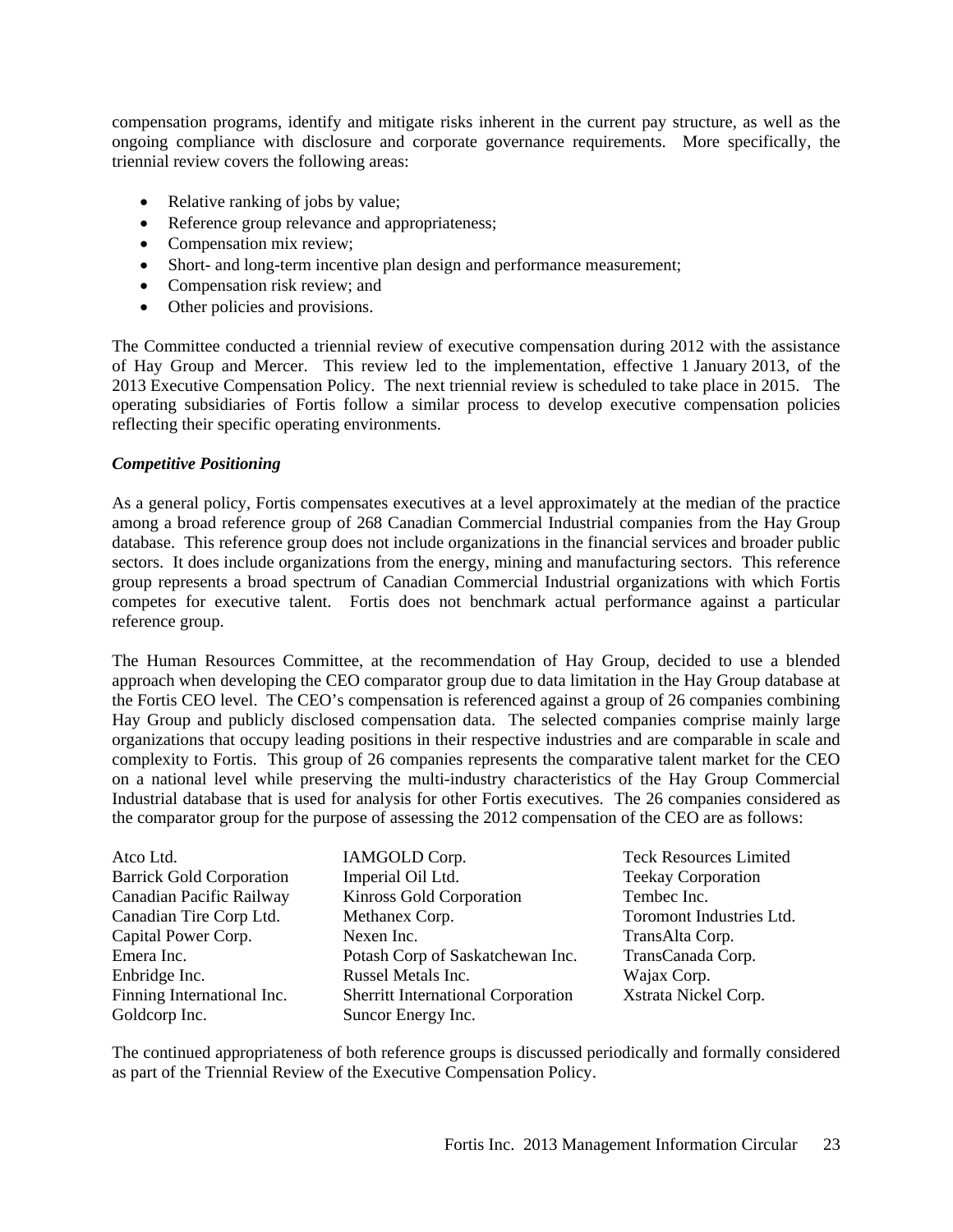compensation programs, identify and mitigate risks inherent in the current pay structure, as well as the ongoing compliance with disclosure and corporate governance requirements. More specifically, the triennial review covers the following areas:

- Relative ranking of jobs by value;
- Reference group relevance and appropriateness;
- Compensation mix review;
- Short- and long-term incentive plan design and performance measurement;
- Compensation risk review; and
- Other policies and provisions.

The Committee conducted a triennial review of executive compensation during 2012 with the assistance of Hay Group and Mercer. This review led to the implementation, effective 1 January 2013, of the 2013 Executive Compensation Policy. The next triennial review is scheduled to take place in 2015. The operating subsidiaries of Fortis follow a similar process to develop executive compensation policies reflecting their specific operating environments.

***Competitive Positioning***

As a general policy, Fortis compensates executives at a level approximately at the median of the practice among a broad reference group of 268 Canadian Commercial Industrial companies from the Hay Group database. This reference group does not include organizations in the financial services and broader public sectors. It does include organizations from the energy, mining and manufacturing sectors. This reference group represents a broad spectrum of Canadian Commercial Industrial organizations with which Fortis competes for executive talent. Fortis does not benchmark actual performance against a particular reference group.

The Human Resources Committee, at the recommendation of Hay Group, decided to use a blended approach when developing the CEO comparator group due to data limitation in the Hay Group database at the Fortis CEO level. The CEO's compensation is referenced against a group of 26 companies combining Hay Group and publicly disclosed compensation data. The selected companies comprise mainly large organizations that occupy leading positions in their respective industries and are comparable in scale and complexity to Fortis. This group of 26 companies represents the comparative talent market for the CEO on a national level while preserving the multi-industry characteristics of the Hay Group Commercial Industrial database that is used for analysis for other Fortis executives. The 26 companies considered as the comparator group for the purpose of assessing the 2012 compensation of the CEO are as follows:

| | | |
|---|---|---|
| Atco Ltd. | IAMGOLD Corp. | Teck Resources Limited |
| Barrick Gold Corporation | Imperial Oil Ltd. | Teekay Corporation |
| Canadian Pacific Railway | Kinross Gold Corporation | Tembec Inc. |
| Canadian Tire Corp Ltd. | Methanex Corp. | Toromont Industries Ltd. |
| Capital Power Corp. | Nexen Inc. | TransAlta Corp. |
| Emera Inc. | Potash Corp of Saskatchewan Inc. | TransCanada Corp. |
| Enbridge Inc. | Russel Metals Inc. | Wajax Corp. |
| Finning International Inc. | Sherritt International Corporation | Xstrata Nickel Corp. |
| Goldcorp Inc. | Suncor Energy Inc. | |

The continued appropriateness of both reference groups is discussed periodically and formally considered as part of the Triennial Review of the Executive Compensation Policy.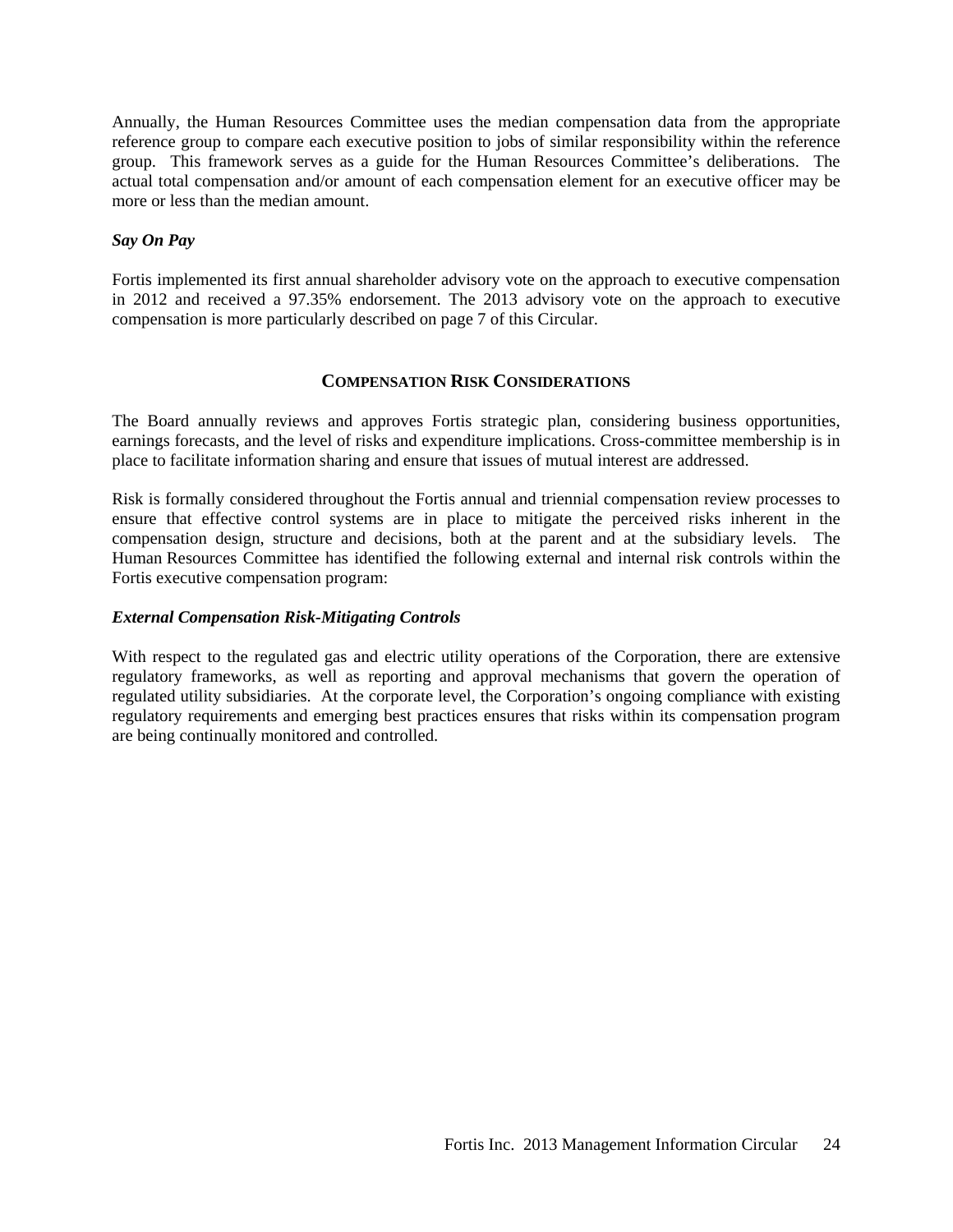Annually, the Human Resources Committee uses the median compensation data from the appropriate reference group to compare each executive position to jobs of similar responsibility within the reference group. This framework serves as a guide for the Human Resources Committee's deliberations. The actual total compensation and/or amount of each compensation element for an executive officer may be more or less than the median amount.

***Say On Pay***

Fortis implemented its first annual shareholder advisory vote on the approach to executive compensation in 2012 and received a 97.35% endorsement. The 2013 advisory vote on the approach to executive compensation is more particularly described on page 7 of this Circular.

## COMPENSATION RISK CONSIDERATIONS

The Board annually reviews and approves Fortis strategic plan, considering business opportunities, earnings forecasts, and the level of risks and expenditure implications. Cross-committee membership is in place to facilitate information sharing and ensure that issues of mutual interest are addressed.

Risk is formally considered throughout the Fortis annual and triennial compensation review processes to ensure that effective control systems are in place to mitigate the perceived risks inherent in the compensation design, structure and decisions, both at the parent and at the subsidiary levels. The Human Resources Committee has identified the following external and internal risk controls within the Fortis executive compensation program:

***External Compensation Risk-Mitigating Controls***

With respect to the regulated gas and electric utility operations of the Corporation, there are extensive regulatory frameworks, as well as reporting and approval mechanisms that govern the operation of regulated utility subsidiaries. At the corporate level, the Corporation's ongoing compliance with existing regulatory requirements and emerging best practices ensures that risks within its compensation program are being continually monitored and controlled.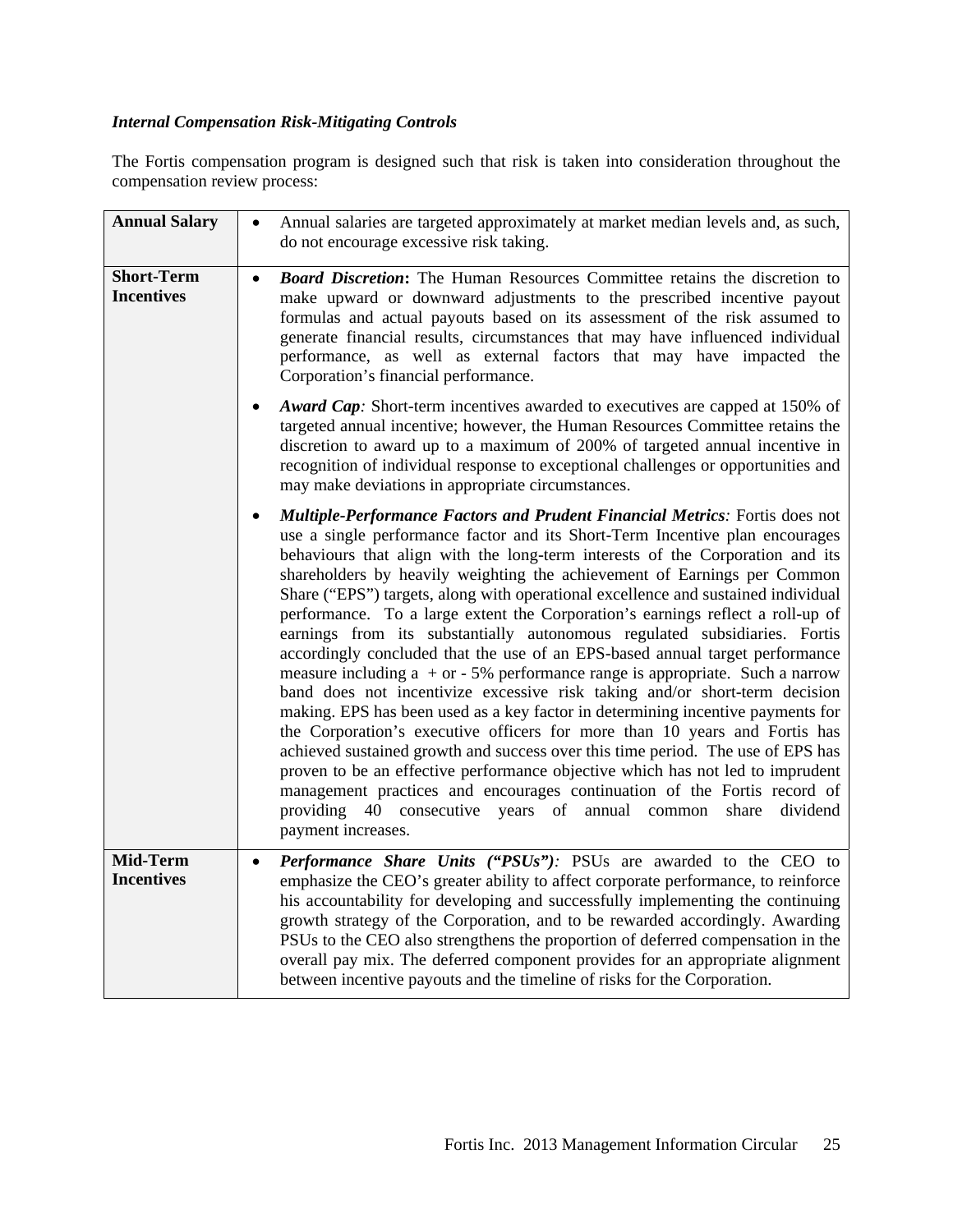***Internal Compensation Risk-Mitigating Controls***

The Fortis compensation program is designed such that risk is taken into consideration throughout the compensation review process:

| | |
|---|---|
| **Annual Salary** | • Annual salaries are targeted approximately at market median levels and, as such, do not encourage excessive risk taking. |
| **Short-Term Incentives** | • ***Board Discretion*****:** The Human Resources Committee retains the discretion to make upward or downward adjustments to the prescribed incentive payout formulas and actual payouts based on its assessment of the risk assumed to generate financial results, circumstances that may have influenced individual performance, as well as external factors that may have impacted the Corporation's financial performance.<br><br>• ***Award Cap****:* Short-term incentives awarded to executives are capped at 150% of targeted annual incentive; however, the Human Resources Committee retains the discretion to award up to a maximum of 200% of targeted annual incentive in recognition of individual response to exceptional challenges or opportunities and may make deviations in appropriate circumstances.<br><br>• ***Multiple-Performance Factors and Prudent Financial Metrics****:* Fortis does not use a single performance factor and its Short-Term Incentive plan encourages behaviours that align with the long-term interests of the Corporation and its shareholders by heavily weighting the achievement of Earnings per Common Share ("EPS") targets, along with operational excellence and sustained individual performance. To a large extent the Corporation's earnings reflect a roll-up of earnings from its substantially autonomous regulated subsidiaries. Fortis accordingly concluded that the use of an EPS-based annual target performance measure including a + or - 5% performance range is appropriate. Such a narrow band does not incentivize excessive risk taking and/or short-term decision making. EPS has been used as a key factor in determining incentive payments for the Corporation's executive officers for more than 10 years and Fortis has achieved sustained growth and success over this time period. The use of EPS has proven to be an effective performance objective which has not led to imprudent management practices and encourages continuation of the Fortis record of providing 40 consecutive years of annual common share dividend payment increases. |
| **Mid-Term Incentives** | • ***Performance Share Units ("PSUs")****:* PSUs are awarded to the CEO to emphasize the CEO's greater ability to affect corporate performance, to reinforce his accountability for developing and successfully implementing the continuing growth strategy of the Corporation, and to be rewarded accordingly. Awarding PSUs to the CEO also strengthens the proportion of deferred compensation in the overall pay mix. The deferred component provides for an appropriate alignment between incentive payouts and the timeline of risks for the Corporation. |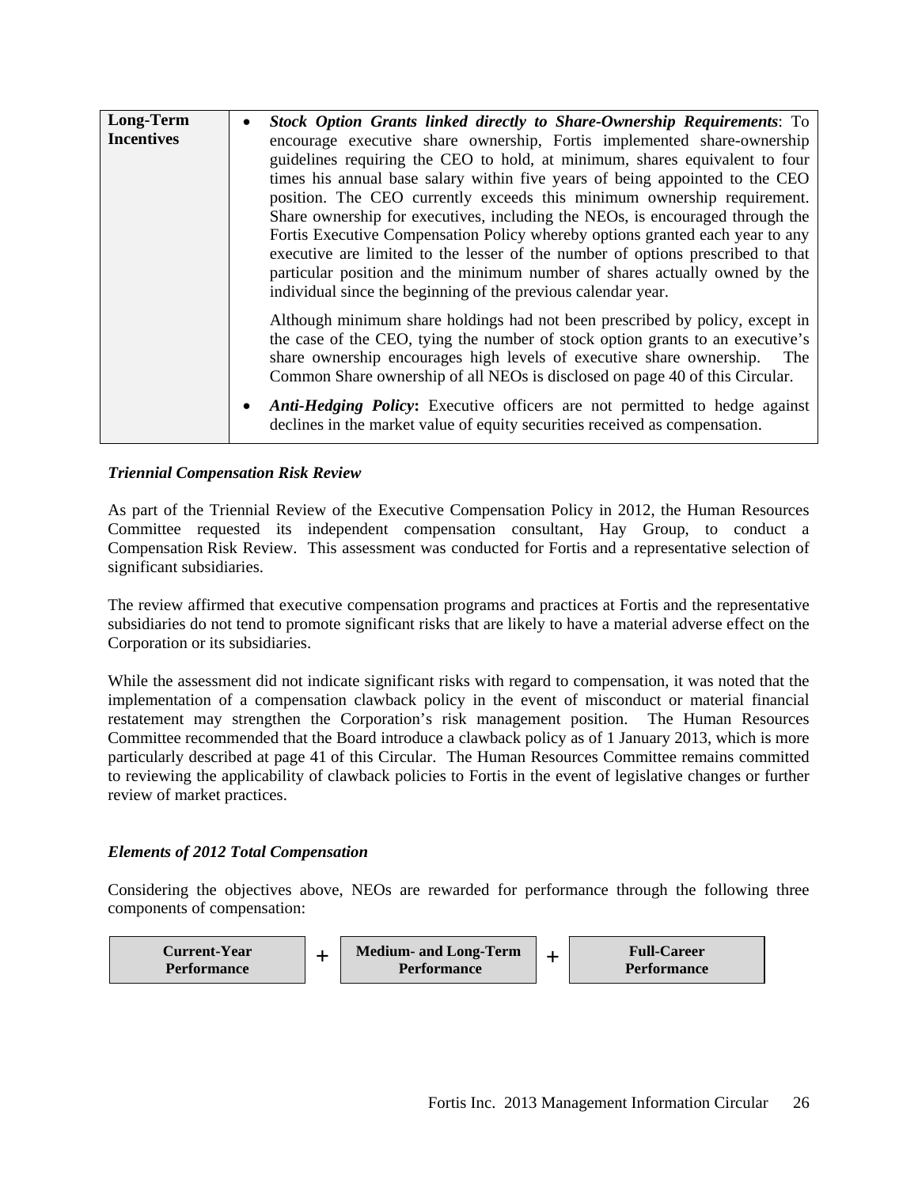| Long-Term Incentives | • ***Stock Option Grants linked directly to Share-Ownership Requirements***: To encourage executive share ownership, Fortis implemented share-ownership guidelines requiring the CEO to hold, at minimum, shares equivalent to four times his annual base salary within five years of being appointed to the CEO position. The CEO currently exceeds this minimum ownership requirement. Share ownership for executives, including the NEOs, is encouraged through the Fortis Executive Compensation Policy whereby options granted each year to any executive are limited to the lesser of the number of options prescribed to that particular position and the minimum number of shares actually owned by the individual since the beginning of the previous calendar year.<br><br>Although minimum share holdings had not been prescribed by policy, except in the case of the CEO, tying the number of stock option grants to an executive's share ownership encourages high levels of executive share ownership. The Common Share ownership of all NEOs is disclosed on page 40 of this Circular.<br><br>• ***Anti-Hedging Policy*:** Executive officers are not permitted to hedge against declines in the market value of equity securities received as compensation. |
|---|---|

### *Triennial Compensation Risk Review*

As part of the Triennial Review of the Executive Compensation Policy in 2012, the Human Resources Committee requested its independent compensation consultant, Hay Group, to conduct a Compensation Risk Review. This assessment was conducted for Fortis and a representative selection of significant subsidiaries.

The review affirmed that executive compensation programs and practices at Fortis and the representative subsidiaries do not tend to promote significant risks that are likely to have a material adverse effect on the Corporation or its subsidiaries.

While the assessment did not indicate significant risks with regard to compensation, it was noted that the implementation of a compensation clawback policy in the event of misconduct or material financial restatement may strengthen the Corporation's risk management position. The Human Resources Committee recommended that the Board introduce a clawback policy as of 1 January 2013, which is more particularly described at page 41 of this Circular. The Human Resources Committee remains committed to reviewing the applicability of clawback policies to Fortis in the event of legislative changes or further review of market practices.

### *Elements of 2012 Total Compensation*

Considering the objectives above, NEOs are rewarded for performance through the following three components of compensation:

**Current-Year Performance** + **Medium- and Long-Term Performance** + **Full-Career Performance**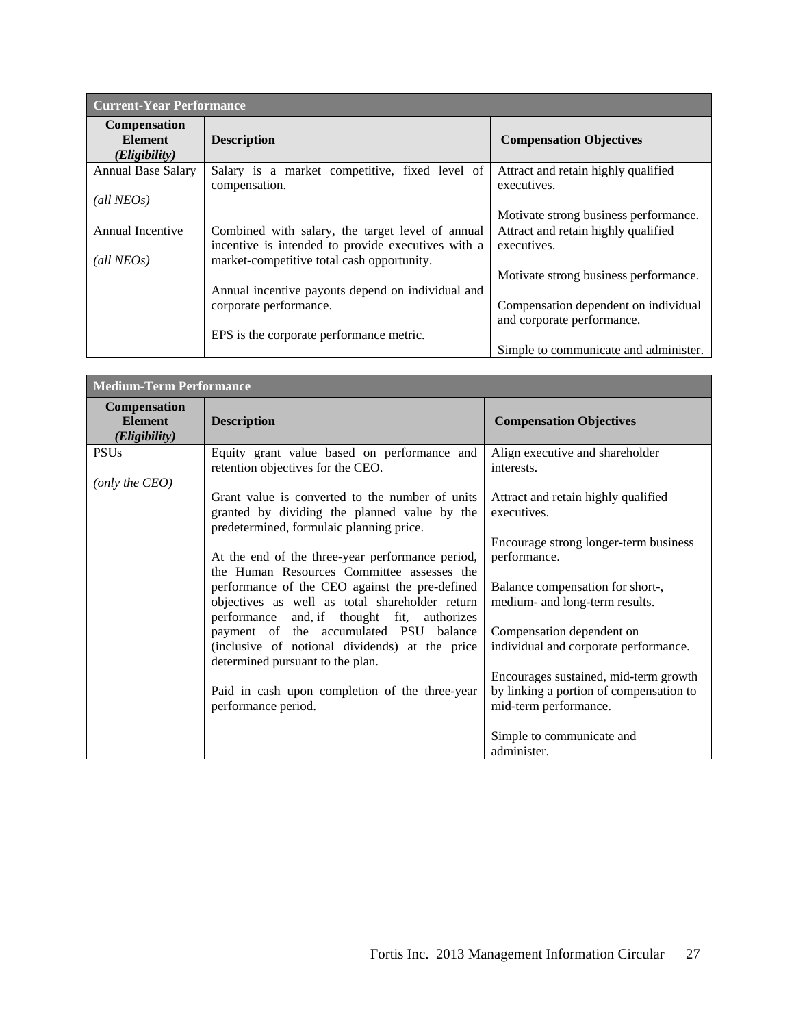| Current-Year Performance | | |
|---|---|---|
| **Compensation Element** ***(Eligibility)*** | **Description** | **Compensation Objectives** |
| Annual Base Salary<br><br>*(all NEOs)* | Salary is a market competitive, fixed level of compensation. | Attract and retain highly qualified executives.<br><br>Motivate strong business performance. |
| Annual Incentive<br><br>*(all NEOs)* | Combined with salary, the target level of annual incentive is intended to provide executives with a market-competitive total cash opportunity.<br><br>Annual incentive payouts depend on individual and corporate performance.<br><br>EPS is the corporate performance metric. | Attract and retain highly qualified executives.<br><br>Motivate strong business performance.<br><br>Compensation dependent on individual and corporate performance.<br><br>Simple to communicate and administer. |

| Medium-Term Performance | | |
|---|---|---|
| **Compensation Element** ***(Eligibility)*** | **Description** | **Compensation Objectives** |
| PSUs<br><br>*(only the CEO)* | Equity grant value based on performance and retention objectives for the CEO.<br><br>Grant value is converted to the number of units granted by dividing the planned value by the predetermined, formulaic planning price.<br><br>At the end of the three-year performance period, the Human Resources Committee assesses the performance of the CEO against the pre-defined objectives as well as total shareholder return performance and, if thought fit, authorizes payment of the accumulated PSU balance (inclusive of notional dividends) at the price determined pursuant to the plan.<br><br>Paid in cash upon completion of the three-year performance period. | Align executive and shareholder interests.<br><br>Attract and retain highly qualified executives.<br><br>Encourage strong longer-term business performance.<br><br>Balance compensation for short-, medium- and long-term results.<br><br>Compensation dependent on individual and corporate performance.<br><br>Encourages sustained, mid-term growth by linking a portion of compensation to mid-term performance.<br><br>Simple to communicate and administer. |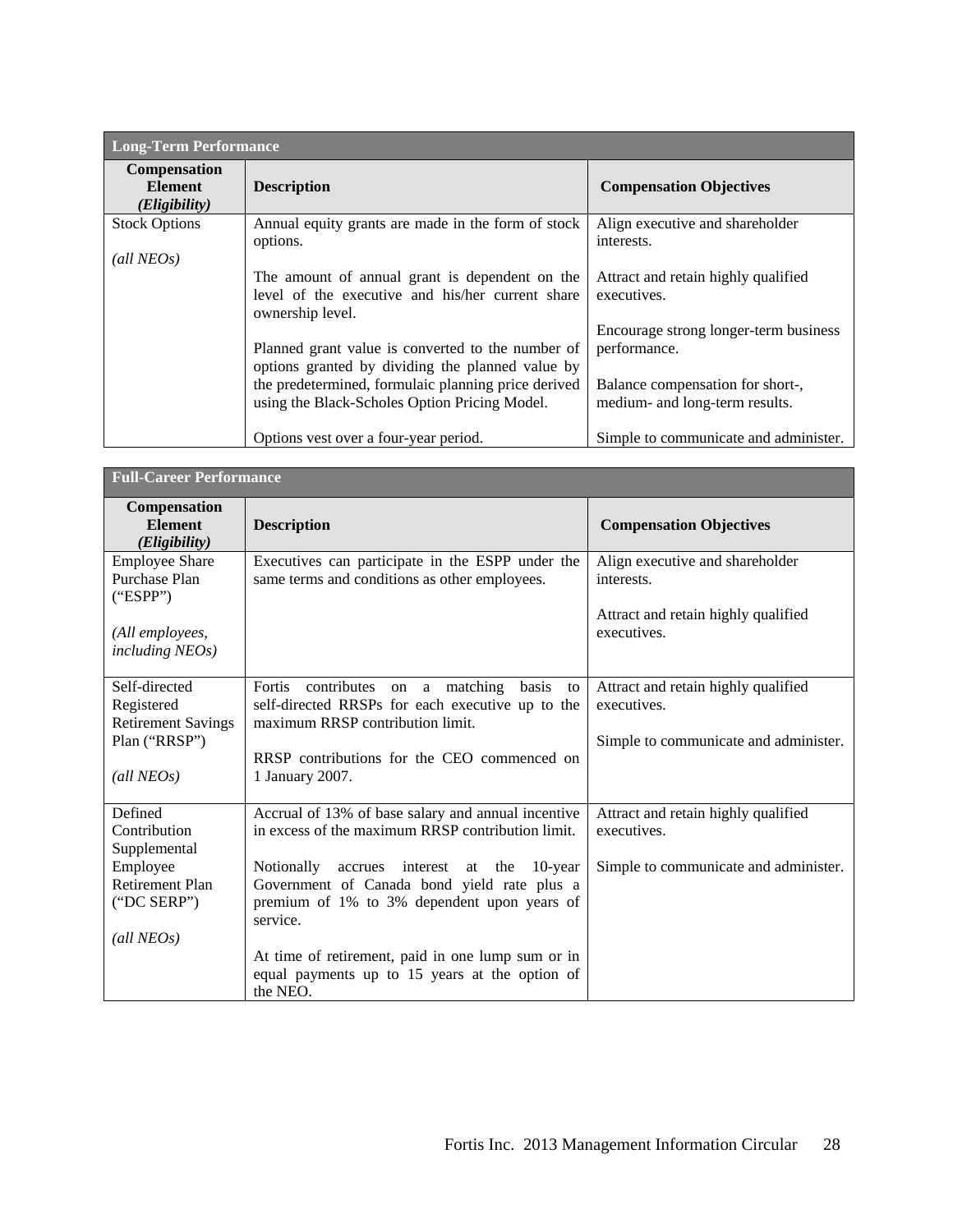| Long-Term Performance | | |
|---|---|---|
| **Compensation Element *(Eligibility)*** | **Description** | **Compensation Objectives** |
| Stock Options<br><br>*(all NEOs)* | Annual equity grants are made in the form of stock options.<br><br>The amount of annual grant is dependent on the level of the executive and his/her current share ownership level.<br><br>Planned grant value is converted to the number of options granted by dividing the planned value by the predetermined, formulaic planning price derived using the Black-Scholes Option Pricing Model.<br><br>Options vest over a four-year period. | Align executive and shareholder interests.<br><br>Attract and retain highly qualified executives.<br><br>Encourage strong longer-term business performance.<br><br>Balance compensation for short-, medium- and long-term results.<br><br>Simple to communicate and administer. |

| Full-Career Performance | | |
|---|---|---|
| **Compensation Element *(Eligibility)*** | **Description** | **Compensation Objectives** |
| Employee Share Purchase Plan (“ESPP”)<br><br>*(All employees, including NEOs)* | Executives can participate in the ESPP under the same terms and conditions as other employees. | Align executive and shareholder interests.<br><br>Attract and retain highly qualified executives. |
| Self-directed Registered Retirement Savings Plan (“RRSP”)<br><br>*(all NEOs)* | Fortis contributes on a matching basis to self-directed RRSPs for each executive up to the maximum RRSP contribution limit.<br><br>RRSP contributions for the CEO commenced on 1 January 2007. | Attract and retain highly qualified executives.<br><br>Simple to communicate and administer. |
| Defined Contribution Supplemental Employee Retirement Plan (“DC SERP”)<br><br>*(all NEOs)* | Accrual of 13% of base salary and annual incentive in excess of the maximum RRSP contribution limit.<br><br>Notionally accrues interest at the 10-year Government of Canada bond yield rate plus a premium of 1% to 3% dependent upon years of service.<br><br>At time of retirement, paid in one lump sum or in equal payments up to 15 years at the option of the NEO. | Attract and retain highly qualified executives.<br><br>Simple to communicate and administer. |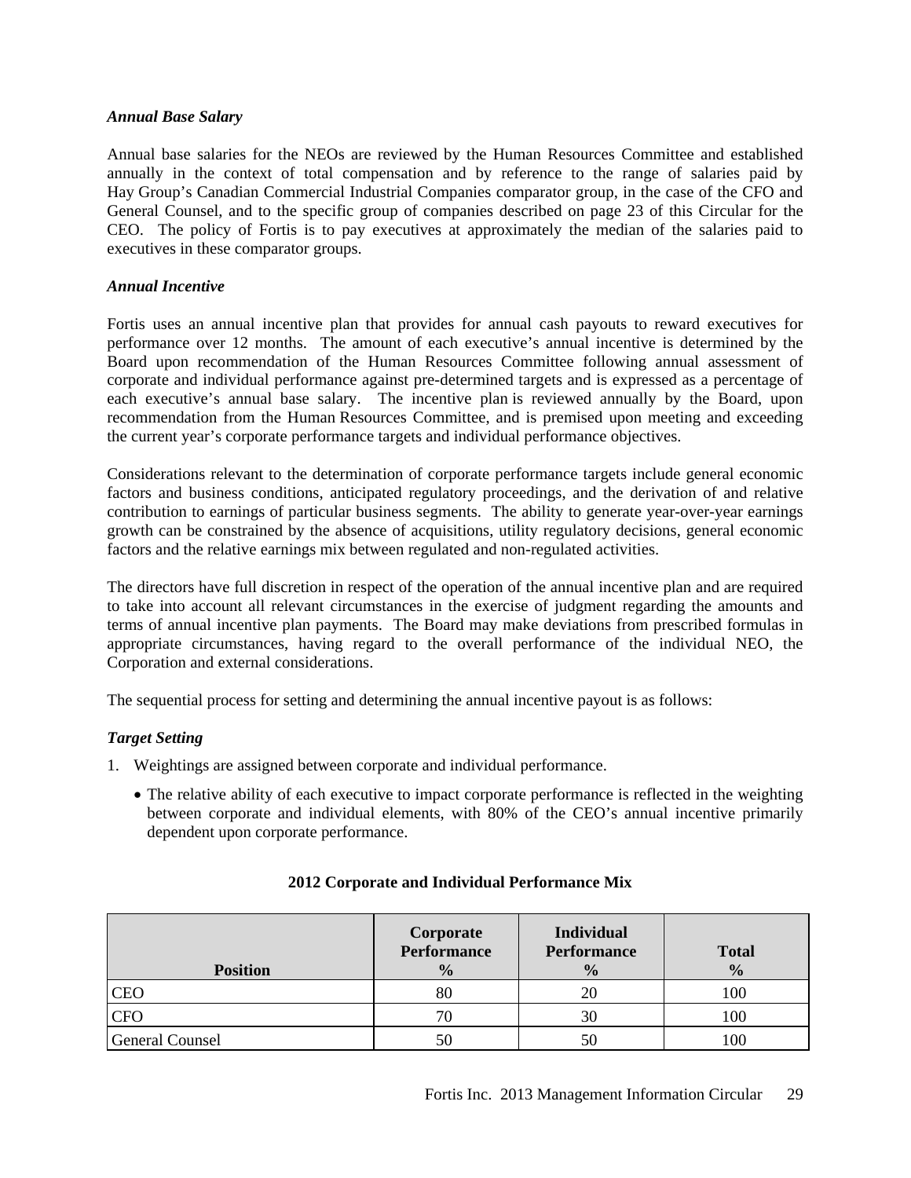***Annual Base Salary***

Annual base salaries for the NEOs are reviewed by the Human Resources Committee and established annually in the context of total compensation and by reference to the range of salaries paid by Hay Group's Canadian Commercial Industrial Companies comparator group, in the case of the CFO and General Counsel, and to the specific group of companies described on page 23 of this Circular for the CEO. The policy of Fortis is to pay executives at approximately the median of the salaries paid to executives in these comparator groups.

***Annual Incentive***

Fortis uses an annual incentive plan that provides for annual cash payouts to reward executives for performance over 12 months. The amount of each executive's annual incentive is determined by the Board upon recommendation of the Human Resources Committee following annual assessment of corporate and individual performance against pre-determined targets and is expressed as a percentage of each executive's annual base salary. The incentive plan is reviewed annually by the Board, upon recommendation from the Human Resources Committee, and is premised upon meeting and exceeding the current year's corporate performance targets and individual performance objectives.

Considerations relevant to the determination of corporate performance targets include general economic factors and business conditions, anticipated regulatory proceedings, and the derivation of and relative contribution to earnings of particular business segments. The ability to generate year-over-year earnings growth can be constrained by the absence of acquisitions, utility regulatory decisions, general economic factors and the relative earnings mix between regulated and non-regulated activities.

The directors have full discretion in respect of the operation of the annual incentive plan and are required to take into account all relevant circumstances in the exercise of judgment regarding the amounts and terms of annual incentive plan payments. The Board may make deviations from prescribed formulas in appropriate circumstances, having regard to the overall performance of the individual NEO, the Corporation and external considerations.

The sequential process for setting and determining the annual incentive payout is as follows:

***Target Setting***

1. Weightings are assigned between corporate and individual performance.
   - The relative ability of each executive to impact corporate performance is reflected in the weighting between corporate and individual elements, with 80% of the CEO's annual incentive primarily dependent upon corporate performance.

**2012 Corporate and Individual Performance Mix**

| Position | Corporate Performance % | Individual Performance % | Total % |
|---|---|---|---|
| CEO | 80 | 20 | 100 |
| CFO | 70 | 30 | 100 |
| General Counsel | 50 | 50 | 100 |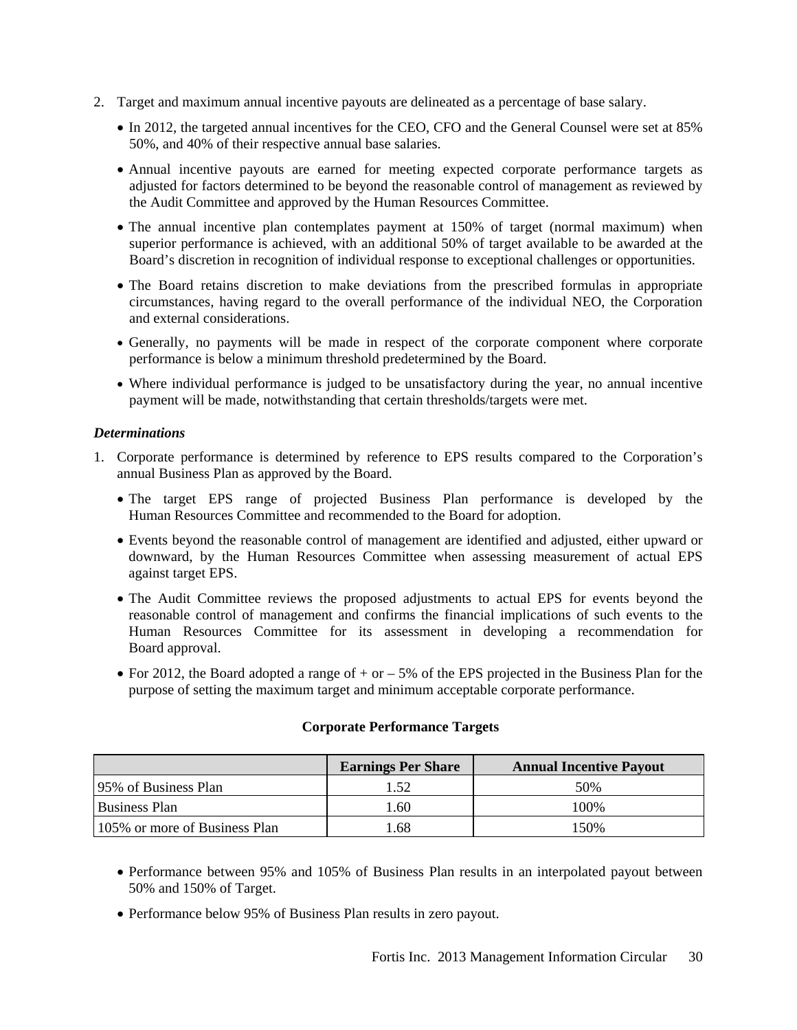2. Target and maximum annual incentive payouts are delineated as a percentage of base salary.

   - In 2012, the targeted annual incentives for the CEO, CFO and the General Counsel were set at 85% 50%, and 40% of their respective annual base salaries.
   - Annual incentive payouts are earned for meeting expected corporate performance targets as adjusted for factors determined to be beyond the reasonable control of management as reviewed by the Audit Committee and approved by the Human Resources Committee.
   - The annual incentive plan contemplates payment at 150% of target (normal maximum) when superior performance is achieved, with an additional 50% of target available to be awarded at the Board's discretion in recognition of individual response to exceptional challenges or opportunities.
   - The Board retains discretion to make deviations from the prescribed formulas in appropriate circumstances, having regard to the overall performance of the individual NEO, the Corporation and external considerations.
   - Generally, no payments will be made in respect of the corporate component where corporate performance is below a minimum threshold predetermined by the Board.
   - Where individual performance is judged to be unsatisfactory during the year, no annual incentive payment will be made, notwithstanding that certain thresholds/targets were met.

***Determinations***

1. Corporate performance is determined by reference to EPS results compared to the Corporation's annual Business Plan as approved by the Board.

   - The target EPS range of projected Business Plan performance is developed by the Human Resources Committee and recommended to the Board for adoption.
   - Events beyond the reasonable control of management are identified and adjusted, either upward or downward, by the Human Resources Committee when assessing measurement of actual EPS against target EPS.
   - The Audit Committee reviews the proposed adjustments to actual EPS for events beyond the reasonable control of management and confirms the financial implications of such events to the Human Resources Committee for its assessment in developing a recommendation for Board approval.
   - For 2012, the Board adopted a range of + or – 5% of the EPS projected in the Business Plan for the purpose of setting the maximum target and minimum acceptable corporate performance.

**Corporate Performance Targets**

| | Earnings Per Share | Annual Incentive Payout |
|---|---|---|
| 95% of Business Plan | 1.52 | 50% |
| Business Plan | 1.60 | 100% |
| 105% or more of Business Plan | 1.68 | 150% |

   - Performance between 95% and 105% of Business Plan results in an interpolated payout between 50% and 150% of Target.
   - Performance below 95% of Business Plan results in zero payout.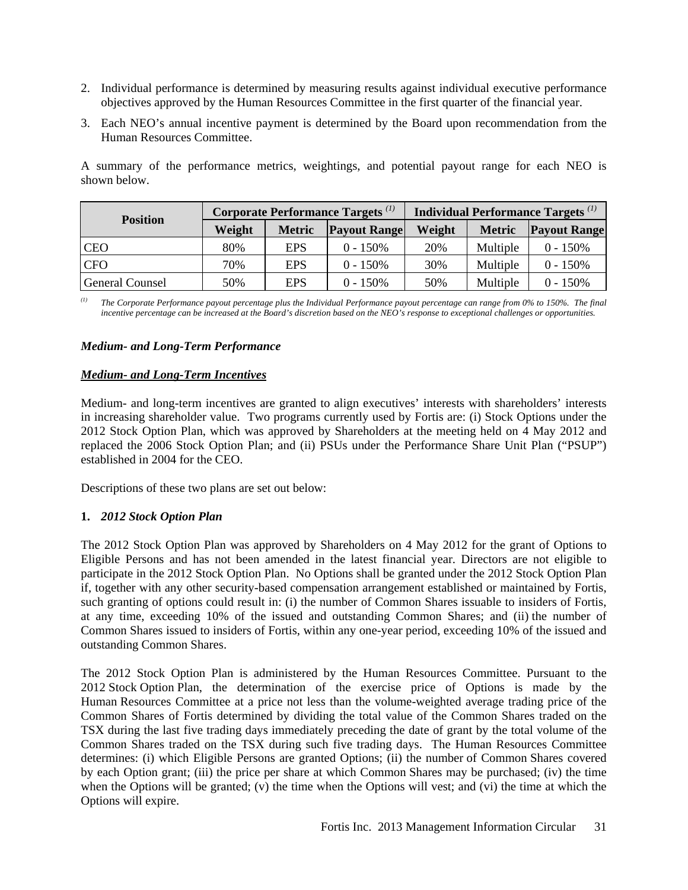2. Individual performance is determined by measuring results against individual executive performance objectives approved by the Human Resources Committee in the first quarter of the financial year.

3. Each NEO's annual incentive payment is determined by the Board upon recommendation from the Human Resources Committee.

A summary of the performance metrics, weightings, and potential payout range for each NEO is shown below.

| Position | Corporate Performance Targets [(1)] | | | Individual Performance Targets [(1)] | | |
|---|---|---|---|---|---|---|
| | Weight | Metric | Payout Range | Weight | Metric | Payout Range |
| CEO | 80% | EPS | 0 - 150% | 20% | Multiple | 0 - 150% |
| CFO | 70% | EPS | 0 - 150% | 30% | Multiple | 0 - 150% |
| General Counsel | 50% | EPS | 0 - 150% | 50% | Multiple | 0 - 150% |

*(1) The Corporate Performance payout percentage plus the Individual Performance payout percentage can range from 0% to 150%. The final incentive percentage can be increased at the Board's discretion based on the NEO's response to exceptional challenges or opportunities.*

***Medium- and Long-Term Performance***

***<u>Medium- and Long-Term Incentives</u>***

Medium- and long-term incentives are granted to align executives' interests with shareholders' interests in increasing shareholder value. Two programs currently used by Fortis are: (i) Stock Options under the 2012 Stock Option Plan, which was approved by Shareholders at the meeting held on 4 May 2012 and replaced the 2006 Stock Option Plan; and (ii) PSUs under the Performance Share Unit Plan ("PSUP") established in 2004 for the CEO.

Descriptions of these two plans are set out below:

**1. *2012 Stock Option Plan***

The 2012 Stock Option Plan was approved by Shareholders on 4 May 2012 for the grant of Options to Eligible Persons and has not been amended in the latest financial year. Directors are not eligible to participate in the 2012 Stock Option Plan. No Options shall be granted under the 2012 Stock Option Plan if, together with any other security-based compensation arrangement established or maintained by Fortis, such granting of options could result in: (i) the number of Common Shares issuable to insiders of Fortis, at any time, exceeding 10% of the issued and outstanding Common Shares; and (ii) the number of Common Shares issued to insiders of Fortis, within any one-year period, exceeding 10% of the issued and outstanding Common Shares.

The 2012 Stock Option Plan is administered by the Human Resources Committee. Pursuant to the 2012 Stock Option Plan, the determination of the exercise price of Options is made by the Human Resources Committee at a price not less than the volume-weighted average trading price of the Common Shares of Fortis determined by dividing the total value of the Common Shares traded on the TSX during the last five trading days immediately preceding the date of grant by the total volume of the Common Shares traded on the TSX during such five trading days. The Human Resources Committee determines: (i) which Eligible Persons are granted Options; (ii) the number of Common Shares covered by each Option grant; (iii) the price per share at which Common Shares may be purchased; (iv) the time when the Options will be granted; (v) the time when the Options will vest; and (vi) the time at which the Options will expire.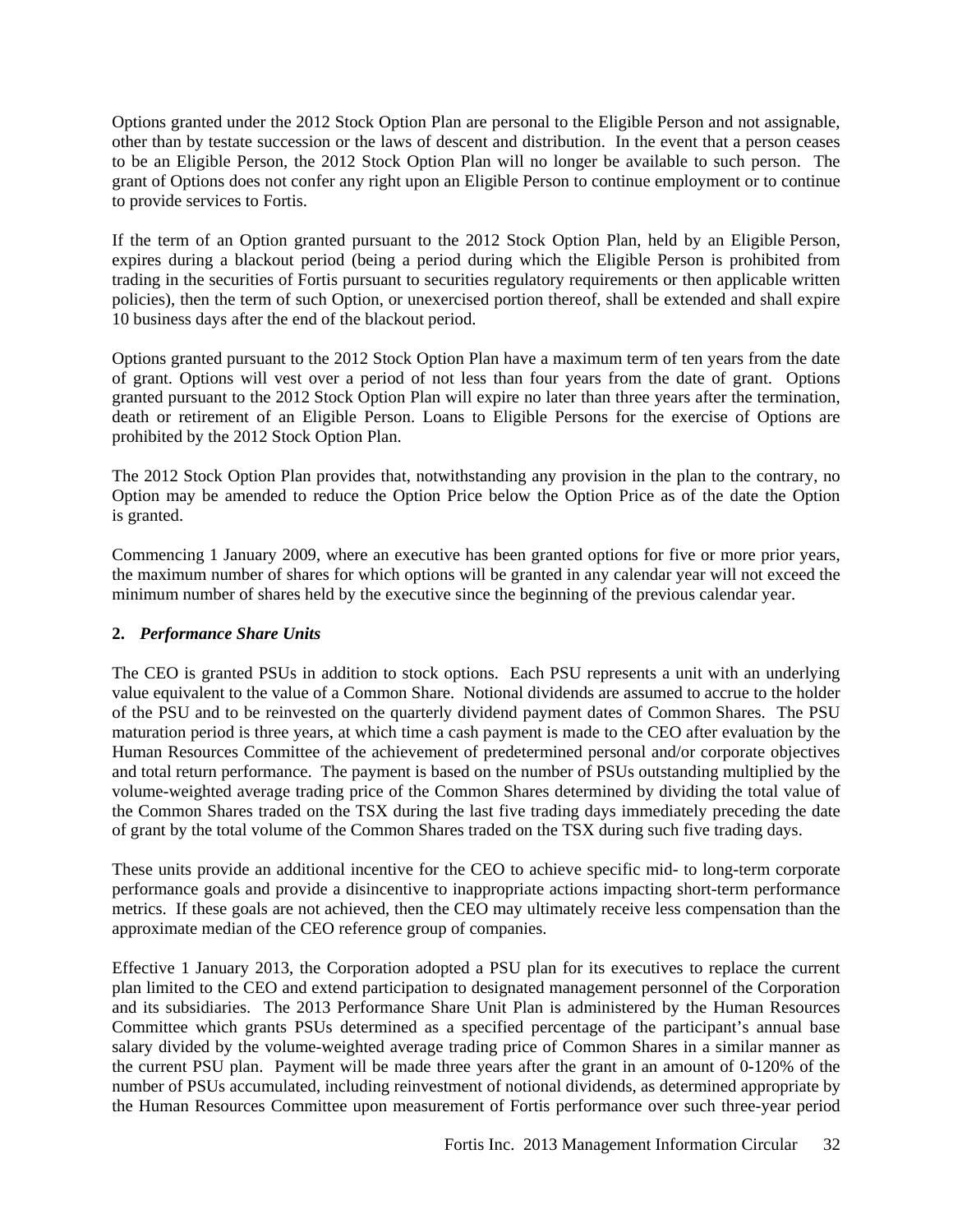Options granted under the 2012 Stock Option Plan are personal to the Eligible Person and not assignable, other than by testate succession or the laws of descent and distribution. In the event that a person ceases to be an Eligible Person, the 2012 Stock Option Plan will no longer be available to such person. The grant of Options does not confer any right upon an Eligible Person to continue employment or to continue to provide services to Fortis.

If the term of an Option granted pursuant to the 2012 Stock Option Plan, held by an Eligible Person, expires during a blackout period (being a period during which the Eligible Person is prohibited from trading in the securities of Fortis pursuant to securities regulatory requirements or then applicable written policies), then the term of such Option, or unexercised portion thereof, shall be extended and shall expire 10 business days after the end of the blackout period.

Options granted pursuant to the 2012 Stock Option Plan have a maximum term of ten years from the date of grant. Options will vest over a period of not less than four years from the date of grant. Options granted pursuant to the 2012 Stock Option Plan will expire no later than three years after the termination, death or retirement of an Eligible Person. Loans to Eligible Persons for the exercise of Options are prohibited by the 2012 Stock Option Plan.

The 2012 Stock Option Plan provides that, notwithstanding any provision in the plan to the contrary, no Option may be amended to reduce the Option Price below the Option Price as of the date the Option is granted.

Commencing 1 January 2009, where an executive has been granted options for five or more prior years, the maximum number of shares for which options will be granted in any calendar year will not exceed the minimum number of shares held by the executive since the beginning of the previous calendar year.

**2.** ***Performance Share Units***

The CEO is granted PSUs in addition to stock options. Each PSU represents a unit with an underlying value equivalent to the value of a Common Share. Notional dividends are assumed to accrue to the holder of the PSU and to be reinvested on the quarterly dividend payment dates of Common Shares. The PSU maturation period is three years, at which time a cash payment is made to the CEO after evaluation by the Human Resources Committee of the achievement of predetermined personal and/or corporate objectives and total return performance. The payment is based on the number of PSUs outstanding multiplied by the volume-weighted average trading price of the Common Shares determined by dividing the total value of the Common Shares traded on the TSX during the last five trading days immediately preceding the date of grant by the total volume of the Common Shares traded on the TSX during such five trading days.

These units provide an additional incentive for the CEO to achieve specific mid- to long-term corporate performance goals and provide a disincentive to inappropriate actions impacting short-term performance metrics. If these goals are not achieved, then the CEO may ultimately receive less compensation than the approximate median of the CEO reference group of companies.

Effective 1 January 2013, the Corporation adopted a PSU plan for its executives to replace the current plan limited to the CEO and extend participation to designated management personnel of the Corporation and its subsidiaries. The 2013 Performance Share Unit Plan is administered by the Human Resources Committee which grants PSUs determined as a specified percentage of the participant's annual base salary divided by the volume-weighted average trading price of Common Shares in a similar manner as the current PSU plan. Payment will be made three years after the grant in an amount of 0-120% of the number of PSUs accumulated, including reinvestment of notional dividends, as determined appropriate by the Human Resources Committee upon measurement of Fortis performance over such three-year period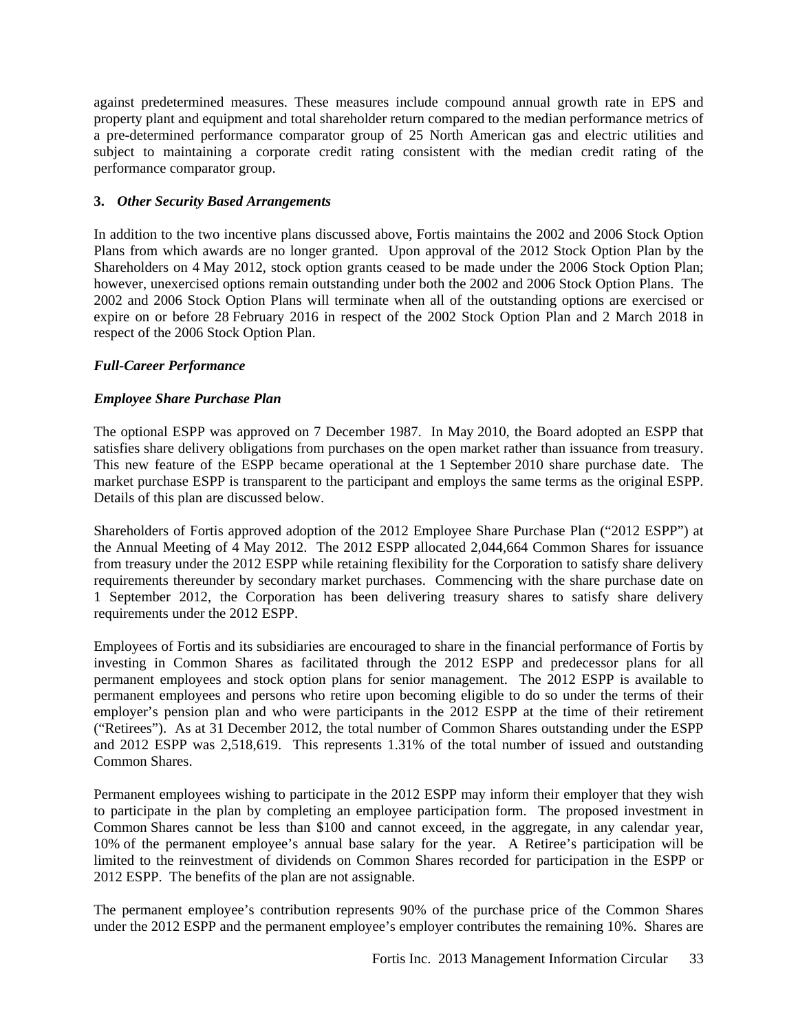against predetermined measures. These measures include compound annual growth rate in EPS and property plant and equipment and total shareholder return compared to the median performance metrics of a pre-determined performance comparator group of 25 North American gas and electric utilities and subject to maintaining a corporate credit rating consistent with the median credit rating of the performance comparator group.

**3.** ***Other Security Based Arrangements***

In addition to the two incentive plans discussed above, Fortis maintains the 2002 and 2006 Stock Option Plans from which awards are no longer granted. Upon approval of the 2012 Stock Option Plan by the Shareholders on 4 May 2012, stock option grants ceased to be made under the 2006 Stock Option Plan; however, unexercised options remain outstanding under both the 2002 and 2006 Stock Option Plans. The 2002 and 2006 Stock Option Plans will terminate when all of the outstanding options are exercised or expire on or before 28 February 2016 in respect of the 2002 Stock Option Plan and 2 March 2018 in respect of the 2006 Stock Option Plan.

***Full-Career Performance***

***Employee Share Purchase Plan***

The optional ESPP was approved on 7 December 1987. In May 2010, the Board adopted an ESPP that satisfies share delivery obligations from purchases on the open market rather than issuance from treasury. This new feature of the ESPP became operational at the 1 September 2010 share purchase date. The market purchase ESPP is transparent to the participant and employs the same terms as the original ESPP. Details of this plan are discussed below.

Shareholders of Fortis approved adoption of the 2012 Employee Share Purchase Plan ("2012 ESPP") at the Annual Meeting of 4 May 2012. The 2012 ESPP allocated 2,044,664 Common Shares for issuance from treasury under the 2012 ESPP while retaining flexibility for the Corporation to satisfy share delivery requirements thereunder by secondary market purchases. Commencing with the share purchase date on 1 September 2012, the Corporation has been delivering treasury shares to satisfy share delivery requirements under the 2012 ESPP.

Employees of Fortis and its subsidiaries are encouraged to share in the financial performance of Fortis by investing in Common Shares as facilitated through the 2012 ESPP and predecessor plans for all permanent employees and stock option plans for senior management. The 2012 ESPP is available to permanent employees and persons who retire upon becoming eligible to do so under the terms of their employer's pension plan and who were participants in the 2012 ESPP at the time of their retirement ("Retirees"). As at 31 December 2012, the total number of Common Shares outstanding under the ESPP and 2012 ESPP was 2,518,619. This represents 1.31% of the total number of issued and outstanding Common Shares.

Permanent employees wishing to participate in the 2012 ESPP may inform their employer that they wish to participate in the plan by completing an employee participation form. The proposed investment in Common Shares cannot be less than $100 and cannot exceed, in the aggregate, in any calendar year, 10% of the permanent employee's annual base salary for the year. A Retiree's participation will be limited to the reinvestment of dividends on Common Shares recorded for participation in the ESPP or 2012 ESPP. The benefits of the plan are not assignable.

The permanent employee's contribution represents 90% of the purchase price of the Common Shares under the 2012 ESPP and the permanent employee's employer contributes the remaining 10%. Shares are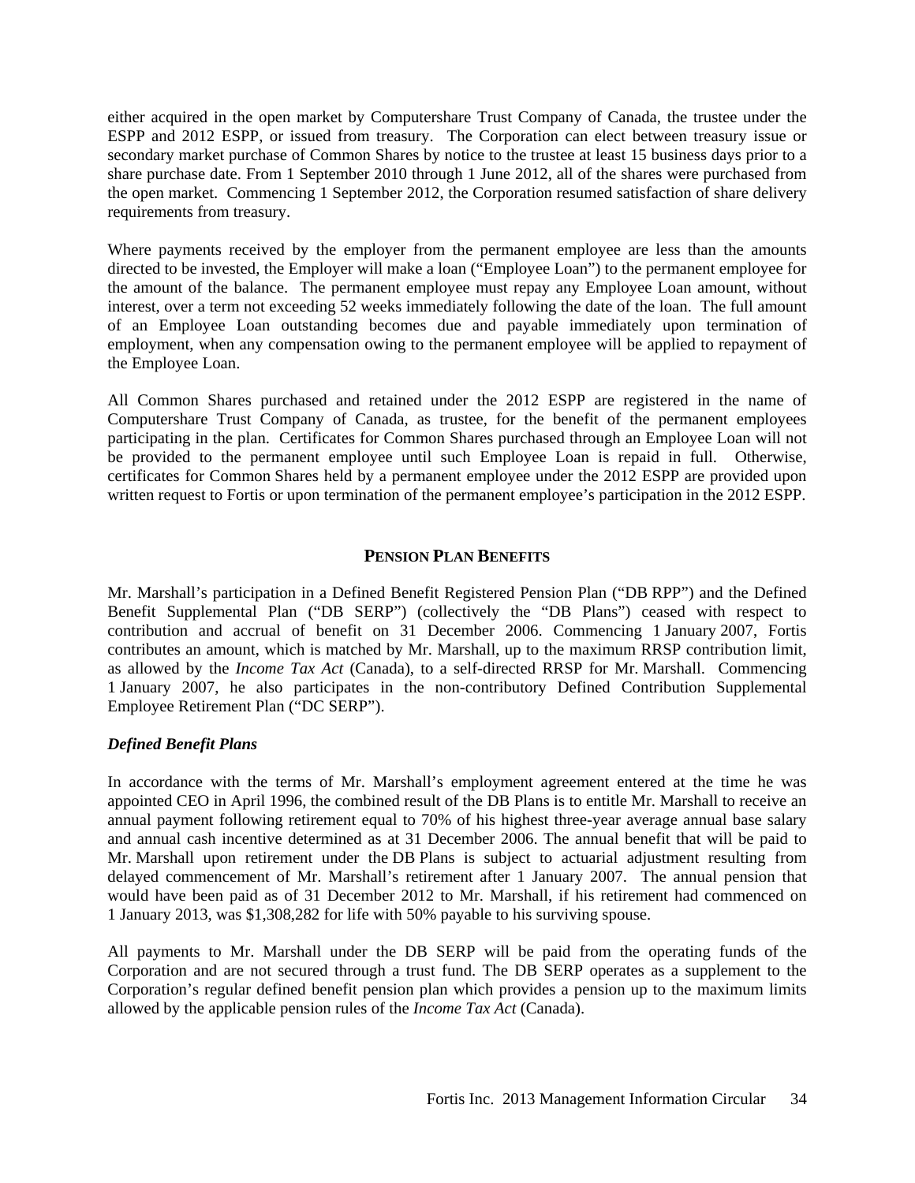either acquired in the open market by Computershare Trust Company of Canada, the trustee under the ESPP and 2012 ESPP, or issued from treasury. The Corporation can elect between treasury issue or secondary market purchase of Common Shares by notice to the trustee at least 15 business days prior to a share purchase date. From 1 September 2010 through 1 June 2012, all of the shares were purchased from the open market. Commencing 1 September 2012, the Corporation resumed satisfaction of share delivery requirements from treasury.

Where payments received by the employer from the permanent employee are less than the amounts directed to be invested, the Employer will make a loan ("Employee Loan") to the permanent employee for the amount of the balance. The permanent employee must repay any Employee Loan amount, without interest, over a term not exceeding 52 weeks immediately following the date of the loan. The full amount of an Employee Loan outstanding becomes due and payable immediately upon termination of employment, when any compensation owing to the permanent employee will be applied to repayment of the Employee Loan.

All Common Shares purchased and retained under the 2012 ESPP are registered in the name of Computershare Trust Company of Canada, as trustee, for the benefit of the permanent employees participating in the plan. Certificates for Common Shares purchased through an Employee Loan will not be provided to the permanent employee until such Employee Loan is repaid in full. Otherwise, certificates for Common Shares held by a permanent employee under the 2012 ESPP are provided upon written request to Fortis or upon termination of the permanent employee's participation in the 2012 ESPP.

## PENSION PLAN BENEFITS

Mr. Marshall's participation in a Defined Benefit Registered Pension Plan ("DB RPP") and the Defined Benefit Supplemental Plan ("DB SERP") (collectively the "DB Plans") ceased with respect to contribution and accrual of benefit on 31 December 2006. Commencing 1 January 2007, Fortis contributes an amount, which is matched by Mr. Marshall, up to the maximum RRSP contribution limit, as allowed by the *Income Tax Act* (Canada), to a self-directed RRSP for Mr. Marshall. Commencing 1 January 2007, he also participates in the non-contributory Defined Contribution Supplemental Employee Retirement Plan ("DC SERP").

### *Defined Benefit Plans*

In accordance with the terms of Mr. Marshall's employment agreement entered at the time he was appointed CEO in April 1996, the combined result of the DB Plans is to entitle Mr. Marshall to receive an annual payment following retirement equal to 70% of his highest three-year average annual base salary and annual cash incentive determined as at 31 December 2006. The annual benefit that will be paid to Mr. Marshall upon retirement under the DB Plans is subject to actuarial adjustment resulting from delayed commencement of Mr. Marshall's retirement after 1 January 2007. The annual pension that would have been paid as of 31 December 2012 to Mr. Marshall, if his retirement had commenced on 1 January 2013, was $1,308,282 for life with 50% payable to his surviving spouse.

All payments to Mr. Marshall under the DB SERP will be paid from the operating funds of the Corporation and are not secured through a trust fund. The DB SERP operates as a supplement to the Corporation's regular defined benefit pension plan which provides a pension up to the maximum limits allowed by the applicable pension rules of the *Income Tax Act* (Canada).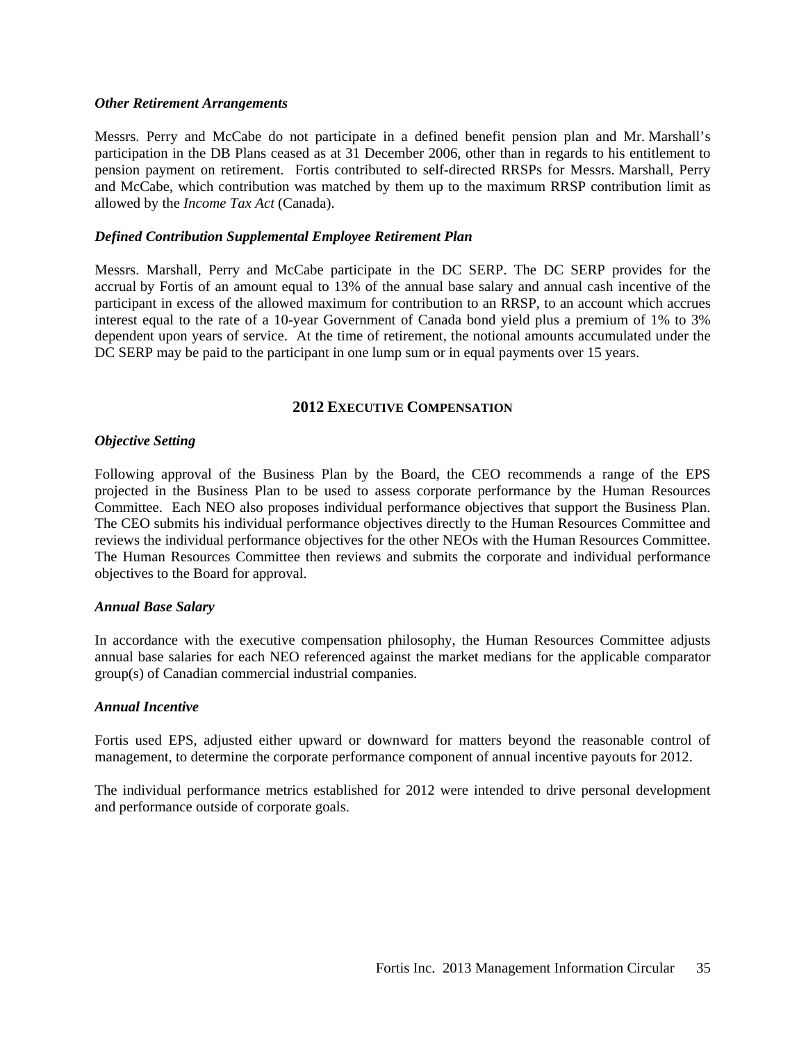### *Other Retirement Arrangements*

Messrs. Perry and McCabe do not participate in a defined benefit pension plan and Mr. Marshall's participation in the DB Plans ceased as at 31 December 2006, other than in regards to his entitlement to pension payment on retirement. Fortis contributed to self-directed RRSPs for Messrs. Marshall, Perry and McCabe, which contribution was matched by them up to the maximum RRSP contribution limit as allowed by the *Income Tax Act* (Canada).

### *Defined Contribution Supplemental Employee Retirement Plan*

Messrs. Marshall, Perry and McCabe participate in the DC SERP. The DC SERP provides for the accrual by Fortis of an amount equal to 13% of the annual base salary and annual cash incentive of the participant in excess of the allowed maximum for contribution to an RRSP, to an account which accrues interest equal to the rate of a 10-year Government of Canada bond yield plus a premium of 1% to 3% dependent upon years of service. At the time of retirement, the notional amounts accumulated under the DC SERP may be paid to the participant in one lump sum or in equal payments over 15 years.

## 2012 EXECUTIVE COMPENSATION

### *Objective Setting*

Following approval of the Business Plan by the Board, the CEO recommends a range of the EPS projected in the Business Plan to be used to assess corporate performance by the Human Resources Committee. Each NEO also proposes individual performance objectives that support the Business Plan. The CEO submits his individual performance objectives directly to the Human Resources Committee and reviews the individual performance objectives for the other NEOs with the Human Resources Committee. The Human Resources Committee then reviews and submits the corporate and individual performance objectives to the Board for approval.

### *Annual Base Salary*

In accordance with the executive compensation philosophy, the Human Resources Committee adjusts annual base salaries for each NEO referenced against the market medians for the applicable comparator group(s) of Canadian commercial industrial companies.

### *Annual Incentive*

Fortis used EPS, adjusted either upward or downward for matters beyond the reasonable control of management, to determine the corporate performance component of annual incentive payouts for 2012.

The individual performance metrics established for 2012 were intended to drive personal development and performance outside of corporate goals.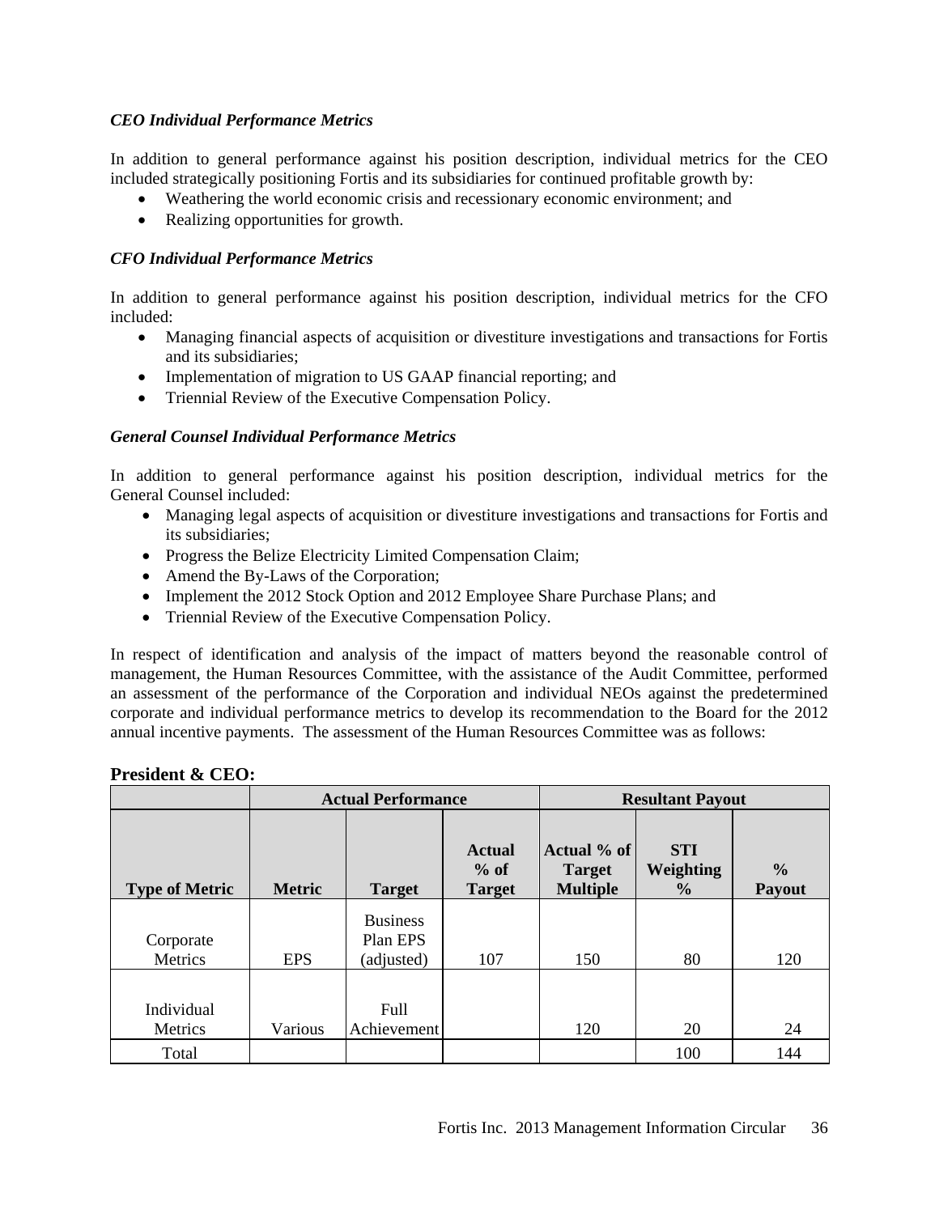***CEO Individual Performance Metrics***

In addition to general performance against his position description, individual metrics for the CEO included strategically positioning Fortis and its subsidiaries for continued profitable growth by:

- Weathering the world economic crisis and recessionary economic environment; and
- Realizing opportunities for growth.

***CFO Individual Performance Metrics***

In addition to general performance against his position description, individual metrics for the CFO included:

- Managing financial aspects of acquisition or divestiture investigations and transactions for Fortis and its subsidiaries;
- Implementation of migration to US GAAP financial reporting; and
- Triennial Review of the Executive Compensation Policy.

***General Counsel Individual Performance Metrics***

In addition to general performance against his position description, individual metrics for the General Counsel included:

- Managing legal aspects of acquisition or divestiture investigations and transactions for Fortis and its subsidiaries;
- Progress the Belize Electricity Limited Compensation Claim;
- Amend the By-Laws of the Corporation;
- Implement the 2012 Stock Option and 2012 Employee Share Purchase Plans; and
- Triennial Review of the Executive Compensation Policy.

In respect of identification and analysis of the impact of matters beyond the reasonable control of management, the Human Resources Committee, with the assistance of the Audit Committee, performed an assessment of the performance of the Corporation and individual NEOs against the predetermined corporate and individual performance metrics to develop its recommendation to the Board for the 2012 annual incentive payments. The assessment of the Human Resources Committee was as follows:

**President & CEO:**

| | Actual Performance | | | Resultant Payout | | |
|---|---|---|---|---|---|---|
| **Type of Metric** | **Metric** | **Target** | **Actual % of Target** | **Actual % of Target Multiple** | **STI Weighting %** | **% Payout** |
| Corporate Metrics | EPS | Business Plan EPS (adjusted) | 107 | 150 | 80 | 120 |
| Individual Metrics | Various | Full Achievement | | 120 | 20 | 24 |
| Total | | | | | 100 | 144 |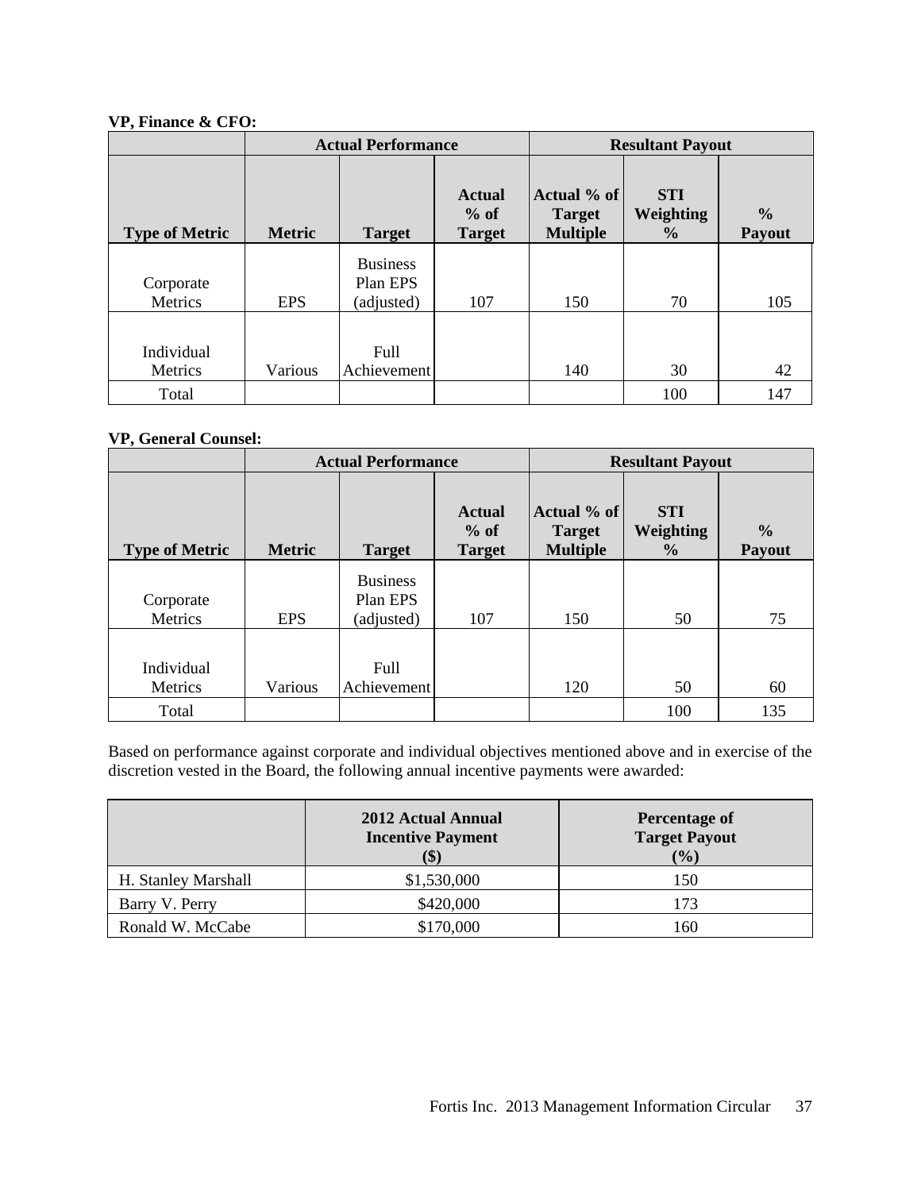**VP, Finance & CFO:**

| | Actual Performance | | | Resultant Payout | | |
|---|---|---|---|---|---|---|
| **Type of Metric** | **Metric** | **Target** | **Actual % of Target** | **Actual % of Target Multiple** | **STI Weighting %** | **% Payout** |
| Corporate Metrics | EPS | Business Plan EPS (adjusted) | 107 | 150 | 70 | 105 |
| Individual Metrics | Various | Full Achievement | | 140 | 30 | 42 |
| Total | | | | | 100 | 147 |

**VP, General Counsel:**

| | Actual Performance | | | Resultant Payout | | |
|---|---|---|---|---|---|---|
| **Type of Metric** | **Metric** | **Target** | **Actual % of Target** | **Actual % of Target Multiple** | **STI Weighting %** | **% Payout** |
| Corporate Metrics | EPS | Business Plan EPS (adjusted) | 107 | 150 | 50 | 75 |
| Individual Metrics | Various | Full Achievement | | 120 | 50 | 60 |
| Total | | | | | 100 | 135 |

Based on performance against corporate and individual objectives mentioned above and in exercise of the discretion vested in the Board, the following annual incentive payments were awarded:

| | **2012 Actual Annual Incentive Payment ($)** | **Percentage of Target Payout (%)** |
|---|---|---|
| H. Stanley Marshall | $1,530,000 | 150 |
| Barry V. Perry | $420,000 | 173 |
| Ronald W. McCabe | $170,000 | 160 |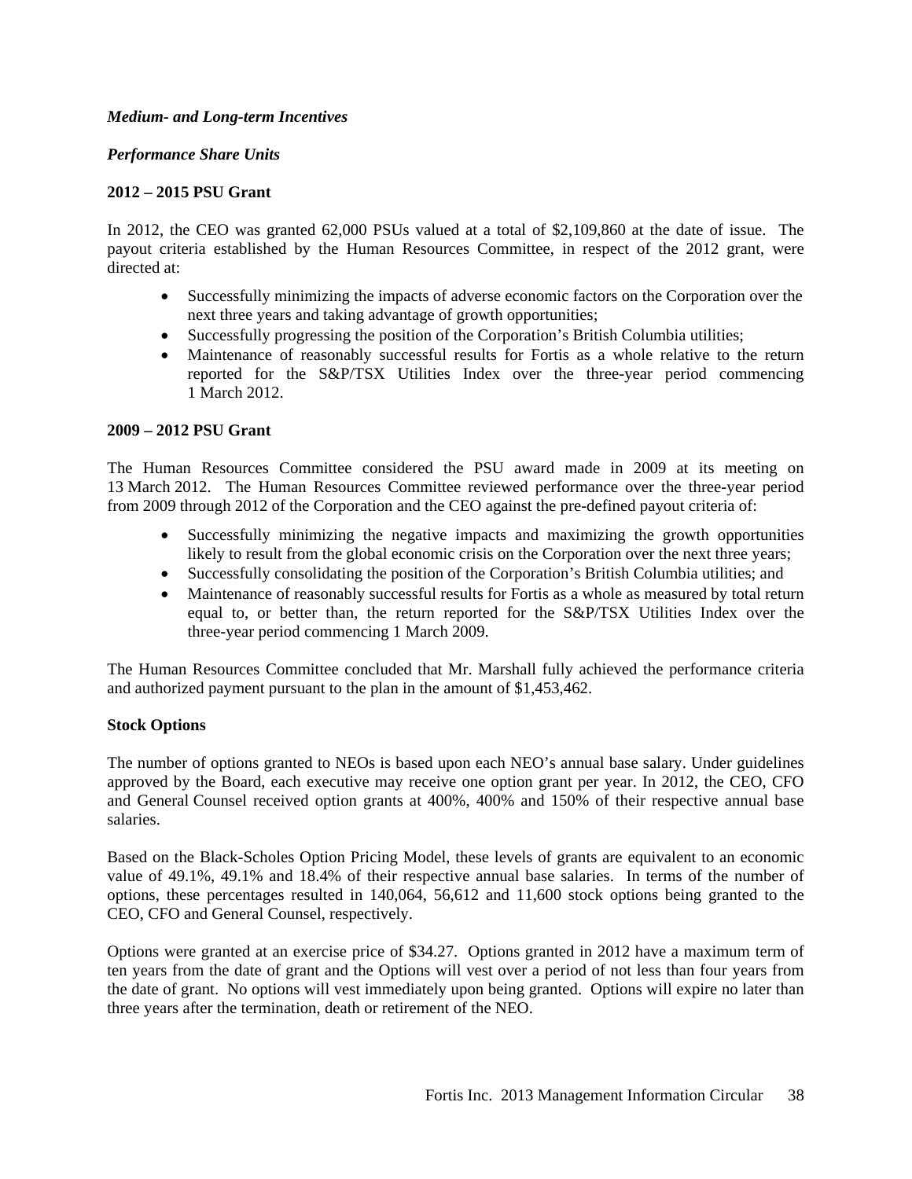***Medium- and Long-term Incentives***

***Performance Share Units***

**2012 – 2015 PSU Grant**

In 2012, the CEO was granted 62,000 PSUs valued at a total of $2,109,860 at the date of issue. The payout criteria established by the Human Resources Committee, in respect of the 2012 grant, were directed at:

- Successfully minimizing the impacts of adverse economic factors on the Corporation over the next three years and taking advantage of growth opportunities;
- Successfully progressing the position of the Corporation's British Columbia utilities;
- Maintenance of reasonably successful results for Fortis as a whole relative to the return reported for the S&P/TSX Utilities Index over the three-year period commencing 1 March 2012.

**2009 – 2012 PSU Grant**

The Human Resources Committee considered the PSU award made in 2009 at its meeting on 13 March 2012. The Human Resources Committee reviewed performance over the three-year period from 2009 through 2012 of the Corporation and the CEO against the pre-defined payout criteria of:

- Successfully minimizing the negative impacts and maximizing the growth opportunities likely to result from the global economic crisis on the Corporation over the next three years;
- Successfully consolidating the position of the Corporation's British Columbia utilities; and
- Maintenance of reasonably successful results for Fortis as a whole as measured by total return equal to, or better than, the return reported for the S&P/TSX Utilities Index over the three-year period commencing 1 March 2009.

The Human Resources Committee concluded that Mr. Marshall fully achieved the performance criteria and authorized payment pursuant to the plan in the amount of $1,453,462.

**Stock Options**

The number of options granted to NEOs is based upon each NEO's annual base salary. Under guidelines approved by the Board, each executive may receive one option grant per year. In 2012, the CEO, CFO and General Counsel received option grants at 400%, 400% and 150% of their respective annual base salaries.

Based on the Black-Scholes Option Pricing Model, these levels of grants are equivalent to an economic value of 49.1%, 49.1% and 18.4% of their respective annual base salaries. In terms of the number of options, these percentages resulted in 140,064, 56,612 and 11,600 stock options being granted to the CEO, CFO and General Counsel, respectively.

Options were granted at an exercise price of $34.27. Options granted in 2012 have a maximum term of ten years from the date of grant and the Options will vest over a period of not less than four years from the date of grant. No options will vest immediately upon being granted. Options will expire no later than three years after the termination, death or retirement of the NEO.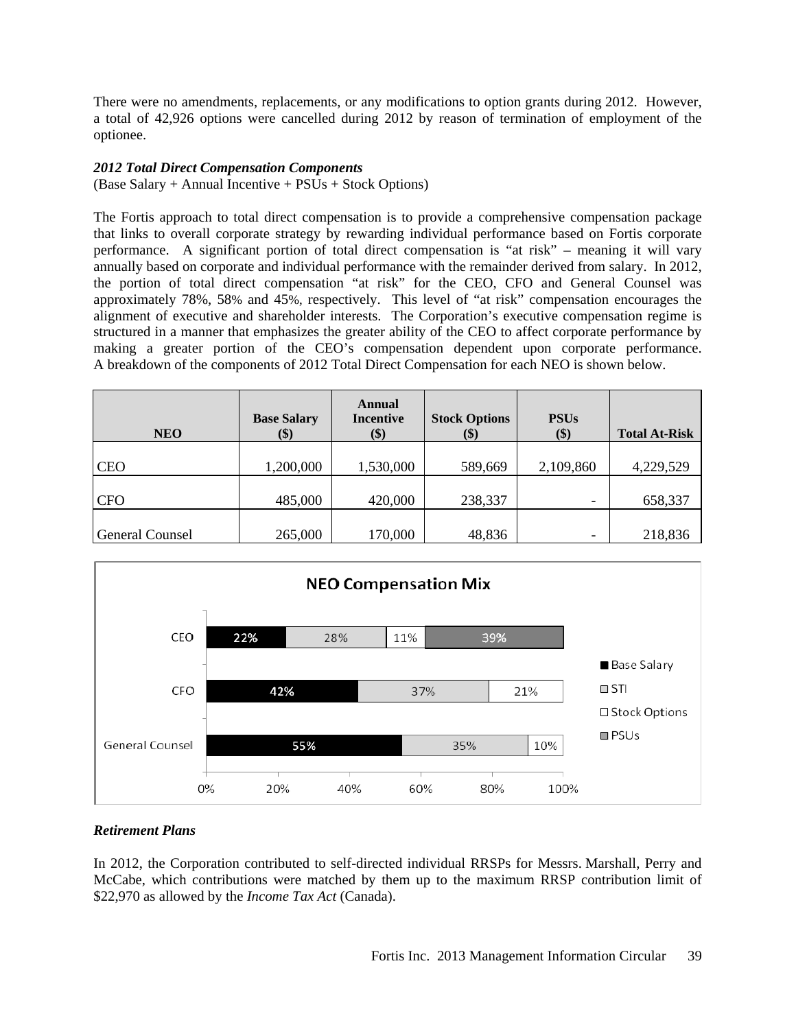There were no amendments, replacements, or any modifications to option grants during 2012. However, a total of 42,926 options were cancelled during 2012 by reason of termination of employment of the optionee.

***2012 Total Direct Compensation Components***
(Base Salary + Annual Incentive + PSUs + Stock Options)

The Fortis approach to total direct compensation is to provide a comprehensive compensation package that links to overall corporate strategy by rewarding individual performance based on Fortis corporate performance. A significant portion of total direct compensation is "at risk" – meaning it will vary annually based on corporate and individual performance with the remainder derived from salary. In 2012, the portion of total direct compensation "at risk" for the CEO, CFO and General Counsel was approximately 78%, 58% and 45%, respectively. This level of "at risk" compensation encourages the alignment of executive and shareholder interests. The Corporation's executive compensation regime is structured in a manner that emphasizes the greater ability of the CEO to affect corporate performance by making a greater portion of the CEO's compensation dependent upon corporate performance. A breakdown of the components of 2012 Total Direct Compensation for each NEO is shown below.

| NEO | Base Salary ($) | Annual Incentive ($) | Stock Options ($) | PSUs ($) | Total At-Risk |
|---|---|---|---|---|---|
| CEO | 1,200,000 | 1,530,000 | 589,669 | 2,109,860 | 4,229,529 |
| CFO | 485,000 | 420,000 | 238,337 | - | 658,337 |
| General Counsel | 265,000 | 170,000 | 48,836 | - | 218,836 |

**NEO Compensation Mix**

| NEO | Base Salary | STI | Stock Options | PSUs |
|---|---|---|---|---|
| CEO | 22% | 28% | 11% | 39% |
| CFO | 42% | 37% | 21% | |
| General Counsel | 55% | 35% | 10% | |

***Retirement Plans***

In 2012, the Corporation contributed to self-directed individual RRSPs for Messrs. Marshall, Perry and McCabe, which contributions were matched by them up to the maximum RRSP contribution limit of $22,970 as allowed by the *Income Tax Act* (Canada).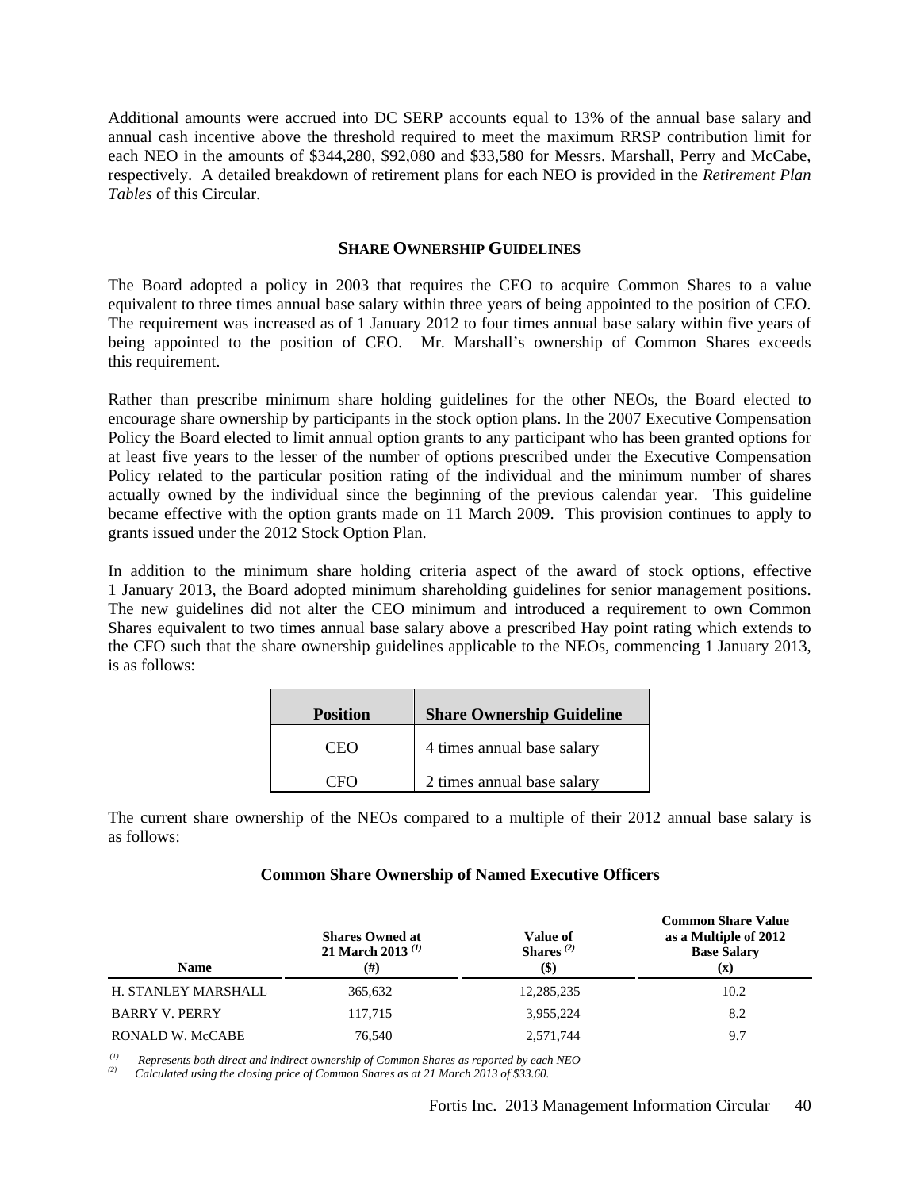Additional amounts were accrued into DC SERP accounts equal to 13% of the annual base salary and annual cash incentive above the threshold required to meet the maximum RRSP contribution limit for each NEO in the amounts of \$344,280, \$92,080 and \$33,580 for Messrs. Marshall, Perry and McCabe, respectively. A detailed breakdown of retirement plans for each NEO is provided in the *Retirement Plan Tables* of this Circular.

## SHARE OWNERSHIP GUIDELINES

The Board adopted a policy in 2003 that requires the CEO to acquire Common Shares to a value equivalent to three times annual base salary within three years of being appointed to the position of CEO. The requirement was increased as of 1 January 2012 to four times annual base salary within five years of being appointed to the position of CEO. Mr. Marshall's ownership of Common Shares exceeds this requirement.

Rather than prescribe minimum share holding guidelines for the other NEOs, the Board elected to encourage share ownership by participants in the stock option plans. In the 2007 Executive Compensation Policy the Board elected to limit annual option grants to any participant who has been granted options for at least five years to the lesser of the number of options prescribed under the Executive Compensation Policy related to the particular position rating of the individual and the minimum number of shares actually owned by the individual since the beginning of the previous calendar year. This guideline became effective with the option grants made on 11 March 2009. This provision continues to apply to grants issued under the 2012 Stock Option Plan.

In addition to the minimum share holding criteria aspect of the award of stock options, effective 1 January 2013, the Board adopted minimum shareholding guidelines for senior management positions. The new guidelines did not alter the CEO minimum and introduced a requirement to own Common Shares equivalent to two times annual base salary above a prescribed Hay point rating which extends to the CFO such that the share ownership guidelines applicable to the NEOs, commencing 1 January 2013, is as follows:

| Position | Share Ownership Guideline |
|---|---|
| CEO | 4 times annual base salary |
| CFO | 2 times annual base salary |

The current share ownership of the NEOs compared to a multiple of their 2012 annual base salary is as follows:

**Common Share Ownership of Named Executive Officers**

| Name | Shares Owned at 21 March 2013 [(1)] (#) | Value of Shares [(2)] (\$) | Common Share Value as a Multiple of 2012 Base Salary (x) |
|---|---|---|---|
| H. STANLEY MARSHALL | 365,632 | 12,285,235 | 10.2 |
| BARRY V. PERRY | 117,715 | 3,955,224 | 8.2 |
| RONALD W. McCABE | 76,540 | 2,571,744 | 9.7 |

[(1)] *Represents both direct and indirect ownership of Common Shares as reported by each NEO*
[(2)] *Calculated using the closing price of Common Shares as at 21 March 2013 of \$33.60.*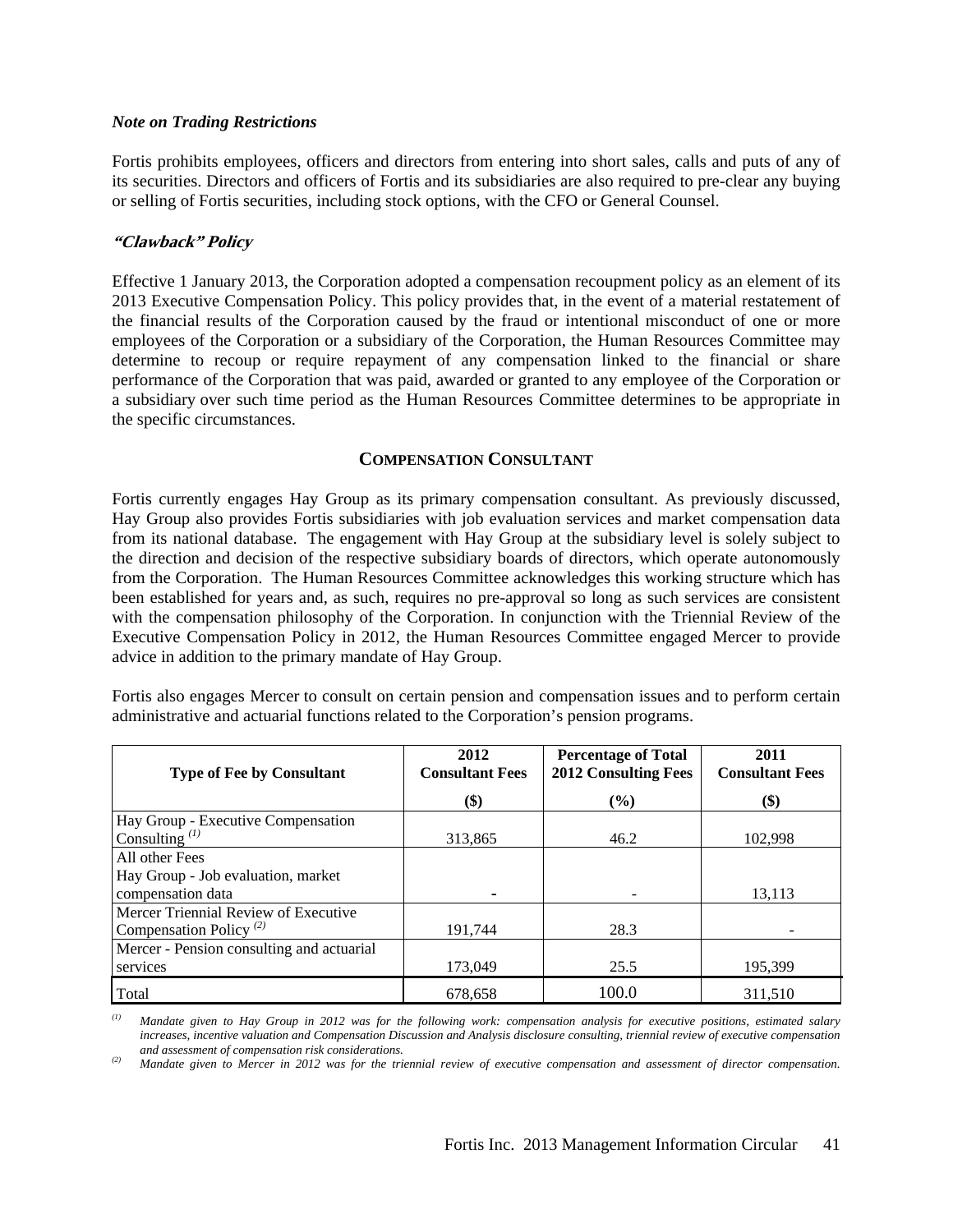***Note on Trading Restrictions***

Fortis prohibits employees, officers and directors from entering into short sales, calls and puts of any of its securities. Directors and officers of Fortis and its subsidiaries are also required to pre-clear any buying or selling of Fortis securities, including stock options, with the CFO or General Counsel.

***"Clawback" Policy***

Effective 1 January 2013, the Corporation adopted a compensation recoupment policy as an element of its 2013 Executive Compensation Policy. This policy provides that, in the event of a material restatement of the financial results of the Corporation caused by the fraud or intentional misconduct of one or more employees of the Corporation or a subsidiary of the Corporation, the Human Resources Committee may determine to recoup or require repayment of any compensation linked to the financial or share performance of the Corporation that was paid, awarded or granted to any employee of the Corporation or a subsidiary over such time period as the Human Resources Committee determines to be appropriate in the specific circumstances.

## COMPENSATION CONSULTANT

Fortis currently engages Hay Group as its primary compensation consultant. As previously discussed, Hay Group also provides Fortis subsidiaries with job evaluation services and market compensation data from its national database. The engagement with Hay Group at the subsidiary level is solely subject to the direction and decision of the respective subsidiary boards of directors, which operate autonomously from the Corporation. The Human Resources Committee acknowledges this working structure which has been established for years and, as such, requires no pre-approval so long as such services are consistent with the compensation philosophy of the Corporation. In conjunction with the Triennial Review of the Executive Compensation Policy in 2012, the Human Resources Committee engaged Mercer to provide advice in addition to the primary mandate of Hay Group.

Fortis also engages Mercer to consult on certain pension and compensation issues and to perform certain administrative and actuarial functions related to the Corporation's pension programs.

| Type of Fee by Consultant | 2012 Consultant Fees ($) | Percentage of Total 2012 Consulting Fees (%) | 2011 Consultant Fees ($) |
|---|---|---|---|
| Hay Group - Executive Compensation Consulting [(1)] | 313,865 | 46.2 | 102,998 |
| All other Fees<br>Hay Group - Job evaluation, market compensation data | - | - | 13,113 |
| Mercer Triennial Review of Executive Compensation Policy [(2)] | 191,744 | 28.3 | - |
| Mercer - Pension consulting and actuarial services | 173,049 | 25.5 | 195,399 |
| Total | 678,658 | 100.0 | 311,510 |

*(1) Mandate given to Hay Group in 2012 was for the following work: compensation analysis for executive positions, estimated salary increases, incentive valuation and Compensation Discussion and Analysis disclosure consulting, triennial review of executive compensation and assessment of compensation risk considerations.*

*(2) Mandate given to Mercer in 2012 was for the triennial review of executive compensation and assessment of director compensation.*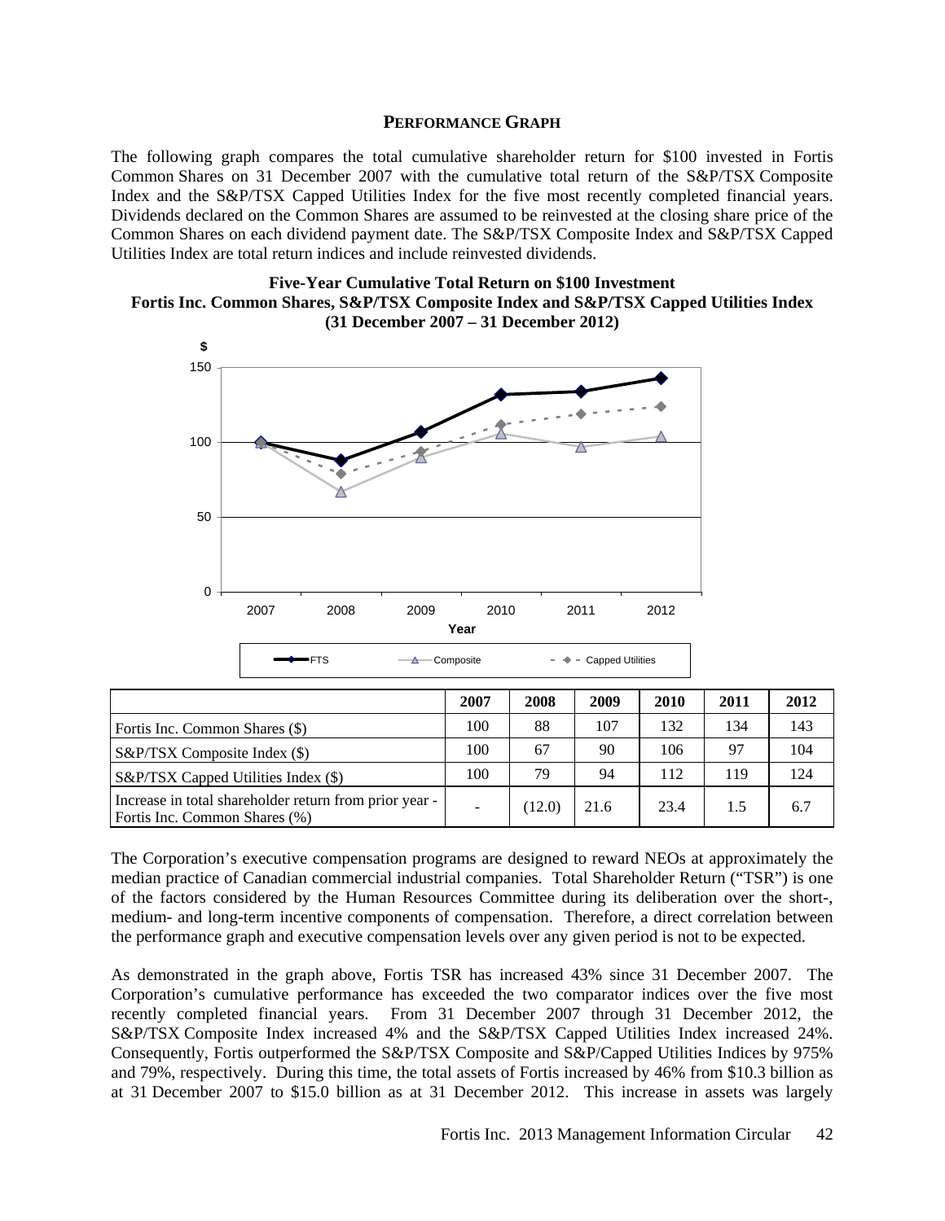## PERFORMANCE GRAPH

The following graph compares the total cumulative shareholder return for $100 invested in Fortis Common Shares on 31 December 2007 with the cumulative total return of the S&P/TSX Composite Index and the S&P/TSX Capped Utilities Index for the five most recently completed financial years. Dividends declared on the Common Shares are assumed to be reinvested at the closing share price of the Common Shares on each dividend payment date. The S&P/TSX Composite Index and S&P/TSX Capped Utilities Index are total return indices and include reinvested dividends.

**Five-Year Cumulative Total Return on $100 Investment**
**Fortis Inc. Common Shares, S&P/TSX Composite Index and S&P/TSX Capped Utilities Index**
**(31 December 2007 – 31 December 2012)**

| | 2007 | 2008 | 2009 | 2010 | 2011 | 2012 |
|---|---|---|---|---|---|---|
| Fortis Inc. Common Shares ($) | 100 | 88 | 107 | 132 | 134 | 143 |
| S&P/TSX Composite Index ($) | 100 | 67 | 90 | 106 | 97 | 104 |
| S&P/TSX Capped Utilities Index ($) | 100 | 79 | 94 | 112 | 119 | 124 |
| Increase in total shareholder return from prior year - Fortis Inc. Common Shares (%) | - | (12.0) | 21.6 | 23.4 | 1.5 | 6.7 |

The Corporation's executive compensation programs are designed to reward NEOs at approximately the median practice of Canadian commercial industrial companies. Total Shareholder Return ("TSR") is one of the factors considered by the Human Resources Committee during its deliberation over the short-, medium- and long-term incentive components of compensation. Therefore, a direct correlation between the performance graph and executive compensation levels over any given period is not to be expected.

As demonstrated in the graph above, Fortis TSR has increased 43% since 31 December 2007. The Corporation's cumulative performance has exceeded the two comparator indices over the five most recently completed financial years. From 31 December 2007 through 31 December 2012, the S&P/TSX Composite Index increased 4% and the S&P/TSX Capped Utilities Index increased 24%. Consequently, Fortis outperformed the S&P/TSX Composite and S&P/Capped Utilities Indices by 975% and 79%, respectively. During this time, the total assets of Fortis increased by 46% from $10.3 billion as at 31 December 2007 to $15.0 billion as at 31 December 2012. This increase in assets was largely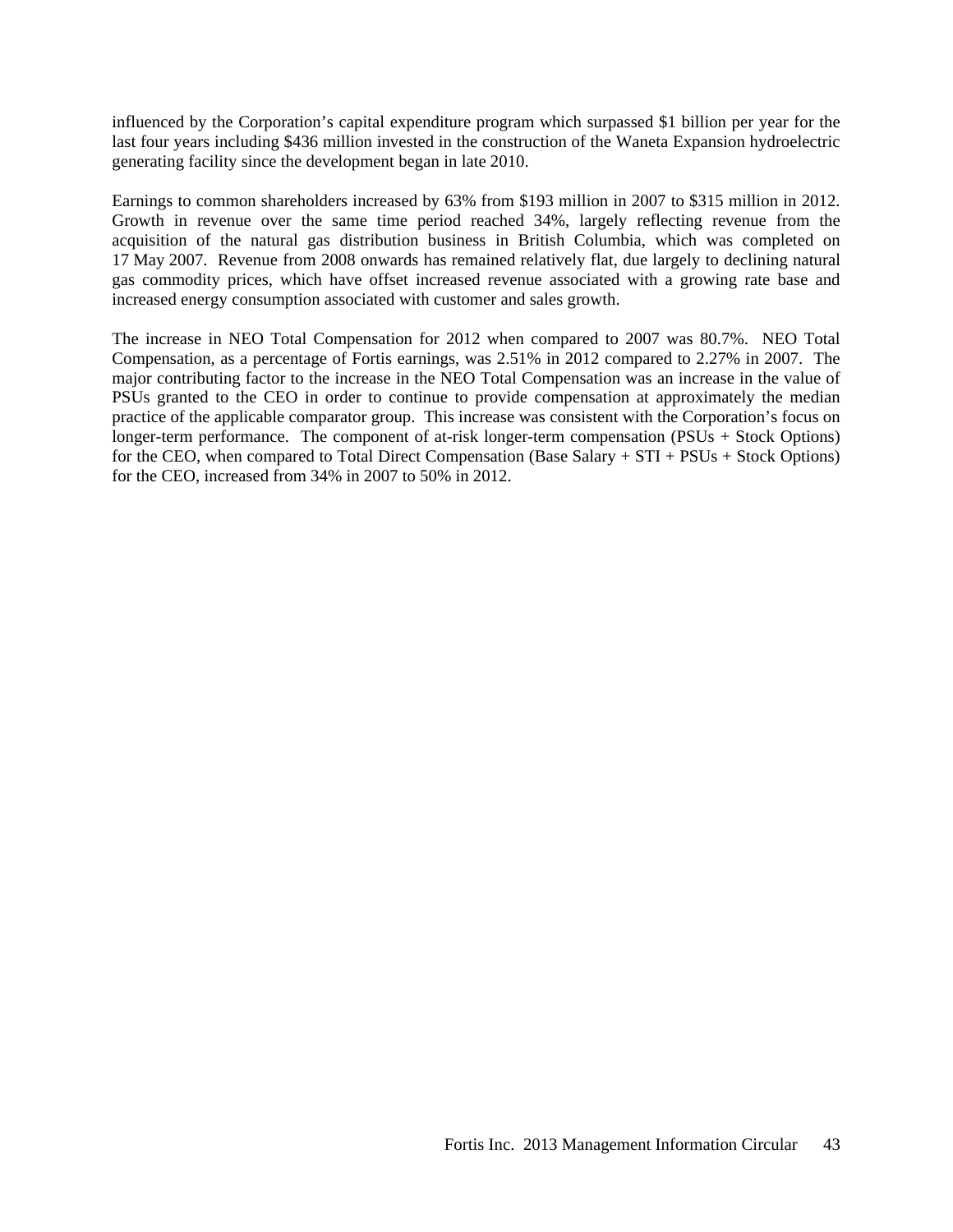influenced by the Corporation's capital expenditure program which surpassed $1 billion per year for the last four years including $436 million invested in the construction of the Waneta Expansion hydroelectric generating facility since the development began in late 2010.

Earnings to common shareholders increased by 63% from $193 million in 2007 to $315 million in 2012. Growth in revenue over the same time period reached 34%, largely reflecting revenue from the acquisition of the natural gas distribution business in British Columbia, which was completed on 17 May 2007. Revenue from 2008 onwards has remained relatively flat, due largely to declining natural gas commodity prices, which have offset increased revenue associated with a growing rate base and increased energy consumption associated with customer and sales growth.

The increase in NEO Total Compensation for 2012 when compared to 2007 was 80.7%. NEO Total Compensation, as a percentage of Fortis earnings, was 2.51% in 2012 compared to 2.27% in 2007. The major contributing factor to the increase in the NEO Total Compensation was an increase in the value of PSUs granted to the CEO in order to continue to provide compensation at approximately the median practice of the applicable comparator group. This increase was consistent with the Corporation's focus on longer-term performance. The component of at-risk longer-term compensation (PSUs + Stock Options) for the CEO, when compared to Total Direct Compensation (Base Salary + STI + PSUs + Stock Options) for the CEO, increased from 34% in 2007 to 50% in 2012.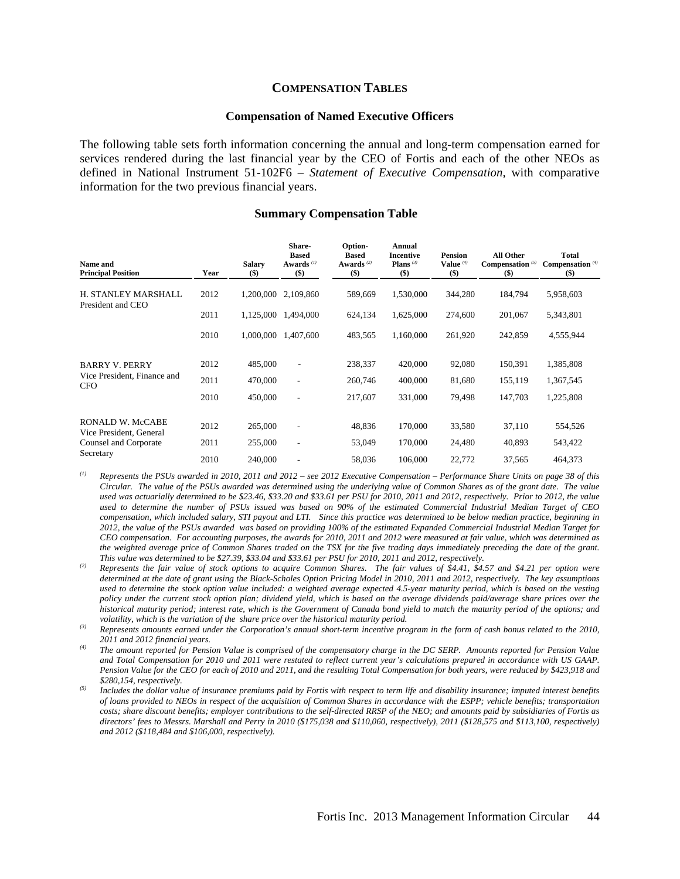## Compensation Tables

### Compensation of Named Executive Officers

The following table sets forth information concerning the annual and long-term compensation earned for services rendered during the last financial year by the CEO of Fortis and each of the other NEOs as defined in National Instrument 51-102F6 – *Statement of Executive Compensation*, with comparative information for the two previous financial years.

### Summary Compensation Table

| Name and Principal Position | Year | Salary ($) | Share-Based Awards [(1)] ($) | Option-Based Awards [(2)] ($) | Annual Incentive Plans [(3)] ($) | Pension Value [(4)] ($) | All Other Compensation [(5)] ($) | Total Compensation [(4)] ($) |
|---|---|---|---|---|---|---|---|---|
| H. STANLEY MARSHALL President and CEO | 2012 | 1,200,000 | 2,109,860 | 589,669 | 1,530,000 | 344,280 | 184,794 | 5,958,603 |
| | 2011 | 1,125,000 | 1,494,000 | 624,134 | 1,625,000 | 274,600 | 201,067 | 5,343,801 |
| | 2010 | 1,000,000 | 1,407,600 | 483,565 | 1,160,000 | 261,920 | 242,859 | 4,555,944 |
| BARRY V. PERRY Vice President, Finance and CFO | 2012 | 485,000 | - | 238,337 | 420,000 | 92,080 | 150,391 | 1,385,808 |
| | 2011 | 470,000 | - | 260,746 | 400,000 | 81,680 | 155,119 | 1,367,545 |
| | 2010 | 450,000 | - | 217,607 | 331,000 | 79,498 | 147,703 | 1,225,808 |
| RONALD W. McCABE Vice President, General Counsel and Corporate Secretary | 2012 | 265,000 | - | 48,836 | 170,000 | 33,580 | 37,110 | 554,526 |
| | 2011 | 255,000 | - | 53,049 | 170,000 | 24,480 | 40,893 | 543,422 |
| | 2010 | 240,000 | - | 58,036 | 106,000 | 22,772 | 37,565 | 464,373 |

(1) *Represents the PSUs awarded in 2010, 2011 and 2012 – see 2012 Executive Compensation – Performance Share Units on page 38 of this Circular. The value of the PSUs awarded was determined using the underlying value of Common Shares as of the grant date. The value used was actuarially determined to be $23.46, $33.20 and $33.61 per PSU for 2010, 2011 and 2012, respectively. Prior to 2012, the value used to determine the number of PSUs issued was based on 90% of the estimated Commercial Industrial Median Target of CEO compensation, which included salary, STI payout and LTI. Since this practice was determined to be below median practice, beginning in 2012, the value of the PSUs awarded was based on providing 100% of the estimated Expanded Commercial Industrial Median Target for CEO compensation. For accounting purposes, the awards for 2010, 2011 and 2012 were measured at fair value, which was determined as the weighted average price of Common Shares traded on the TSX for the five trading days immediately preceding the date of the grant. This value was determined to be $27.39, $33.04 and $33.61 per PSU for 2010, 2011 and 2012, respectively.*

(2) *Represents the fair value of stock options to acquire Common Shares. The fair values of $4.41, $4.57 and $4.21 per option were determined at the date of grant using the Black-Scholes Option Pricing Model in 2010, 2011 and 2012, respectively. The key assumptions used to determine the stock option value included: a weighted average expected 4.5-year maturity period, which is based on the vesting policy under the current stock option plan; dividend yield, which is based on the average dividends paid/average share prices over the historical maturity period; interest rate, which is the Government of Canada bond yield to match the maturity period of the options; and volatility, which is the variation of the share price over the historical maturity period.*

(3) *Represents amounts earned under the Corporation's annual short-term incentive program in the form of cash bonus related to the 2010, 2011 and 2012 financial years.*

(4) *The amount reported for Pension Value is comprised of the compensatory charge in the DC SERP. Amounts reported for Pension Value and Total Compensation for 2010 and 2011 were restated to reflect current year's calculations prepared in accordance with US GAAP. Pension Value for the CEO for each of 2010 and 2011, and the resulting Total Compensation for both years, were reduced by $423,918 and $280,154, respectively.*

(5) *Includes the dollar value of insurance premiums paid by Fortis with respect to term life and disability insurance; imputed interest benefits of loans provided to NEOs in respect of the acquisition of Common Shares in accordance with the ESPP; vehicle benefits; transportation costs; share discount benefits; employer contributions to the self-directed RRSP of the NEO; and amounts paid by subsidiaries of Fortis as directors' fees to Messrs. Marshall and Perry in 2010 ($175,038 and $110,060, respectively), 2011 ($128,575 and $113,100, respectively) and 2012 ($118,484 and $106,000, respectively).*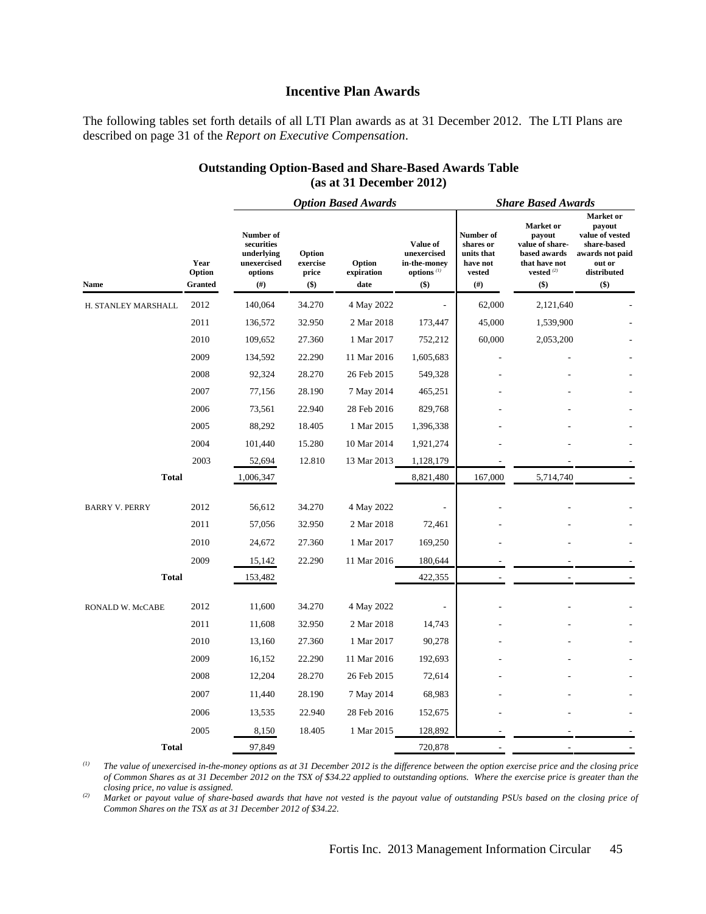## Incentive Plan Awards

The following tables set forth details of all LTI Plan awards as at 31 December 2012. The LTI Plans are described on page 31 of the *Report on Executive Compensation*.

### Outstanding Option-Based and Share-Based Awards Table (as at 31 December 2012)

| | | *Option Based Awards* | | | | *Share Based Awards* | | |
|---|---|---|---|---|---|---|---|---|
| **Name** | **Year Option Granted** | **Number of securities underlying unexercised options (#)** | **Option exercise price ($)** | **Option expiration date** | **Value of unexercised in-the-money options (1) ($)** | **Number of shares or units that have not vested (#)** | **Market or payout value of share-based awards that have not vested (2) ($)** | **Market or payout value of vested share-based awards not paid out or distributed ($)** |
| H. STANLEY MARSHALL | 2012 | 140,064 | 34.270 | 4 May 2022 | - | 62,000 | 2,121,640 | - |
| | 2011 | 136,572 | 32.950 | 2 Mar 2018 | 173,447 | 45,000 | 1,539,900 | - |
| | 2010 | 109,652 | 27.360 | 1 Mar 2017 | 752,212 | 60,000 | 2,053,200 | - |
| | 2009 | 134,592 | 22.290 | 11 Mar 2016 | 1,605,683 | - | - | - |
| | 2008 | 92,324 | 28.270 | 26 Feb 2015 | 549,328 | - | - | - |
| | 2007 | 77,156 | 28.190 | 7 May 2014 | 465,251 | - | - | - |
| | 2006 | 73,561 | 22.940 | 28 Feb 2016 | 829,768 | - | - | - |
| | 2005 | 88,292 | 18.405 | 1 Mar 2015 | 1,396,338 | - | - | - |
| | 2004 | 101,440 | 15.280 | 10 Mar 2014 | 1,921,274 | - | - | - |
| | 2003 | 52,694 | 12.810 | 13 Mar 2013 | 1,128,179 | - | - | - |
| **Total** | | 1,006,347 | | | 8,821,480 | 167,000 | 5,714,740 | - |
| BARRY V. PERRY | 2012 | 56,612 | 34.270 | 4 May 2022 | - | - | - | - |
| | 2011 | 57,056 | 32.950 | 2 Mar 2018 | 72,461 | - | - | - |
| | 2010 | 24,672 | 27.360 | 1 Mar 2017 | 169,250 | - | - | - |
| | 2009 | 15,142 | 22.290 | 11 Mar 2016 | 180,644 | - | - | - |
| **Total** | | 153,482 | | | 422,355 | - | - | - |
| RONALD W. McCABE | 2012 | 11,600 | 34.270 | 4 May 2022 | - | - | - | - |
| | 2011 | 11,608 | 32.950 | 2 Mar 2018 | 14,743 | - | - | - |
| | 2010 | 13,160 | 27.360 | 1 Mar 2017 | 90,278 | - | - | - |
| | 2009 | 16,152 | 22.290 | 11 Mar 2016 | 192,693 | - | - | - |
| | 2008 | 12,204 | 28.270 | 26 Feb 2015 | 72,614 | - | - | - |
| | 2007 | 11,440 | 28.190 | 7 May 2014 | 68,983 | - | - | - |
| | 2006 | 13,535 | 22.940 | 28 Feb 2016 | 152,675 | - | - | - |
| | 2005 | 8,150 | 18.405 | 1 Mar 2015 | 128,892 | - | - | - |
| **Total** | | 97,849 | | | 720,878 | - | - | - |

(1) *The value of unexercised in-the-money options as at 31 December 2012 is the difference between the option exercise price and the closing price of Common Shares as at 31 December 2012 on the TSX of $34.22 applied to outstanding options. Where the exercise price is greater than the closing price, no value is assigned.*

(2) *Market or payout value of share-based awards that have not vested is the payout value of outstanding PSUs based on the closing price of Common Shares on the TSX as at 31 December 2012 of $34.22.*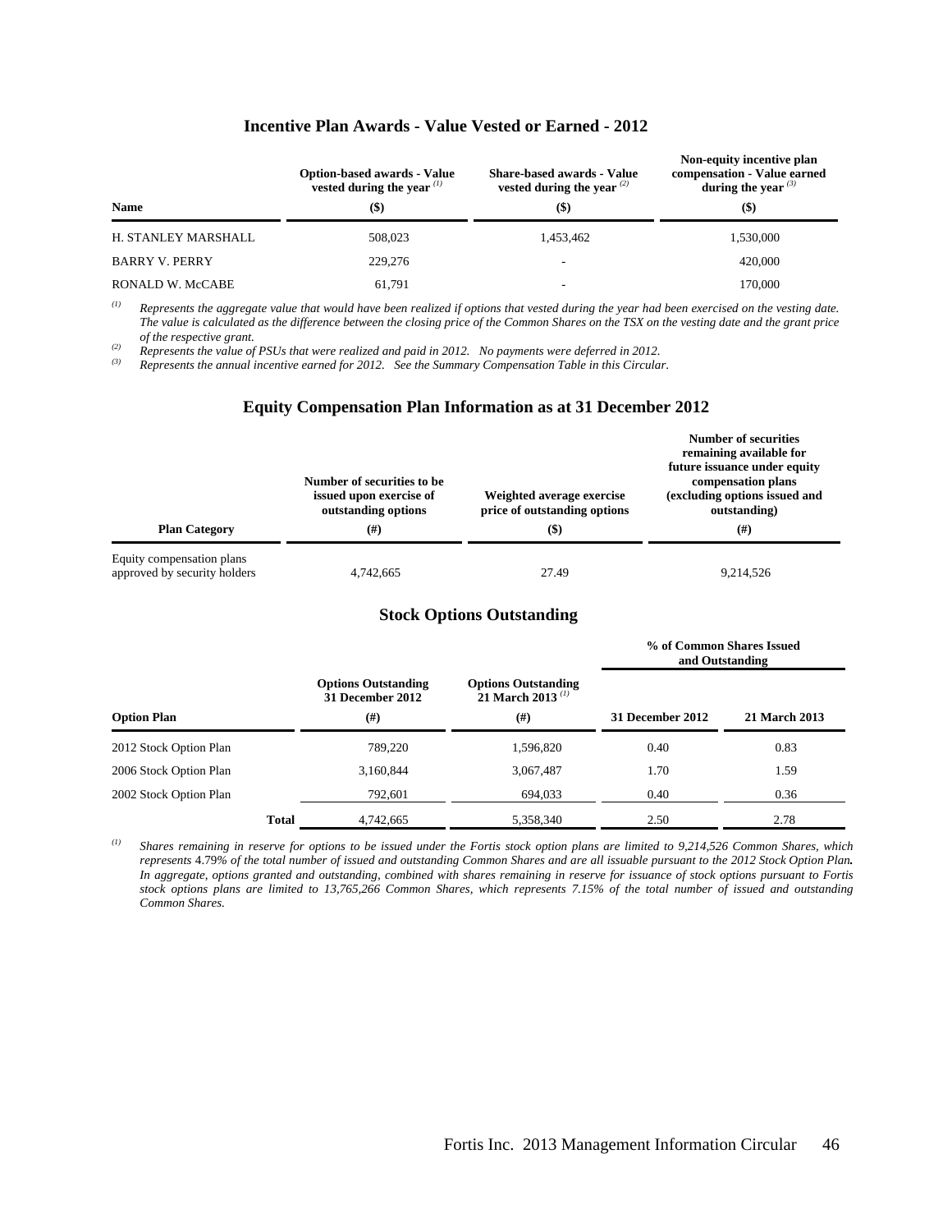## Incentive Plan Awards - Value Vested or Earned - 2012

| Name | Option-based awards - Value vested during the year [(1)] ($) | Share-based awards - Value vested during the year [(2)] ($) | Non-equity incentive plan compensation - Value earned during the year [(3)] ($) |
|---|---|---|---|
| H. STANLEY MARSHALL | 508,023 | 1,453,462 | 1,530,000 |
| BARRY V. PERRY | 229,276 | - | 420,000 |
| RONALD W. McCABE | 61,791 | - | 170,000 |

[(1)] *Represents the aggregate value that would have been realized if options that vested during the year had been exercised on the vesting date. The value is calculated as the difference between the closing price of the Common Shares on the TSX on the vesting date and the grant price of the respective grant.*

[(2)] *Represents the value of PSUs that were realized and paid in 2012. No payments were deferred in 2012.*

[(3)] *Represents the annual incentive earned for 2012. See the Summary Compensation Table in this Circular.*

## Equity Compensation Plan Information as at 31 December 2012

| Plan Category | Number of securities to be issued upon exercise of outstanding options (#) | Weighted average exercise price of outstanding options ($) | Number of securities remaining available for future issuance under equity compensation plans (excluding options issued and outstanding) (#) |
|---|---|---|---|
| Equity compensation plans approved by security holders | 4,742,665 | 27.49 | 9,214,526 |

## Stock Options Outstanding

| | | | % of Common Shares Issued and Outstanding | |
|---|---|---|---|---|
| Option Plan | Options Outstanding 31 December 2012 (#) | Options Outstanding 21 March 2013 [(1)] (#) | 31 December 2012 | 21 March 2013 |
| 2012 Stock Option Plan | 789,220 | 1,596,820 | 0.40 | 0.83 |
| 2006 Stock Option Plan | 3,160,844 | 3,067,487 | 1.70 | 1.59 |
| 2002 Stock Option Plan | 792,601 | 694,033 | 0.40 | 0.36 |
| Total | 4,742,665 | 5,358,340 | 2.50 | 2.78 |

[(1)] *Shares remaining in reserve for options to be issued under the Fortis stock option plans are limited to 9,214,526 Common Shares, which represents 4.79% of the total number of issued and outstanding Common Shares and are all issuable pursuant to the 2012 Stock Option Plan. In aggregate, options granted and outstanding, combined with shares remaining in reserve for issuance of stock options pursuant to Fortis stock options plans are limited to 13,765,266 Common Shares, which represents 7.15% of the total number of issued and outstanding Common Shares.*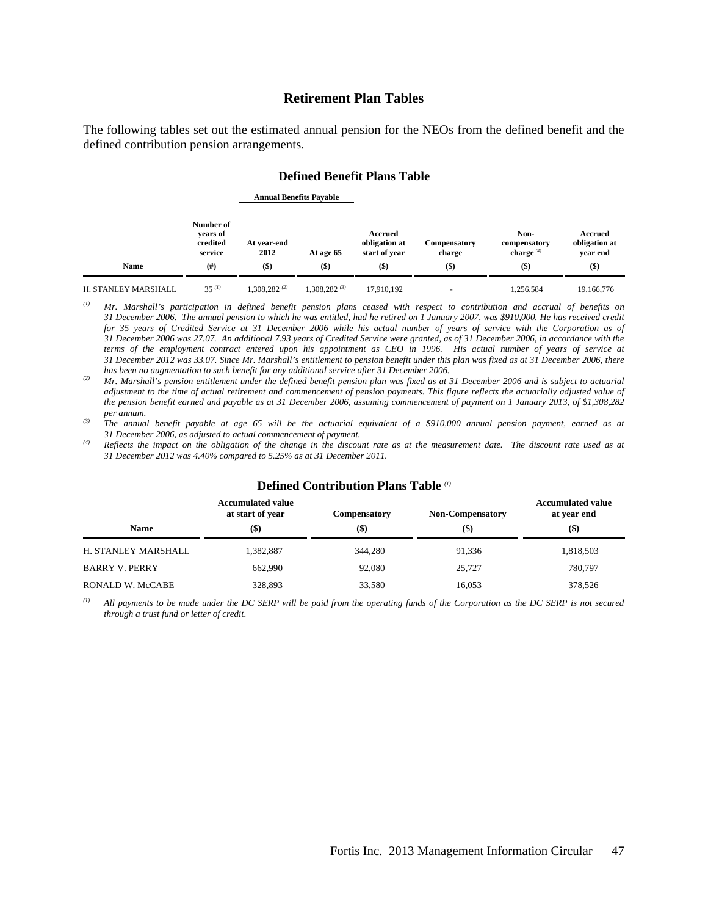## Retirement Plan Tables

The following tables set out the estimated annual pension for the NEOs from the defined benefit and the defined contribution pension arrangements.

### Defined Benefit Plans Table

| Name | Number of years of credited service (#) | Annual Benefits Payable: At year-end 2012 ($) | Annual Benefits Payable: At age 65 ($) | Accrued obligation at start of year ($) | Compensatory charge ($) | Non-compensatory charge [(4)] ($) | Accrued obligation at year end ($) |
|---|---|---|---|---|---|---|---|
| H. STANLEY MARSHALL | 35 [(1)] | 1,308,282 [(2)] | 1,308,282 [(3)] | 17,910,192 | - | 1,256,584 | 19,166,776 |

[(1)] *Mr. Marshall's participation in defined benefit pension plans ceased with respect to contribution and accrual of benefits on 31 December 2006. The annual pension to which he was entitled, had he retired on 1 January 2007, was $910,000. He has received credit for 35 years of Credited Service at 31 December 2006 while his actual number of years of service with the Corporation as of 31 December 2006 was 27.07. An additional 7.93 years of Credited Service were granted, as of 31 December 2006, in accordance with the terms of the employment contract entered upon his appointment as CEO in 1996. His actual number of years of service at 31 December 2012 was 33.07. Since Mr. Marshall's entitlement to pension benefit under this plan was fixed as at 31 December 2006, there has been no augmentation to such benefit for any additional service after 31 December 2006.*

[(2)] *Mr. Marshall's pension entitlement under the defined benefit pension plan was fixed as at 31 December 2006 and is subject to actuarial adjustment to the time of actual retirement and commencement of pension payments. This figure reflects the actuarially adjusted value of the pension benefit earned and payable as at 31 December 2006, assuming commencement of payment on 1 January 2013, of $1,308,282 per annum.*

[(3)] *The annual benefit payable at age 65 will be the actuarial equivalent of a $910,000 annual pension payment, earned as at 31 December 2006, as adjusted to actual commencement of payment.*

[(4)] *Reflects the impact on the obligation of the change in the discount rate as at the measurement date. The discount rate used as at 31 December 2012 was 4.40% compared to 5.25% as at 31 December 2011.*

### Defined Contribution Plans Table [(1)]

| Name | Accumulated value at start of year ($) | Compensatory ($) | Non-Compensatory ($) | Accumulated value at year end ($) |
|---|---|---|---|---|
| H. STANLEY MARSHALL | 1,382,887 | 344,280 | 91,336 | 1,818,503 |
| BARRY V. PERRY | 662,990 | 92,080 | 25,727 | 780,797 |
| RONALD W. McCABE | 328,893 | 33,580 | 16,053 | 378,526 |

[(1)] *All payments to be made under the DC SERP will be paid from the operating funds of the Corporation as the DC SERP is not secured through a trust fund or letter of credit.*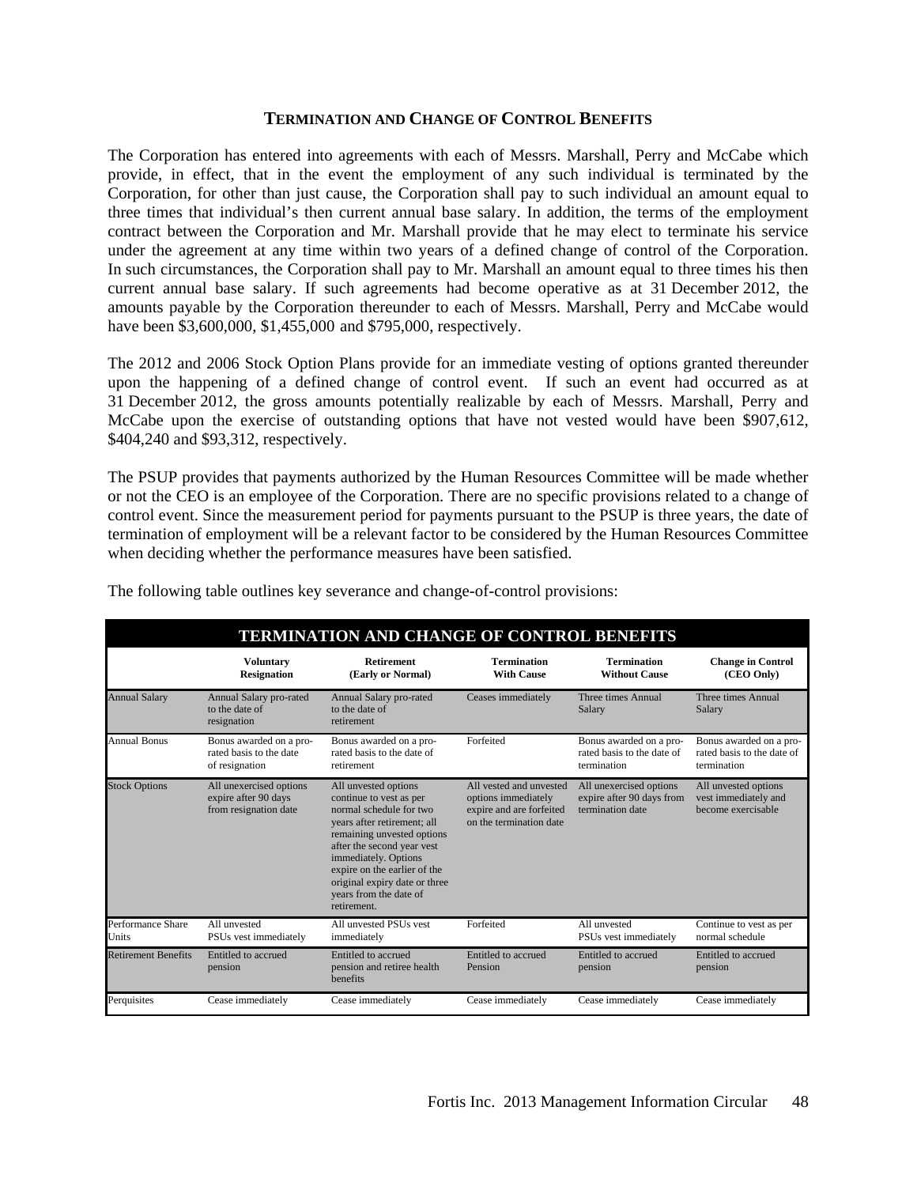## TERMINATION AND CHANGE OF CONTROL BENEFITS

The Corporation has entered into agreements with each of Messrs. Marshall, Perry and McCabe which provide, in effect, that in the event the employment of any such individual is terminated by the Corporation, for other than just cause, the Corporation shall pay to such individual an amount equal to three times that individual's then current annual base salary. In addition, the terms of the employment contract between the Corporation and Mr. Marshall provide that he may elect to terminate his service under the agreement at any time within two years of a defined change of control of the Corporation. In such circumstances, the Corporation shall pay to Mr. Marshall an amount equal to three times his then current annual base salary. If such agreements had become operative as at 31 December 2012, the amounts payable by the Corporation thereunder to each of Messrs. Marshall, Perry and McCabe would have been $3,600,000, $1,455,000 and $795,000, respectively.

The 2012 and 2006 Stock Option Plans provide for an immediate vesting of options granted thereunder upon the happening of a defined change of control event. If such an event had occurred as at 31 December 2012, the gross amounts potentially realizable by each of Messrs. Marshall, Perry and McCabe upon the exercise of outstanding options that have not vested would have been $907,612, $404,240 and $93,312, respectively.

The PSUP provides that payments authorized by the Human Resources Committee will be made whether or not the CEO is an employee of the Corporation. There are no specific provisions related to a change of control event. Since the measurement period for payments pursuant to the PSUP is three years, the date of termination of employment will be a relevant factor to be considered by the Human Resources Committee when deciding whether the performance measures have been satisfied.

The following table outlines key severance and change-of-control provisions:

**TERMINATION AND CHANGE OF CONTROL BENEFITS**

| | Voluntary Resignation | Retirement (Early or Normal) | Termination With Cause | Termination Without Cause | Change in Control (CEO Only) |
|---|---|---|---|---|---|
| Annual Salary | Annual Salary pro-rated to the date of resignation | Annual Salary pro-rated to the date of retirement | Ceases immediately | Three times Annual Salary | Three times Annual Salary |
| Annual Bonus | Bonus awarded on a pro-rated basis to the date of resignation | Bonus awarded on a pro-rated basis to the date of retirement | Forfeited | Bonus awarded on a pro-rated basis to the date of termination | Bonus awarded on a pro-rated basis to the date of termination |
| Stock Options | All unexercised options expire after 90 days from resignation date | All unvested options continue to vest as per normal schedule for two years after retirement; all remaining unvested options after the second year vest immediately. Options expire on the earlier of the original expiry date or three years from the date of retirement. | All vested and unvested options immediately expire and are forfeited on the termination date | All unexercised options expire after 90 days from termination date | All unvested options vest immediately and become exercisable |
| Performance Share Units | All unvested PSUs vest immediately | All unvested PSUs vest immediately | Forfeited | All unvested PSUs vest immediately | Continue to vest as per normal schedule |
| Retirement Benefits | Entitled to accrued pension | Entitled to accrued pension and retiree health benefits | Entitled to accrued Pension | Entitled to accrued pension | Entitled to accrued pension |
| Perquisites | Cease immediately | Cease immediately | Cease immediately | Cease immediately | Cease immediately |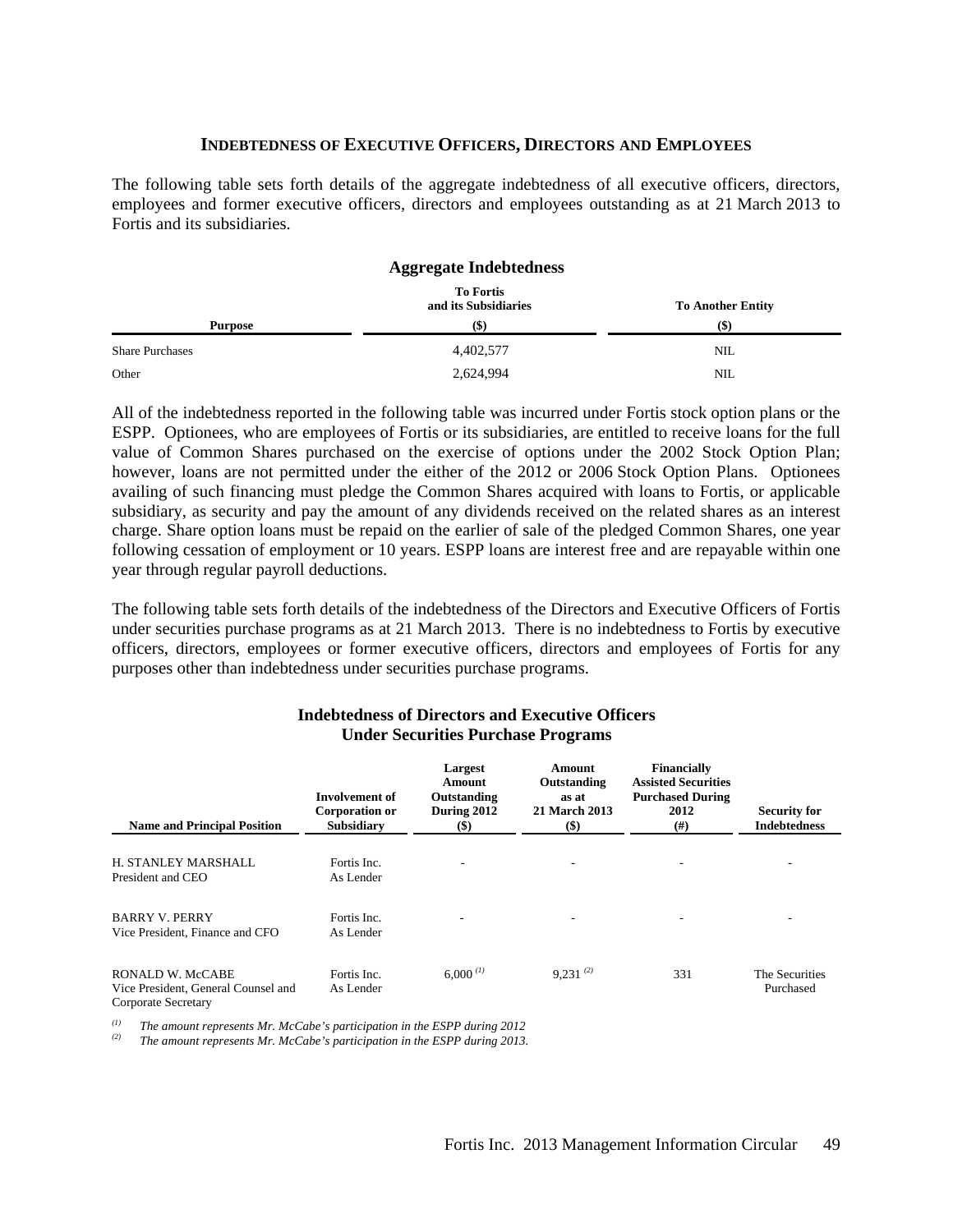## Indebtedness of Executive Officers, Directors and Employees

The following table sets forth details of the aggregate indebtedness of all executive officers, directors, employees and former executive officers, directors and employees outstanding as at 21 March 2013 to Fortis and its subsidiaries.

**Aggregate Indebtedness**

| Purpose | To Fortis and its Subsidiaries ($) | To Another Entity ($) |
|---|---|---|
| Share Purchases | 4,402,577 | NIL |
| Other | 2,624,994 | NIL |

All of the indebtedness reported in the following table was incurred under Fortis stock option plans or the ESPP. Optionees, who are employees of Fortis or its subsidiaries, are entitled to receive loans for the full value of Common Shares purchased on the exercise of options under the 2002 Stock Option Plan; however, loans are not permitted under the either of the 2012 or 2006 Stock Option Plans. Optionees availing of such financing must pledge the Common Shares acquired with loans to Fortis, or applicable subsidiary, as security and pay the amount of any dividends received on the related shares as an interest charge. Share option loans must be repaid on the earlier of sale of the pledged Common Shares, one year following cessation of employment or 10 years. ESPP loans are interest free and are repayable within one year through regular payroll deductions.

The following table sets forth details of the indebtedness of the Directors and Executive Officers of Fortis under securities purchase programs as at 21 March 2013. There is no indebtedness to Fortis by executive officers, directors, employees or former executive officers, directors and employees of Fortis for any purposes other than indebtedness under securities purchase programs.

**Indebtedness of Directors and Executive Officers Under Securities Purchase Programs**

| Name and Principal Position | Involvement of Corporation or Subsidiary | Largest Amount Outstanding During 2012 ($) | Amount Outstanding as at 21 March 2013 ($) | Financially Assisted Securities Purchased During 2012 (#) | Security for Indebtedness |
|---|---|---|---|---|---|
| H. STANLEY MARSHALL President and CEO | Fortis Inc. As Lender | - | - | - | - |
| BARRY V. PERRY Vice President, Finance and CFO | Fortis Inc. As Lender | - | - | - | - |
| RONALD W. McCABE Vice President, General Counsel and Corporate Secretary | Fortis Inc. As Lender | 6,000 [(1)] | 9,231 [(2)] | 331 | The Securities Purchased |

(1) *The amount represents Mr. McCabe's participation in the ESPP during 2012*
(2) *The amount represents Mr. McCabe's participation in the ESPP during 2013.*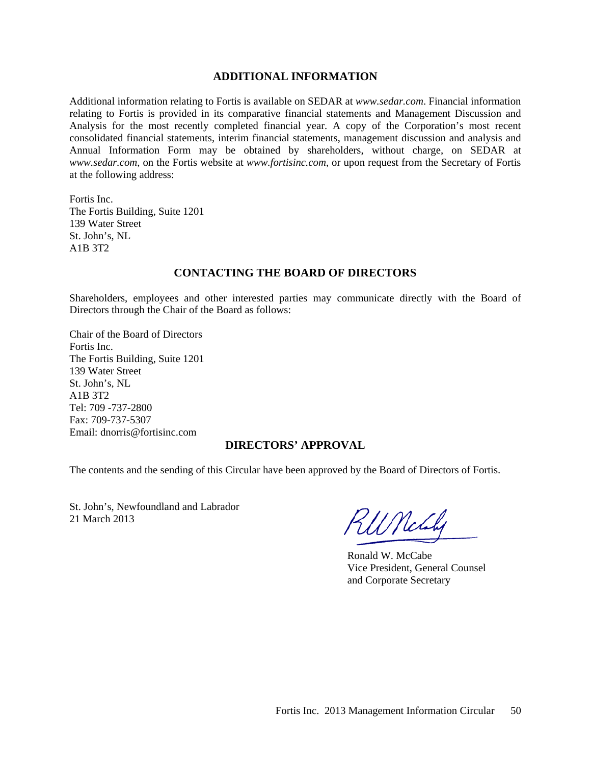## ADDITIONAL INFORMATION

Additional information relating to Fortis is available on SEDAR at *www.sedar.com*. Financial information relating to Fortis is provided in its comparative financial statements and Management Discussion and Analysis for the most recently completed financial year. A copy of the Corporation's most recent consolidated financial statements, interim financial statements, management discussion and analysis and Annual Information Form may be obtained by shareholders, without charge, on SEDAR at *www.sedar.com*, on the Fortis website at *www.fortisinc.com*, or upon request from the Secretary of Fortis at the following address:

Fortis Inc.
The Fortis Building, Suite 1201
139 Water Street
St. John's, NL
A1B 3T2

## CONTACTING THE BOARD OF DIRECTORS

Shareholders, employees and other interested parties may communicate directly with the Board of Directors through the Chair of the Board as follows:

Chair of the Board of Directors
Fortis Inc.
The Fortis Building, Suite 1201
139 Water Street
St. John's, NL
A1B 3T2
Tel: 709 -737-2800
Fax: 709-737-5307
Email: dnorris@fortisinc.com

## DIRECTORS' APPROVAL

The contents and the sending of this Circular have been approved by the Board of Directors of Fortis.

St. John's, Newfoundland and Labrador
21 March 2013

Ronald W. McCabe
Vice President, General Counsel
and Corporate Secretary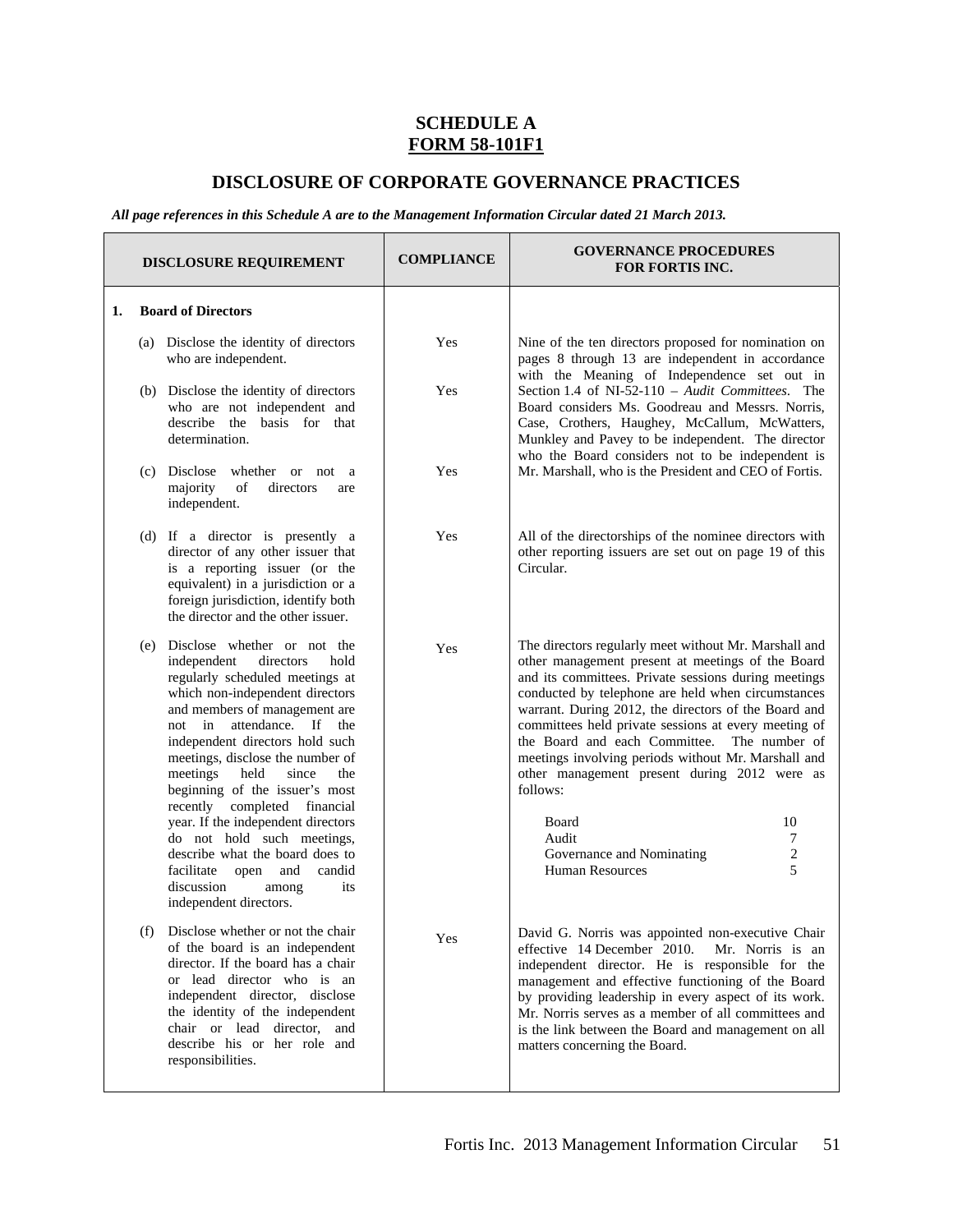# SCHEDULE A
# FORM 58-101F1

## DISCLOSURE OF CORPORATE GOVERNANCE PRACTICES

***All page references in this Schedule A are to the Management Information Circular dated 21 March 2013.***

| DISCLOSURE REQUIREMENT | COMPLIANCE | GOVERNANCE PROCEDURES FOR FORTIS INC. |
|---|---|---|
| **1. Board of Directors** | | |
| (a) Disclose the identity of directors who are independent. | Yes | Nine of the ten directors proposed for nomination on pages 8 through 13 are independent in accordance with the Meaning of Independence set out in Section 1.4 of NI-52-110 – *Audit Committees*. The Board considers Ms. Goodreau and Messrs. Norris, Case, Crothers, Haughey, McCallum, McWatters, Munkley and Pavey to be independent. The director who the Board considers not to be independent is Mr. Marshall, who is the President and CEO of Fortis. |
| (b) Disclose the identity of directors who are not independent and describe the basis for that determination. | Yes | |
| (c) Disclose whether or not a majority of directors are independent. | Yes | |
| (d) If a director is presently a director of any other issuer that is a reporting issuer (or the equivalent) in a jurisdiction or a foreign jurisdiction, identify both the director and the other issuer. | Yes | All of the directorships of the nominee directors with other reporting issuers are set out on page 19 of this Circular. |
| (e) Disclose whether or not the independent directors hold regularly scheduled meetings at which non-independent directors and members of management are not in attendance. If the independent directors hold such meetings, disclose the number of meetings held since the beginning of the issuer's most recently completed financial year. If the independent directors do not hold such meetings, describe what the board does to facilitate open and candid discussion among its independent directors. | Yes | The directors regularly meet without Mr. Marshall and other management present at meetings of the Board and its committees. Private sessions during meetings conducted by telephone are held when circumstances warrant. During 2012, the directors of the Board and committees held private sessions at every meeting of the Board and each Committee. The number of meetings involving periods without Mr. Marshall and other management present during 2012 were as follows:<br><br>Board 10<br>Audit 7<br>Governance and Nominating 2<br>Human Resources 5 |
| (f) Disclose whether or not the chair of the board is an independent director. If the board has a chair or lead director who is an independent director, disclose the identity of the independent chair or lead director, and describe his or her role and responsibilities. | Yes | David G. Norris was appointed non-executive Chair effective 14 December 2010. Mr. Norris is an independent director. He is responsible for the management and effective functioning of the Board by providing leadership in every aspect of its work. Mr. Norris serves as a member of all committees and is the link between the Board and management on all matters concerning the Board. |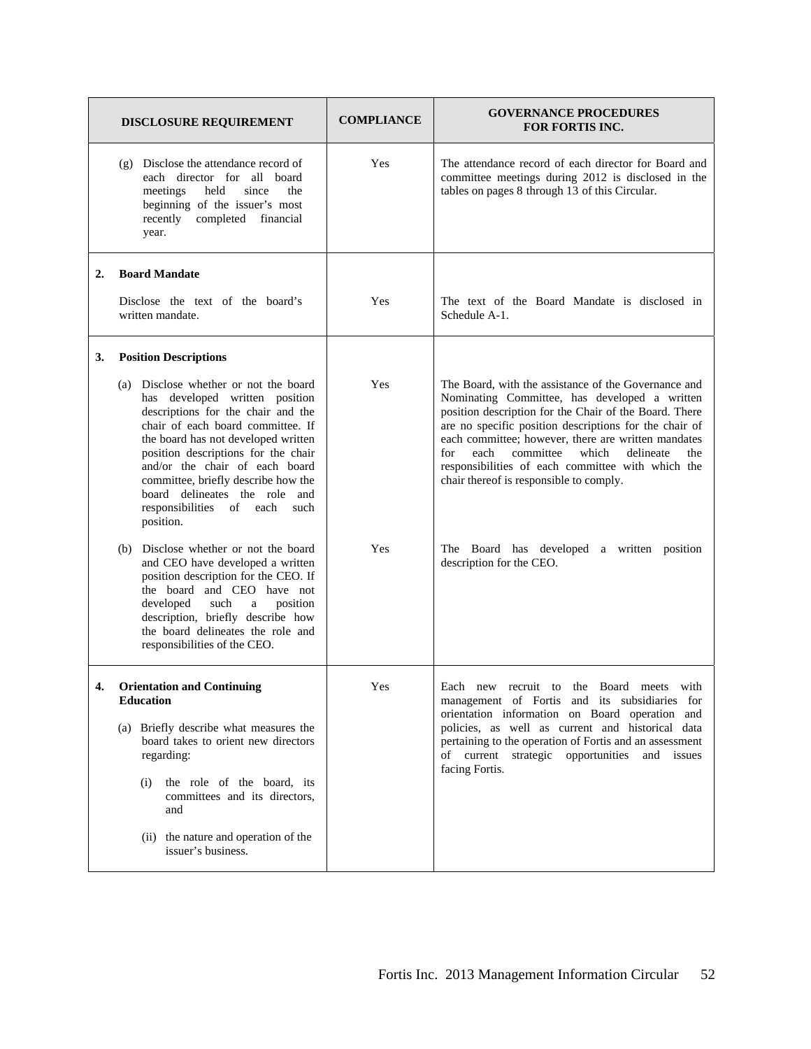| DISCLOSURE REQUIREMENT | COMPLIANCE | GOVERNANCE PROCEDURES FOR FORTIS INC. |
|---|---|---|
| (g) Disclose the attendance record of each director for all board meetings held since the beginning of the issuer's most recently completed financial year. | Yes | The attendance record of each director for Board and committee meetings during 2012 is disclosed in the tables on pages 8 through 13 of this Circular. |
| **2. Board Mandate**<br><br>Disclose the text of the board's written mandate. | Yes | The text of the Board Mandate is disclosed in Schedule A-1. |
| **3. Position Descriptions**<br><br>(a) Disclose whether or not the board has developed written position descriptions for the chair and the chair of each board committee. If the board has not developed written position descriptions for the chair and/or the chair of each board committee, briefly describe how the board delineates the role and responsibilities of each such position. | Yes | The Board, with the assistance of the Governance and Nominating Committee, has developed a written position description for the Chair of the Board. There are no specific position descriptions for the chair of each committee; however, there are written mandates for each committee which delineate the responsibilities of each committee with which the chair thereof is responsible to comply. |
| (b) Disclose whether or not the board and CEO have developed a written position description for the CEO. If the board and CEO have not developed such a position description, briefly describe how the board delineates the role and responsibilities of the CEO. | Yes | The Board has developed a written position description for the CEO. |
| **4. Orientation and Continuing Education**<br><br>(a) Briefly describe what measures the board takes to orient new directors regarding:<br><br>(i) the role of the board, its committees and its directors, and<br><br>(ii) the nature and operation of the issuer's business. | Yes | Each new recruit to the Board meets with management of Fortis and its subsidiaries for orientation information on Board operation and policies, as well as current and historical data pertaining to the operation of Fortis and an assessment of current strategic opportunities and issues facing Fortis. |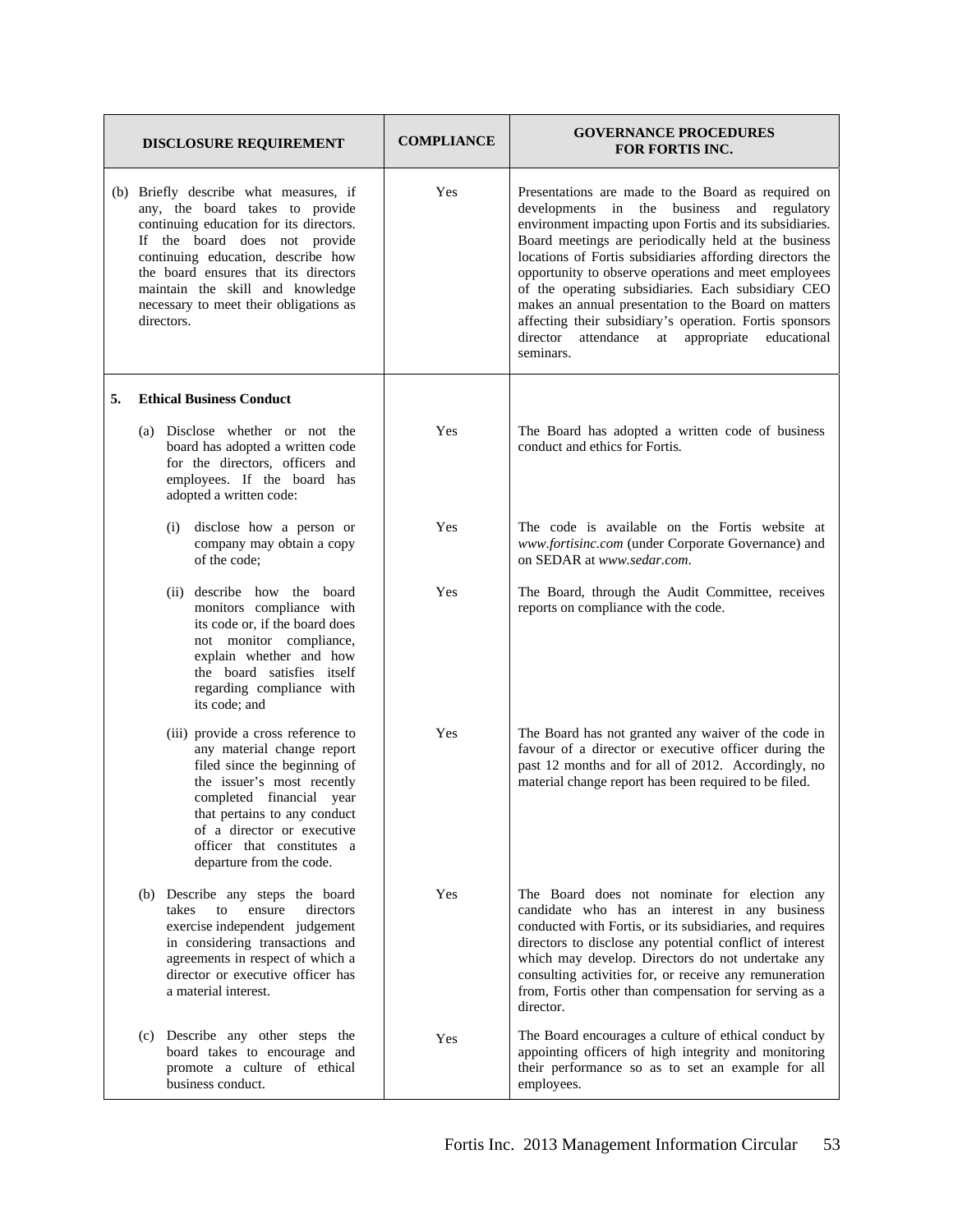| DISCLOSURE REQUIREMENT | COMPLIANCE | GOVERNANCE PROCEDURES FOR FORTIS INC. |
|---|---|---|
| (b) Briefly describe what measures, if any, the board takes to provide continuing education for its directors. If the board does not provide continuing education, describe how the board ensures that its directors maintain the skill and knowledge necessary to meet their obligations as directors. | Yes | Presentations are made to the Board as required on developments in the business and regulatory environment impacting upon Fortis and its subsidiaries. Board meetings are periodically held at the business locations of Fortis subsidiaries affording directors the opportunity to observe operations and meet employees of the operating subsidiaries. Each subsidiary CEO makes an annual presentation to the Board on matters affecting their subsidiary's operation. Fortis sponsors director attendance at appropriate educational seminars. |
| **5. Ethical Business Conduct** | | |
| (a) Disclose whether or not the board has adopted a written code for the directors, officers and employees. If the board has adopted a written code: | Yes | The Board has adopted a written code of business conduct and ethics for Fortis. |
| (i) disclose how a person or company may obtain a copy of the code; | Yes | The code is available on the Fortis website at *www.fortisinc.com* (under Corporate Governance) and on SEDAR at *www.sedar.com*. |
| (ii) describe how the board monitors compliance with its code or, if the board does not monitor compliance, explain whether and how the board satisfies itself regarding compliance with its code; and | Yes | The Board, through the Audit Committee, receives reports on compliance with the code. |
| (iii) provide a cross reference to any material change report filed since the beginning of the issuer's most recently completed financial year that pertains to any conduct of a director or executive officer that constitutes a departure from the code. | Yes | The Board has not granted any waiver of the code in favour of a director or executive officer during the past 12 months and for all of 2012. Accordingly, no material change report has been required to be filed. |
| (b) Describe any steps the board takes to ensure directors exercise independent judgement in considering transactions and agreements in respect of which a director or executive officer has a material interest. | Yes | The Board does not nominate for election any candidate who has an interest in any business conducted with Fortis, or its subsidiaries, and requires directors to disclose any potential conflict of interest which may develop. Directors do not undertake any consulting activities for, or receive any remuneration from, Fortis other than compensation for serving as a director. |
| (c) Describe any other steps the board takes to encourage and promote a culture of ethical business conduct. | Yes | The Board encourages a culture of ethical conduct by appointing officers of high integrity and monitoring their performance so as to set an example for all employees. |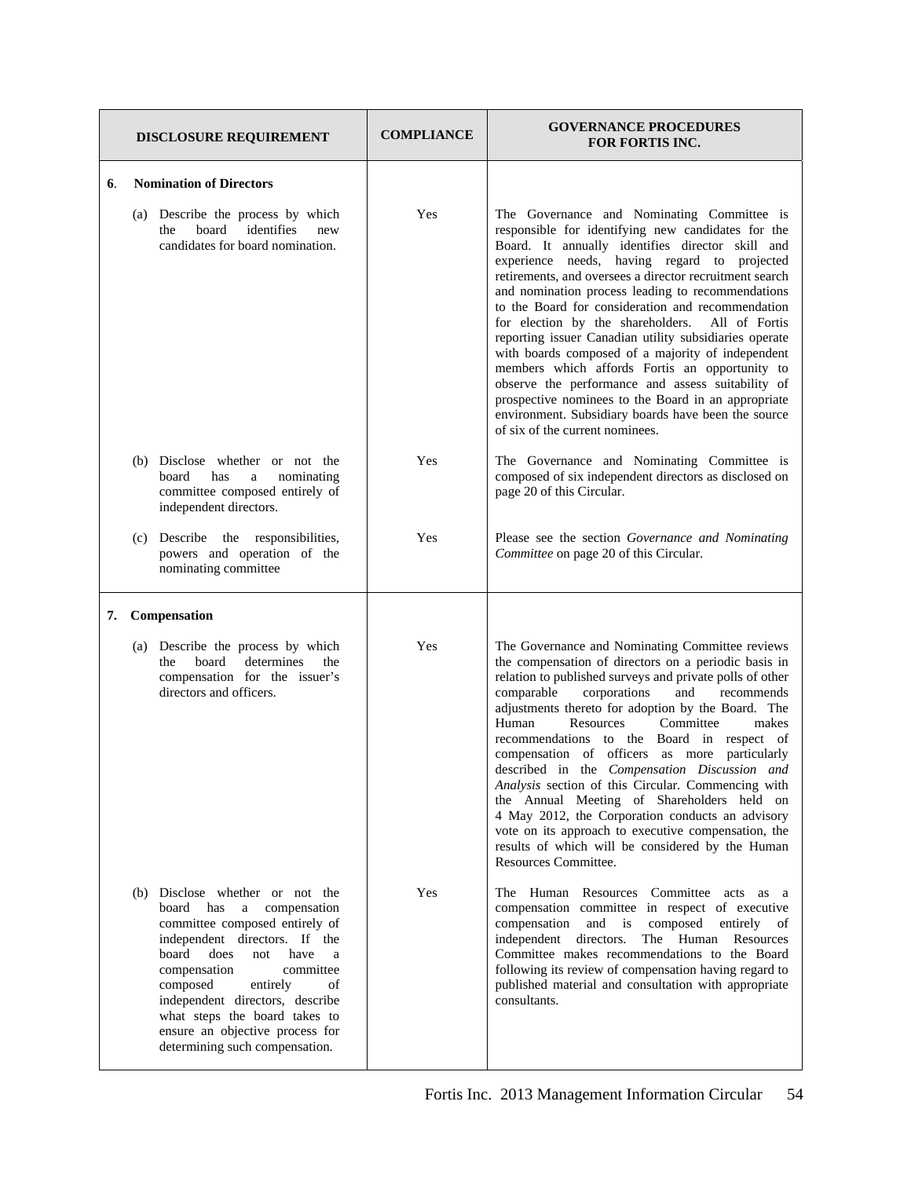| DISCLOSURE REQUIREMENT | COMPLIANCE | GOVERNANCE PROCEDURES FOR FORTIS INC. |
|---|---|---|
| **6. Nomination of Directors** | | |
| (a) Describe the process by which the board identifies new candidates for board nomination. | Yes | The Governance and Nominating Committee is responsible for identifying new candidates for the Board. It annually identifies director skill and experience needs, having regard to projected retirements, and oversees a director recruitment search and nomination process leading to recommendations to the Board for consideration and recommendation for election by the shareholders. All of Fortis reporting issuer Canadian utility subsidiaries operate with boards composed of a majority of independent members which affords Fortis an opportunity to observe the performance and assess suitability of prospective nominees to the Board in an appropriate environment. Subsidiary boards have been the source of six of the current nominees. |
| (b) Disclose whether or not the board has a nominating committee composed entirely of independent directors. | Yes | The Governance and Nominating Committee is composed of six independent directors as disclosed on page 20 of this Circular. |
| (c) Describe the responsibilities, powers and operation of the nominating committee | Yes | Please see the section *Governance and Nominating Committee* on page 20 of this Circular. |
| **7. Compensation** | | |
| (a) Describe the process by which the board determines the compensation for the issuer's directors and officers. | Yes | The Governance and Nominating Committee reviews the compensation of directors on a periodic basis in relation to published surveys and private polls of other comparable corporations and recommends adjustments thereto for adoption by the Board. The Human Resources Committee makes recommendations to the Board in respect of compensation of officers as more particularly described in the *Compensation Discussion and Analysis* section of this Circular. Commencing with the Annual Meeting of Shareholders held on 4 May 2012, the Corporation conducts an advisory vote on its approach to executive compensation, the results of which will be considered by the Human Resources Committee. |
| (b) Disclose whether or not the board has a compensation committee composed entirely of independent directors. If the board does not have a compensation committee composed entirely of independent directors, describe what steps the board takes to ensure an objective process for determining such compensation. | Yes | The Human Resources Committee acts as a compensation committee in respect of executive compensation and is composed entirely of independent directors. The Human Resources Committee makes recommendations to the Board following its review of compensation having regard to published material and consultation with appropriate consultants. |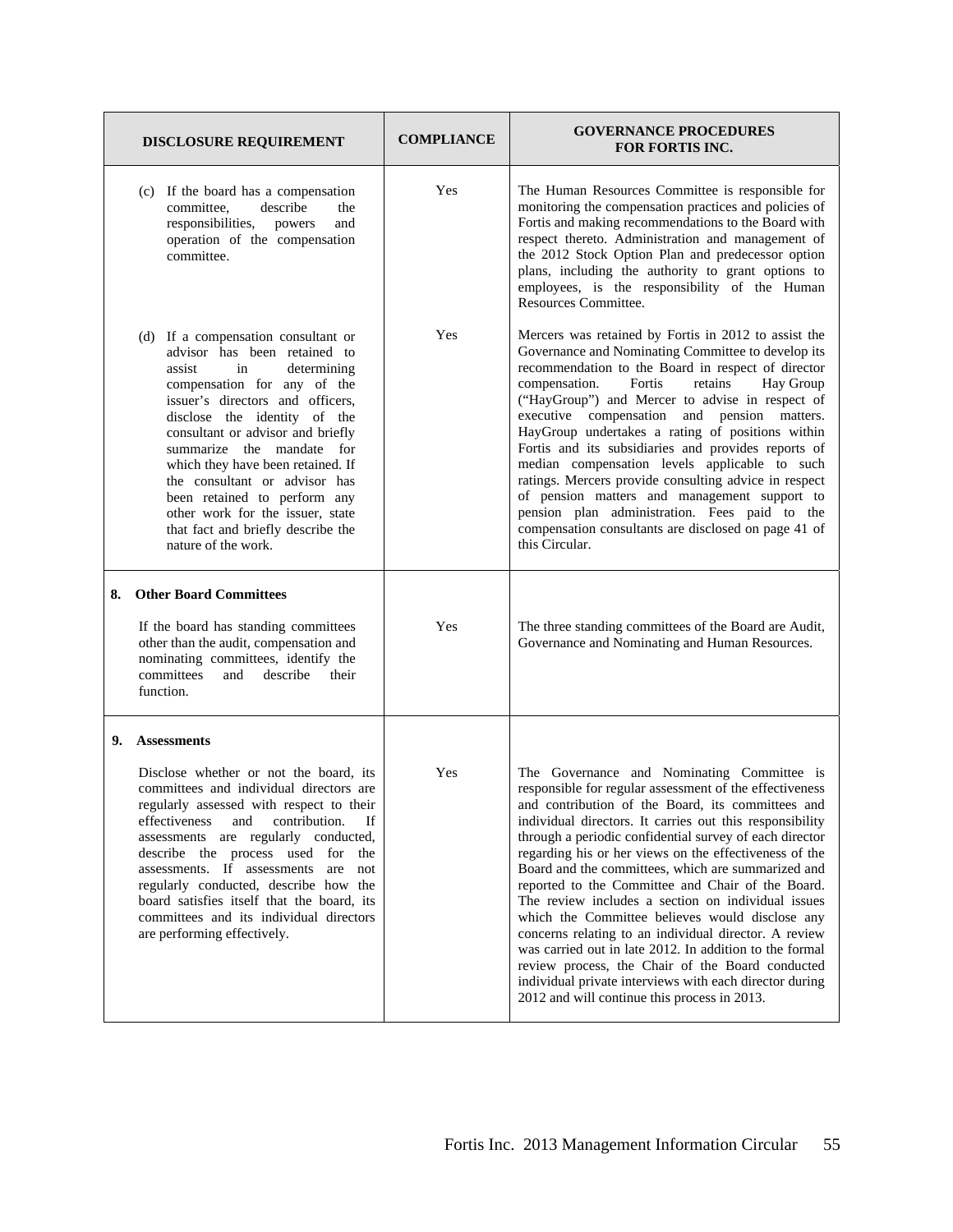| DISCLOSURE REQUIREMENT | COMPLIANCE | GOVERNANCE PROCEDURES FOR FORTIS INC. |
|---|---|---|
| (c) If the board has a compensation committee, describe the responsibilities, powers and operation of the compensation committee. | Yes | The Human Resources Committee is responsible for monitoring the compensation practices and policies of Fortis and making recommendations to the Board with respect thereto. Administration and management of the 2012 Stock Option Plan and predecessor option plans, including the authority to grant options to employees, is the responsibility of the Human Resources Committee. |
| (d) If a compensation consultant or advisor has been retained to assist in determining compensation for any of the issuer's directors and officers, disclose the identity of the consultant or advisor and briefly summarize the mandate for which they have been retained. If the consultant or advisor has been retained to perform any other work for the issuer, state that fact and briefly describe the nature of the work. | Yes | Mercers was retained by Fortis in 2012 to assist the Governance and Nominating Committee to develop its recommendation to the Board in respect of director compensation. Fortis retains Hay Group ("HayGroup") and Mercer to advise in respect of executive compensation and pension matters. HayGroup undertakes a rating of positions within Fortis and its subsidiaries and provides reports of median compensation levels applicable to such ratings. Mercers provide consulting advice in respect of pension matters and management support to pension plan administration. Fees paid to the compensation consultants are disclosed on page 41 of this Circular. |
| **8. Other Board Committees**<br><br>If the board has standing committees other than the audit, compensation and nominating committees, identify the committees and describe their function. | Yes | The three standing committees of the Board are Audit, Governance and Nominating and Human Resources. |
| **9. Assessments**<br><br>Disclose whether or not the board, its committees and individual directors are regularly assessed with respect to their effectiveness and contribution. If assessments are regularly conducted, describe the process used for the assessments. If assessments are not regularly conducted, describe how the board satisfies itself that the board, its committees and its individual directors are performing effectively. | Yes | The Governance and Nominating Committee is responsible for regular assessment of the effectiveness and contribution of the Board, its committees and individual directors. It carries out this responsibility through a periodic confidential survey of each director regarding his or her views on the effectiveness of the Board and the committees, which are summarized and reported to the Committee and Chair of the Board. The review includes a section on individual issues which the Committee believes would disclose any concerns relating to an individual director. A review was carried out in late 2012. In addition to the formal review process, the Chair of the Board conducted individual private interviews with each director during 2012 and will continue this process in 2013. |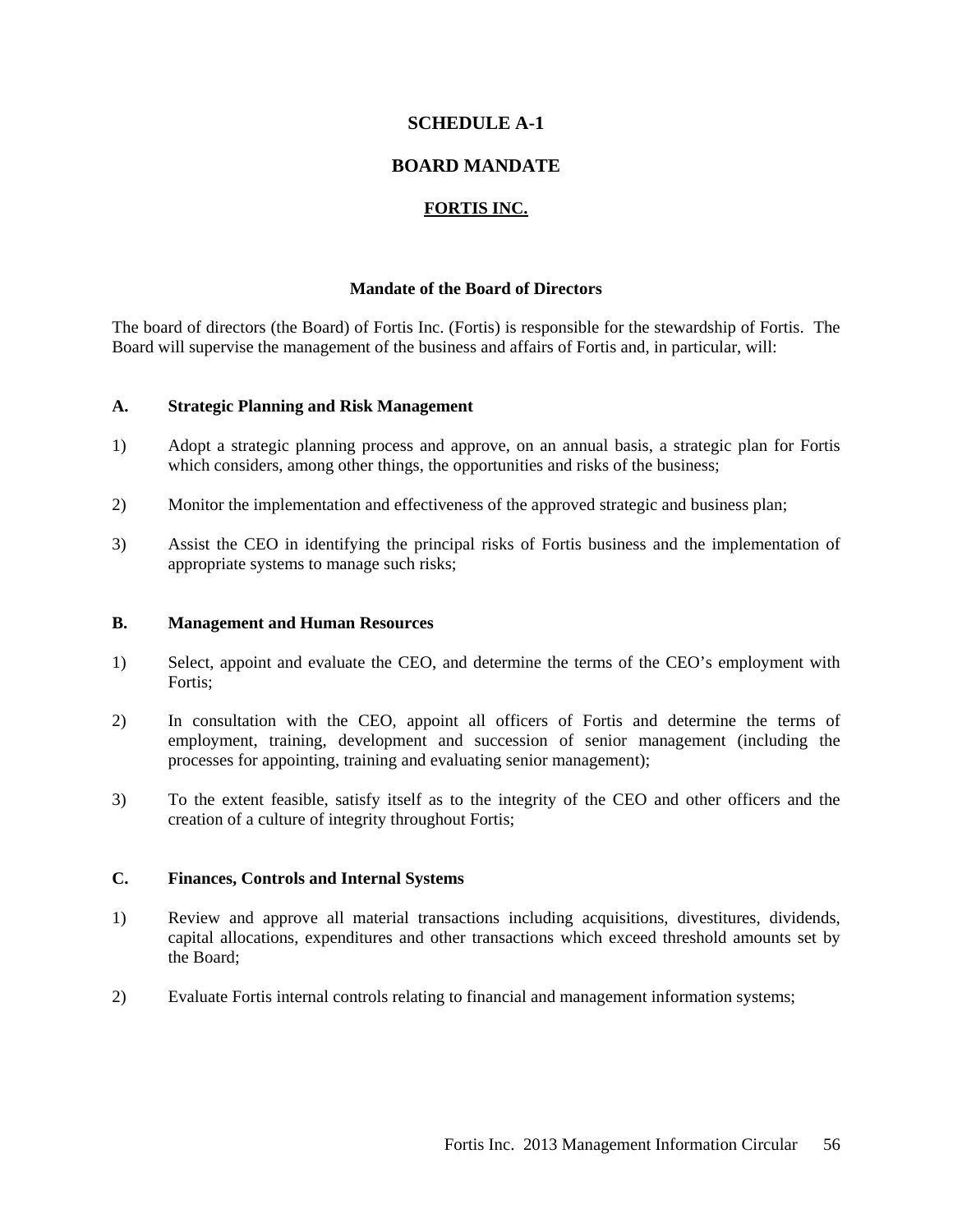# SCHEDULE A-1

## BOARD MANDATE

## FORTIS INC.

### Mandate of the Board of Directors

The board of directors (the Board) of Fortis Inc. (Fortis) is responsible for the stewardship of Fortis. The Board will supervise the management of the business and affairs of Fortis and, in particular, will:

#### A. Strategic Planning and Risk Management

1) Adopt a strategic planning process and approve, on an annual basis, a strategic plan for Fortis which considers, among other things, the opportunities and risks of the business;

2) Monitor the implementation and effectiveness of the approved strategic and business plan;

3) Assist the CEO in identifying the principal risks of Fortis business and the implementation of appropriate systems to manage such risks;

#### B. Management and Human Resources

1) Select, appoint and evaluate the CEO, and determine the terms of the CEO's employment with Fortis;

2) In consultation with the CEO, appoint all officers of Fortis and determine the terms of employment, training, development and succession of senior management (including the processes for appointing, training and evaluating senior management);

3) To the extent feasible, satisfy itself as to the integrity of the CEO and other officers and the creation of a culture of integrity throughout Fortis;

#### C. Finances, Controls and Internal Systems

1) Review and approve all material transactions including acquisitions, divestitures, dividends, capital allocations, expenditures and other transactions which exceed threshold amounts set by the Board;

2) Evaluate Fortis internal controls relating to financial and management information systems;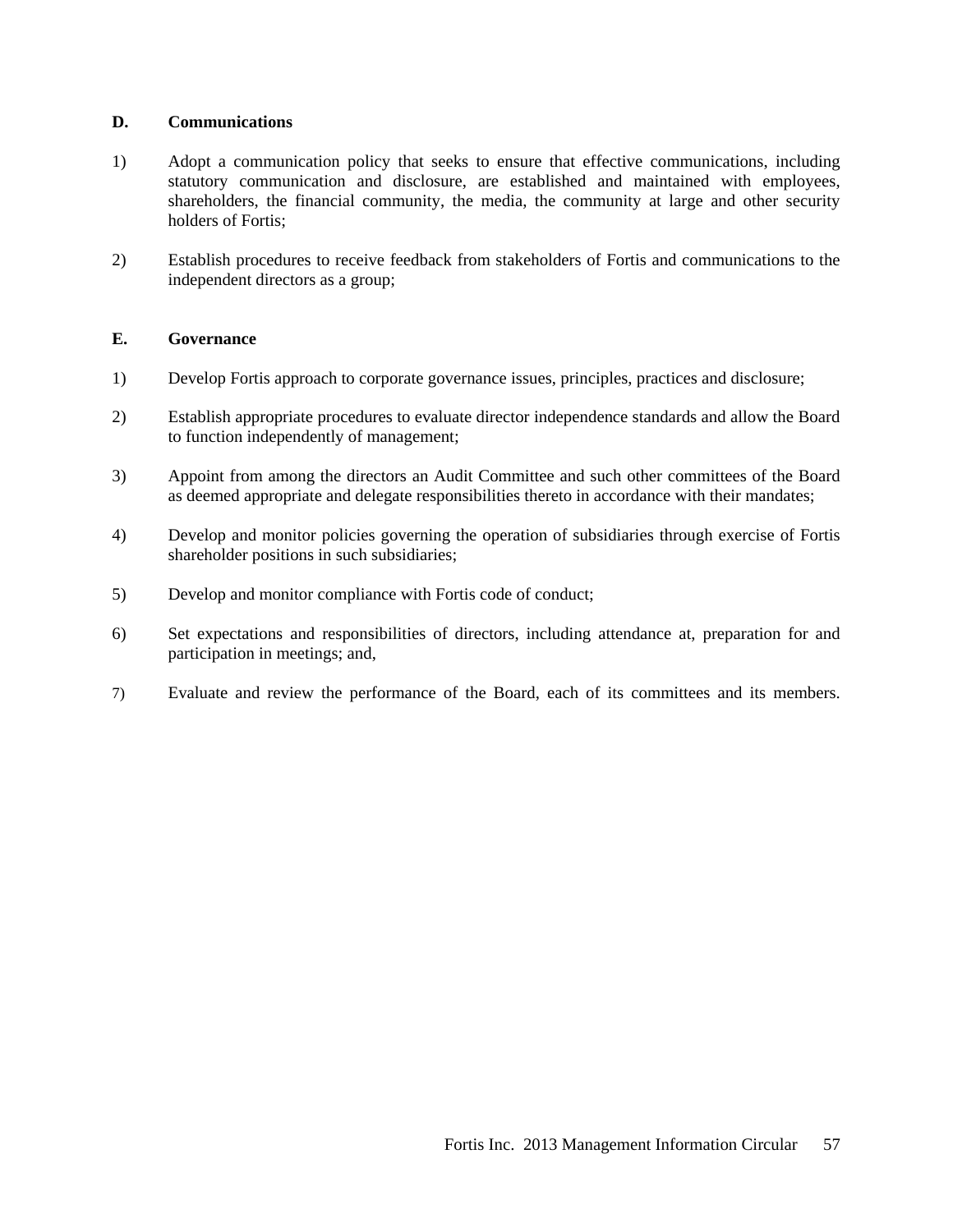**D. Communications**

1) Adopt a communication policy that seeks to ensure that effective communications, including statutory communication and disclosure, are established and maintained with employees, shareholders, the financial community, the media, the community at large and other security holders of Fortis;

2) Establish procedures to receive feedback from stakeholders of Fortis and communications to the independent directors as a group;

**E. Governance**

1) Develop Fortis approach to corporate governance issues, principles, practices and disclosure;

2) Establish appropriate procedures to evaluate director independence standards and allow the Board to function independently of management;

3) Appoint from among the directors an Audit Committee and such other committees of the Board as deemed appropriate and delegate responsibilities thereto in accordance with their mandates;

4) Develop and monitor policies governing the operation of subsidiaries through exercise of Fortis shareholder positions in such subsidiaries;

5) Develop and monitor compliance with Fortis code of conduct;

6) Set expectations and responsibilities of directors, including attendance at, preparation for and participation in meetings; and,

7) Evaluate and review the performance of the Board, each of its committees and its members.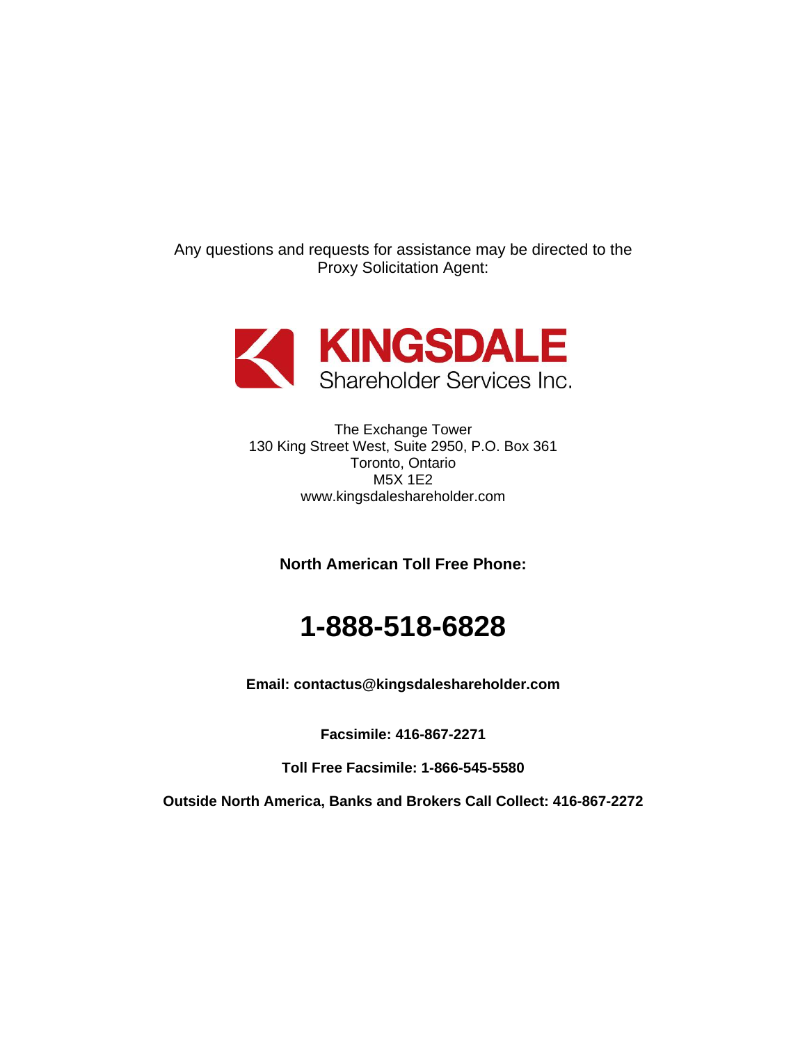Any questions and requests for assistance may be directed to the Proxy Solicitation Agent:

**KINGSDALE**
Shareholder Services Inc.

The Exchange Tower
130 King Street West, Suite 2950, P.O. Box 361
Toronto, Ontario
M5X 1E2
www.kingsdaleshareholder.com

**North American Toll Free Phone:**

# 1-888-518-6828

**Email: contactus@kingsdaleshareholder.com**

**Facsimile: 416-867-2271**

**Toll Free Facsimile: 1-866-545-5580**

**Outside North America, Banks and Brokers Call Collect: 416-867-2272**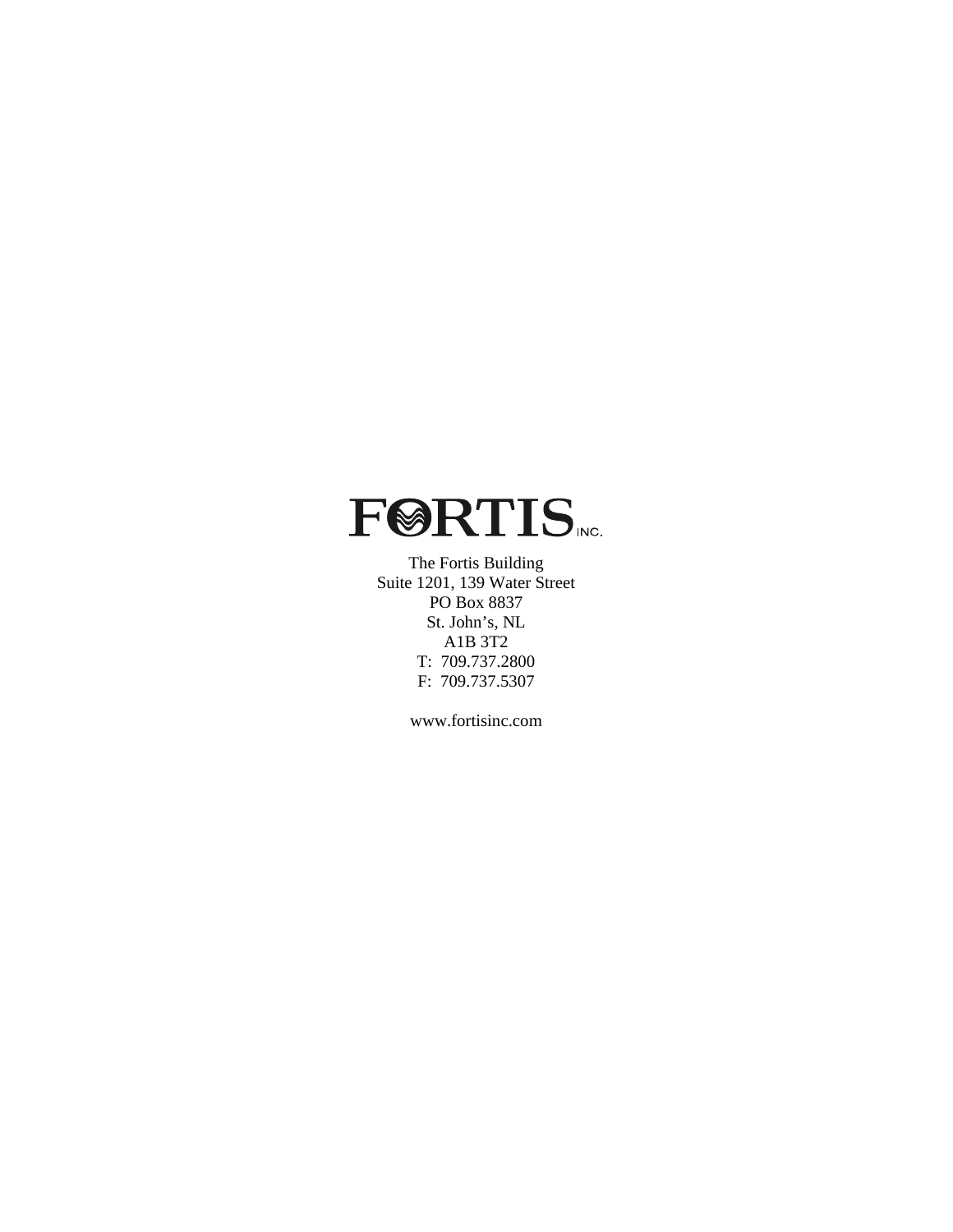FORTIS INC.

The Fortis Building
Suite 1201, 139 Water Street
PO Box 8837
St. John's, NL
A1B 3T2
T: 709.737.2800
F: 709.737.5307

www.fortisinc.com